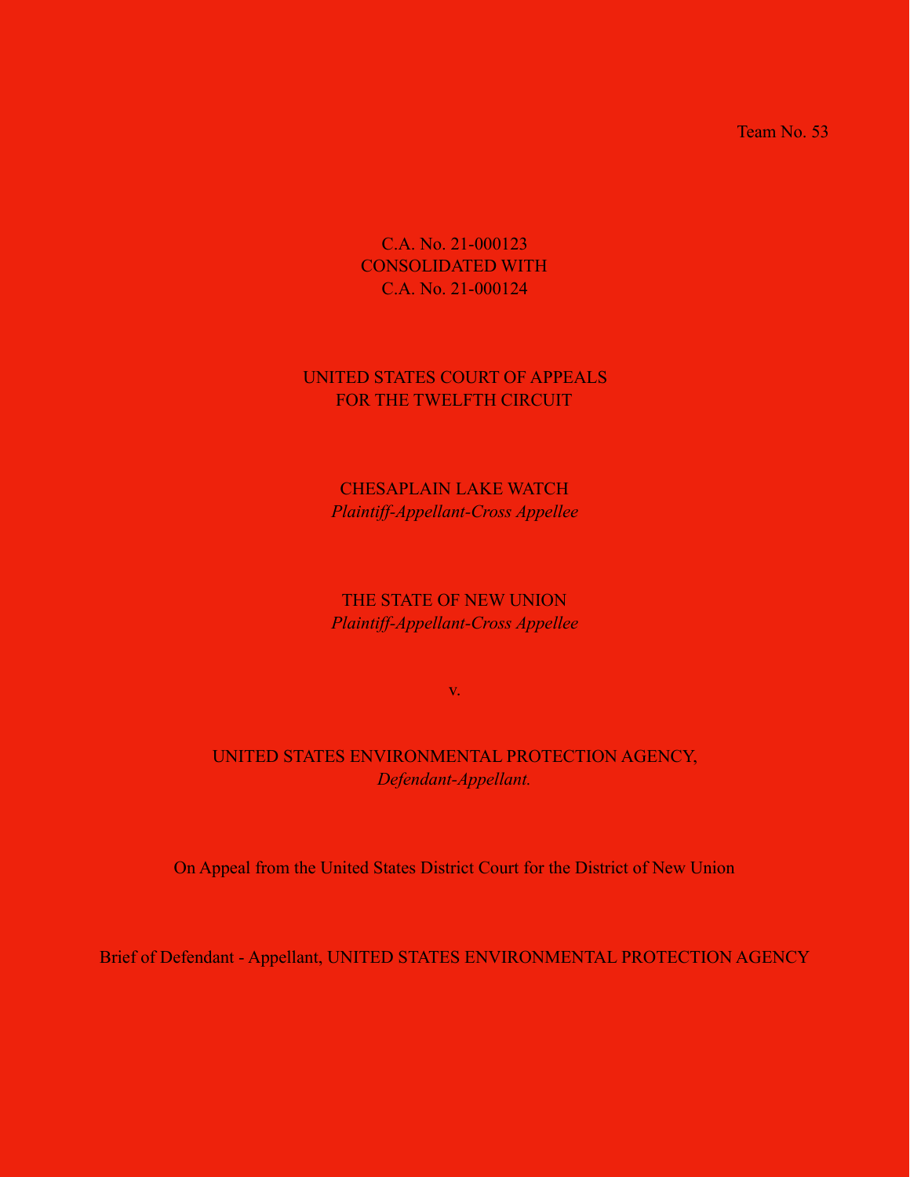Team No. 53

C.A. No. 21-000123
CONSOLIDATED WITH
C.A. No. 21-000124

UNITED STATES COURT OF APPEALS
FOR THE TWELFTH CIRCUIT

CHESAPLAIN LAKE WATCH
*Plaintiff-Appellant-Cross Appellee*

THE STATE OF NEW UNION
*Plaintiff-Appellant-Cross Appellee*

v.

UNITED STATES ENVIRONMENTAL PROTECTION AGENCY,
*Defendant-Appellant.*

On Appeal from the United States District Court for the District of New Union

Brief of Defendant - Appellant, UNITED STATES ENVIRONMENTAL PROTECTION AGENCY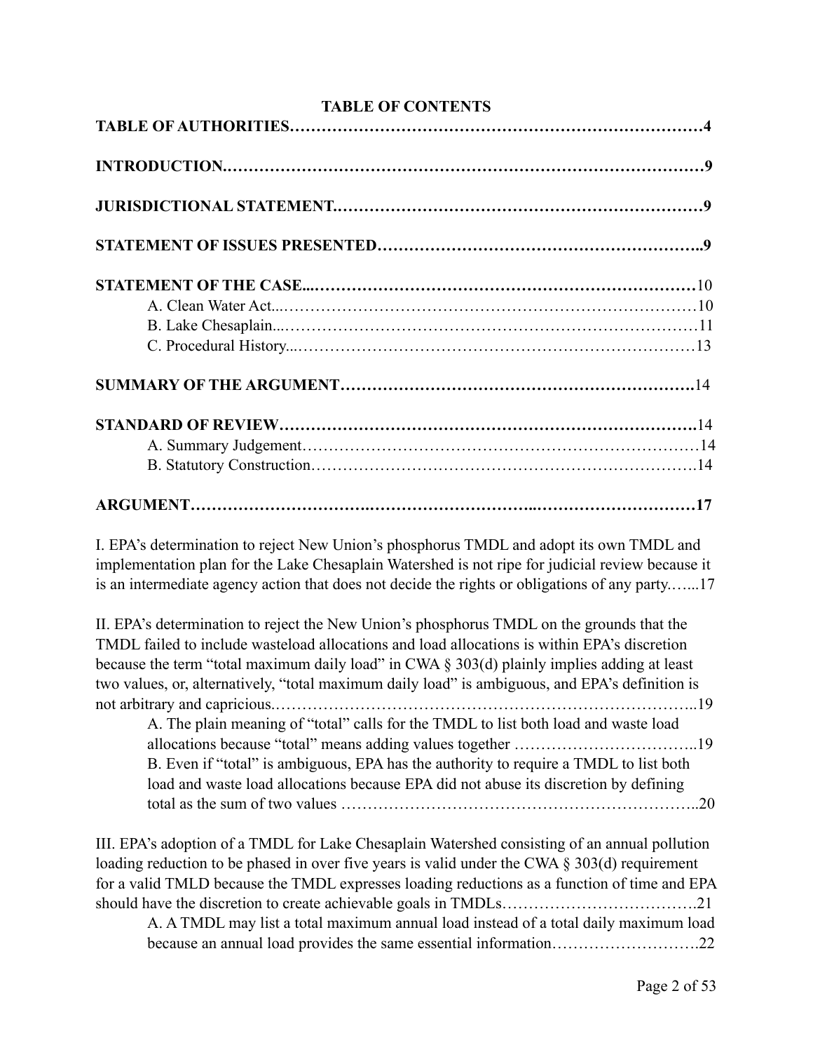# TABLE OF CONTENTS

**TABLE OF AUTHORITIES……………………………………………………………………4**

**INTRODUCTION.…………………………………………………………………………9**

**JURISDICTIONAL STATEMENT.…………………………………………………………9**

**STATEMENT OF ISSUES PRESENTED…………………………………………………..9**

**STATEMENT OF THE CASE...………………………………………………………………**10

- A. Clean Water Act...……………………………………………………………………10
- B. Lake Chesaplain...……………………………………………………………………11
- C. Procedural History...…………………………………………………………………13

**SUMMARY OF THE ARGUMENT………………………………………………………….**14

**STANDARD OF REVIEW…………………………………………………………………….**14

- A. Summary Judgement…………………………………………………………………14
- B. Statutory Construction……………………………………………………………….14

**ARGUMENT……………………….…………………………...…………………………17**

I. EPA's determination to reject New Union's phosphorus TMDL and adopt its own TMDL and implementation plan for the Lake Chesaplain Watershed is not ripe for judicial review because it is an intermediate agency action that does not decide the rights or obligations of any party.…....17

II. EPA's determination to reject the New Union's phosphorus TMDL on the grounds that the TMDL failed to include wasteload allocations and load allocations is within EPA's discretion because the term "total maximum daily load" in CWA § 303(d) plainly implies adding at least two values, or, alternatively, "total maximum daily load" is ambiguous, and EPA's definition is not arbitrary and capricious.…………………………………………………………………..19

- A. The plain meaning of "total" calls for the TMDL to list both load and waste load allocations because "total" means adding values together ……………………………..19
- B. Even if "total" is ambiguous, EPA has the authority to require a TMDL to list both load and waste load allocations because EPA did not abuse its discretion by defining total as the sum of two values ………………………………………………………..20

III. EPA's adoption of a TMDL for Lake Chesaplain Watershed consisting of an annual pollution loading reduction to be phased in over five years is valid under the CWA § 303(d) requirement for a valid TMLD because the TMDL expresses loading reductions as a function of time and EPA should have the discretion to create achievable goals in TMDLs……………………………….21

- A. A TMDL may list a total maximum annual load instead of a total daily maximum load because an annual load provides the same essential information……………………….22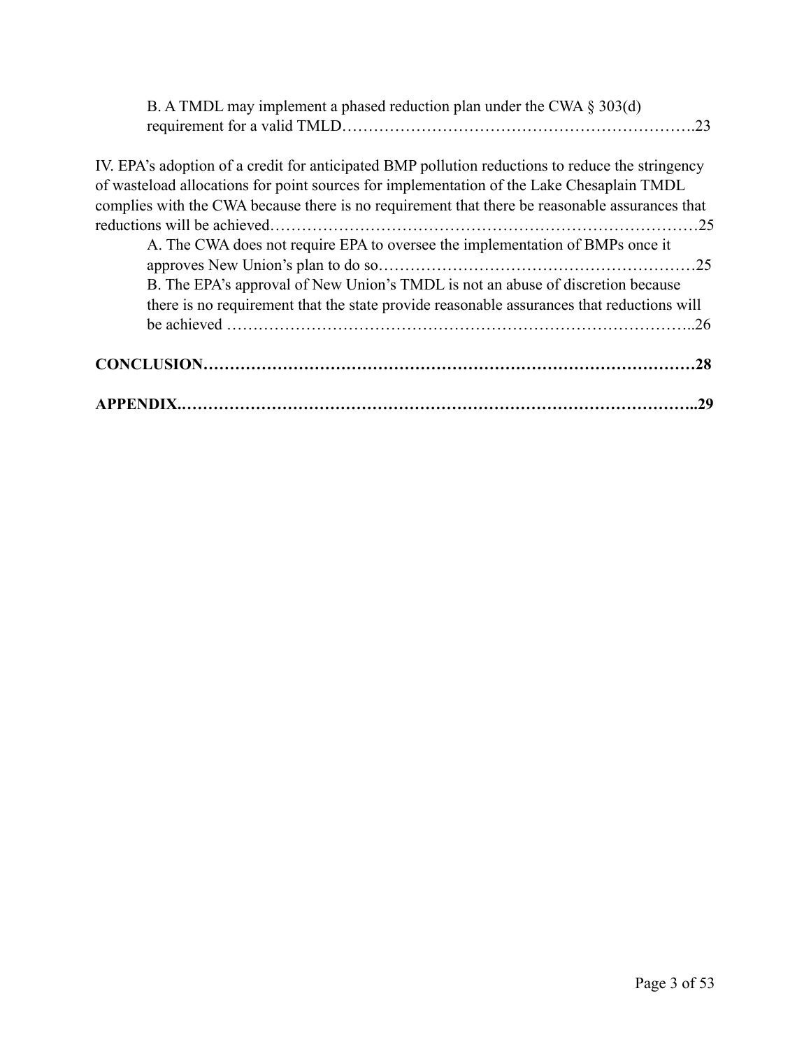B. A TMDL may implement a phased reduction plan under the CWA § 303(d) requirement for a valid TMLD……………………………………………………….23

IV. EPA's adoption of a credit for anticipated BMP pollution reductions to reduce the stringency of wasteload allocations for point sources for implementation of the Lake Chesaplain TMDL complies with the CWA because there is no requirement that there be reasonable assurances that reductions will be achieved……………………………………………………………………25

A. The CWA does not require EPA to oversee the implementation of BMPs once it approves New Union's plan to do so…………………………………………………25

B. The EPA's approval of New Union's TMDL is not an abuse of discretion because there is no requirement that the state provide reasonable assurances that reductions will be achieved …………………………………………………………………………..26

**CONCLUSION………………………………………………………………………………28**

**APPENDIX.………………………………………………………………………………..29**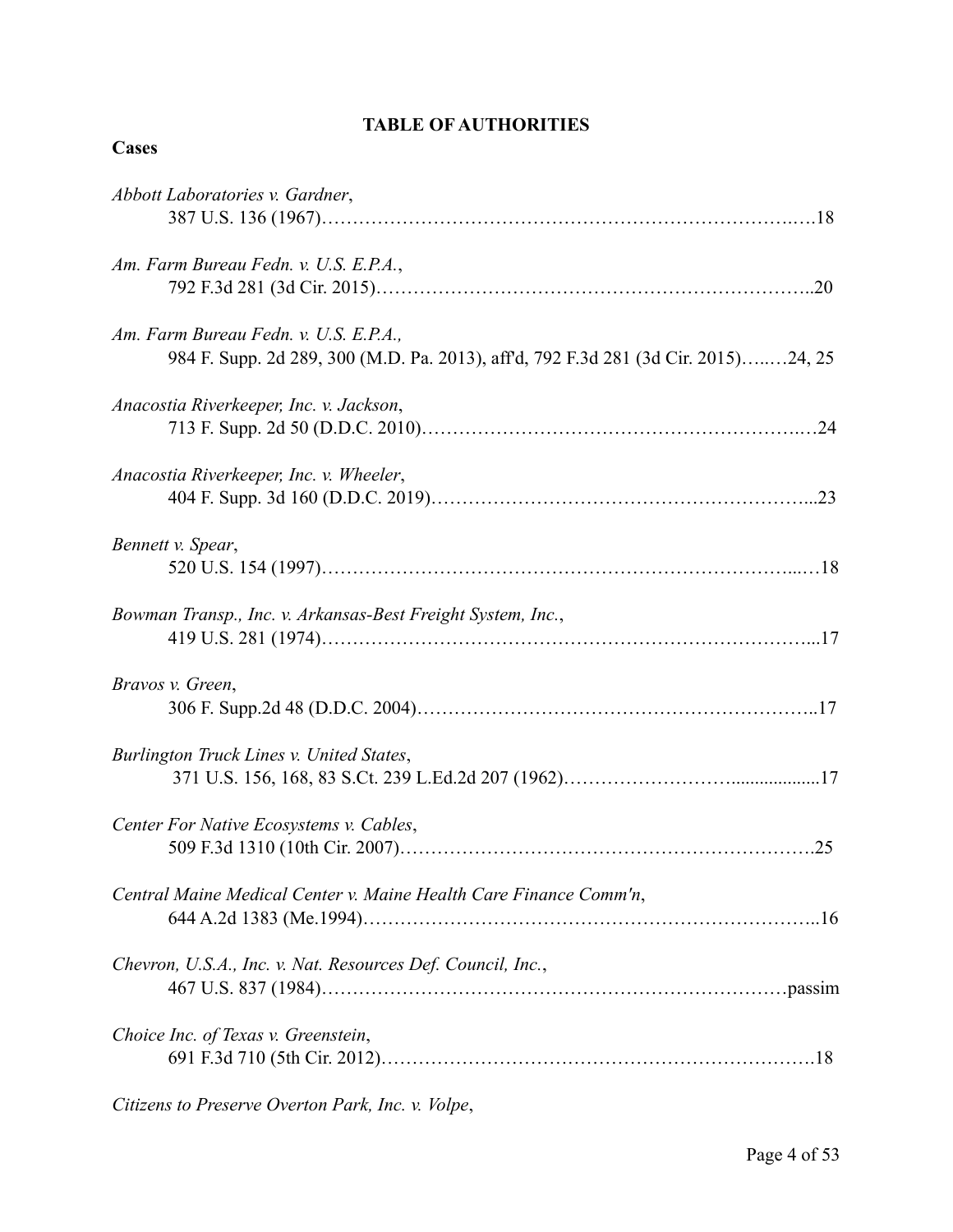# TABLE OF AUTHORITIES

## Cases

*Abbott Laboratories v. Gardner*,
387 U.S. 136 (1967)……………………………………………………………….….18

*Am. Farm Bureau Fedn. v. U.S. E.P.A.*,
792 F.3d 281 (3d Cir. 2015)…………………………………………………………..20

*Am. Farm Bureau Fedn. v. U.S. E.P.A.,*
984 F. Supp. 2d 289, 300 (M.D. Pa. 2013), aff'd, 792 F.3d 281 (3d Cir. 2015)…..…24, 25

*Anacostia Riverkeeper, Inc. v. Jackson*,
713 F. Supp. 2d 50 (D.D.C. 2010)…………………………………………………..…24

*Anacostia Riverkeeper, Inc. v. Wheeler*,
404 F. Supp. 3d 160 (D.D.C. 2019)…………………………………………………...23

*Bennett v. Spear*,
520 U.S. 154 (1997)……………………………………………………………...…18

*Bowman Transp., Inc. v. Arkansas-Best Freight System, Inc.*,
419 U.S. 281 (1974)…………………………………………………………………...17

*Bravos v. Green*,
306 F. Supp.2d 48 (D.D.C. 2004)……………………………………………………..17

*Burlington Truck Lines v. United States*,
371 U.S. 156, 168, 83 S.Ct. 239 L.Ed.2d 207 (1962)……………………..................17

*Center For Native Ecosystems v. Cables*,
509 F.3d 1310 (10th Cir. 2007)……………………………………………………….25

*Central Maine Medical Center v. Maine Health Care Finance Comm'n*,
644 A.2d 1383 (Me.1994)……………………………………………………………..16

*Chevron, U.S.A., Inc. v. Nat. Resources Def. Council, Inc.*,
467 U.S. 837 (1984)…………………………………………………………………passim

*Choice Inc. of Texas v. Greenstein*,
691 F.3d 710 (5th Cir. 2012)………………………………………………………….18

*Citizens to Preserve Overton Park, Inc. v. Volpe*,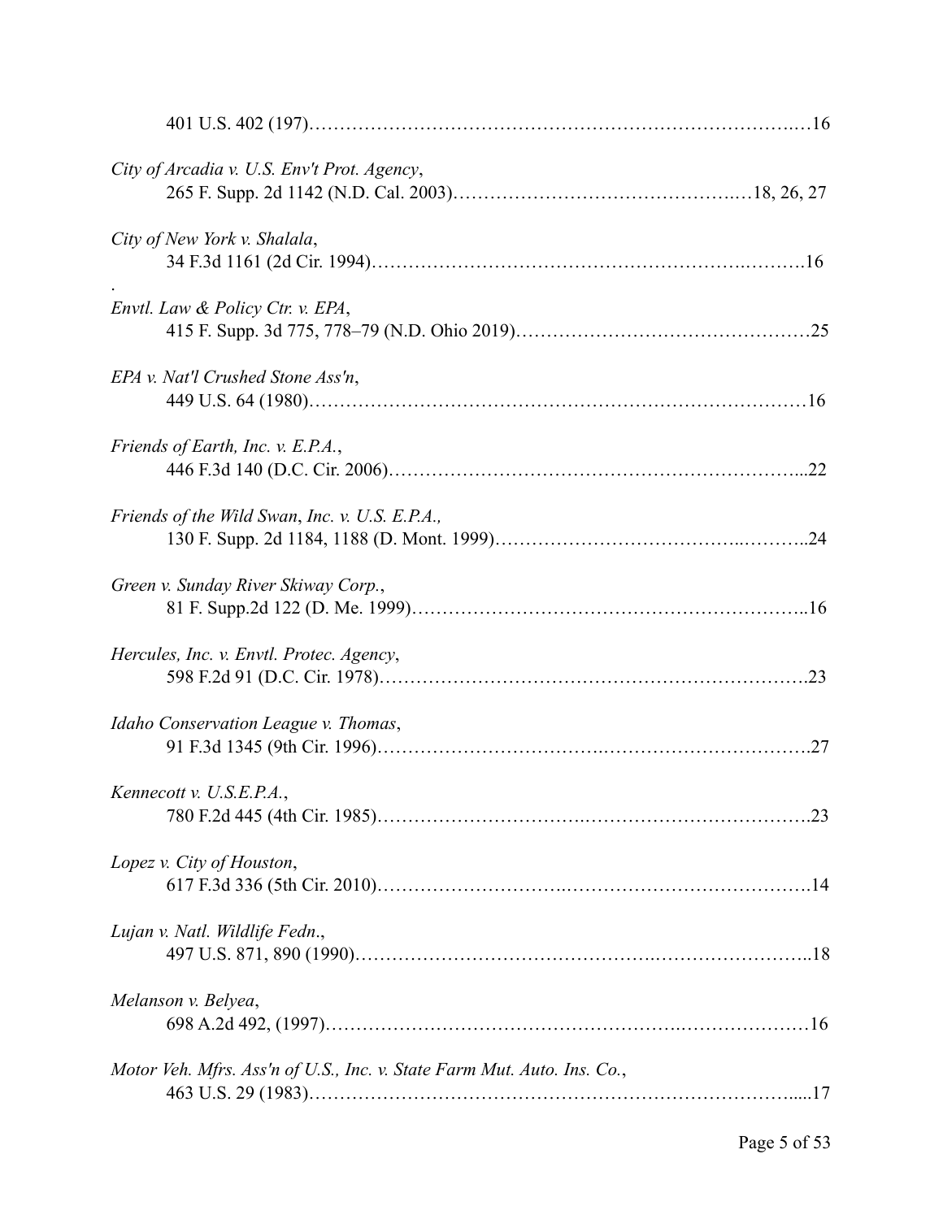401 U.S. 402 (197)……………………………………………………………………….…16

*City of Arcadia v. U.S. Env't Prot. Agency*,
265 F. Supp. 2d 1142 (N.D. Cal. 2003)……………………………………….…18, 26, 27

*City of New York v. Shalala*,
34 F.3d 1161 (2d Cir. 1994)……………………………………………………….……..16

.
*Envtl. Law & Policy Ctr. v. EPA*,
415 F. Supp. 3d 775, 778–79 (N.D. Ohio 2019)………………………………………25

*EPA v. Nat'l Crushed Stone Ass'n*,
449 U.S. 64 (1980)……………………………………………………………………16

*Friends of Earth, Inc. v. E.P.A.*,
446 F.3d 140 (D.C. Cir. 2006)………………………………………………………...22

*Friends of the Wild Swan, Inc. v. U.S. E.P.A.*,
130 F. Supp. 2d 1184, 1188 (D. Mont. 1999)………………………………..………..24

*Green v. Sunday River Skiway Corp.*,
81 F. Supp.2d 122 (D. Me. 1999)……………………………………………………..16

*Hercules, Inc. v. Envtl. Protec. Agency*,
598 F.2d 91 (D.C. Cir. 1978)………………………………………………………….23

*Idaho Conservation League v. Thomas*,
91 F.3d 1345 (9th Cir. 1996)…………………………….…………………….……….27

*Kennecott v. U.S.E.P.A.*,
780 F.2d 445 (4th Cir. 1985)………………………….……………………….……….23

*Lopez v. City of Houston*,
617 F.3d 336 (5th Cir. 2010)……………………….………………………….……….14

*Lujan v. Natl. Wildlife Fedn*.,
497 U.S. 871, 890 (1990)………………………………………….…………………..18

*Melanson v. Belyea*,
698 A.2d 492, (1997)……………………………………………….…………………16

*Motor Veh. Mfrs. Ass'n of U.S., Inc. v. State Farm Mut. Auto. Ins. Co.*,
463 U.S. 29 (1983)…………………………………………………………………....17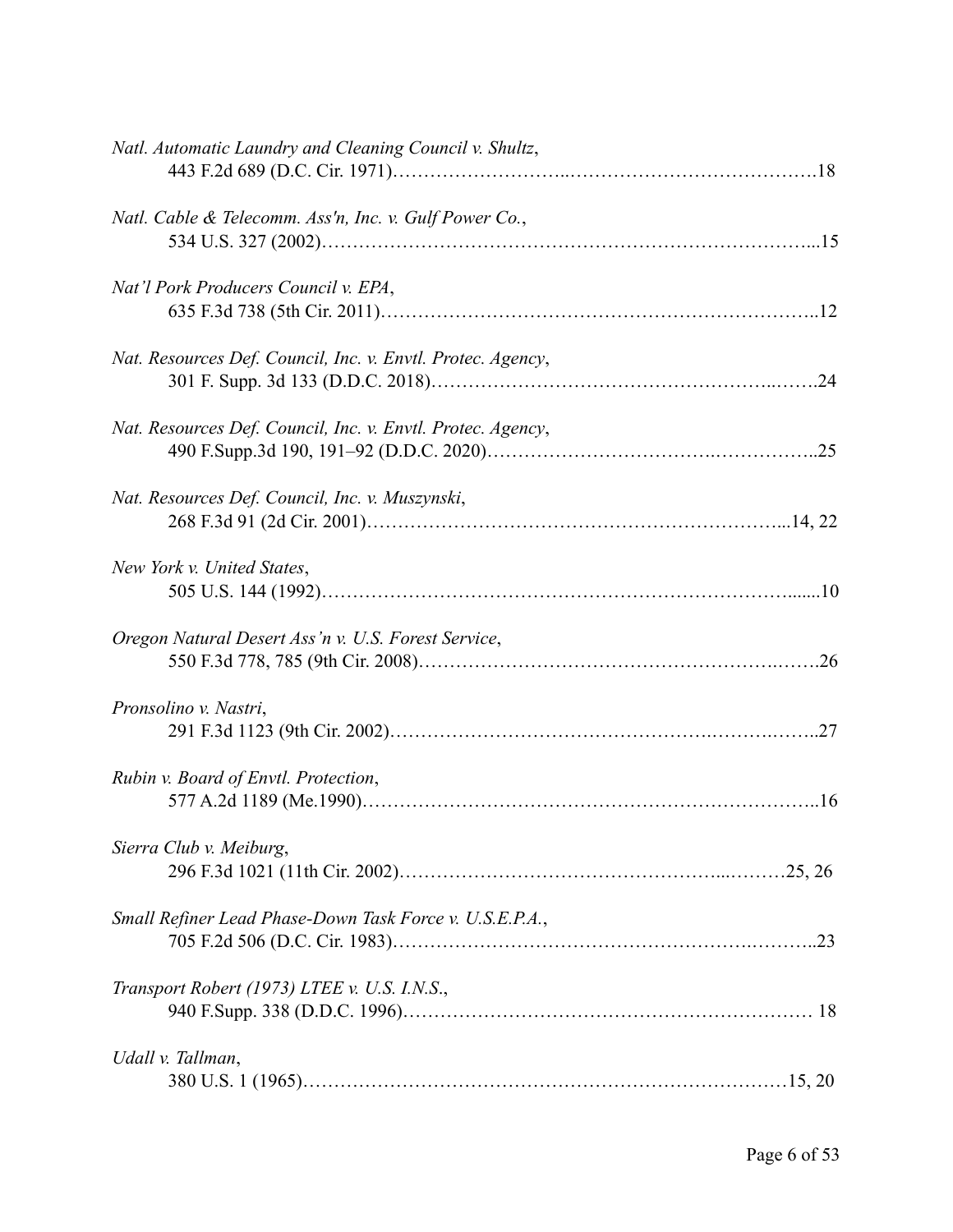*Natl. Automatic Laundry and Cleaning Council v. Shultz*,
443 F.2d 689 (D.C. Cir. 1971)……………………..………………………………….18

*Natl. Cable & Telecomm. Ass'n, Inc. v. Gulf Power Co.*,
534 U.S. 327 (2002)……………………………………………………………….....15

*Nat'l Pork Producers Council v. EPA*,
635 F.3d 738 (5th Cir. 2011)…………………………………………………………..12

*Nat. Resources Def. Council, Inc. v. Envtl. Protec. Agency*,
301 F. Supp. 3d 133 (D.D.C. 2018)……………………………………………..…….24

*Nat. Resources Def. Council, Inc. v. Envtl. Protec. Agency*,
490 F.Supp.3d 190, 191–92 (D.D.C. 2020)……………………………..……………..25

*Nat. Resources Def. Council, Inc. v. Muszynski*,
268 F.3d 91 (2d Cir. 2001)………………………………………………………...14, 22

*New York v. United States*,
505 U.S. 144 (1992)……………………………………………………………......10

*Oregon Natural Desert Ass'n v. U.S. Forest Service*,
550 F.3d 778, 785 (9th Cir. 2008)…………………………………………….…….26

*Pronsolino v. Nastri*,
291 F.3d 1123 (9th Cir. 2002)…………………………………………….……….……..27

*Rubin v. Board of Envtl. Protection*,
577 A.2d 1189 (Me.1990)……………….……………………….……………………..16

*Sierra Club v. Meiburg*,
296 F.3d 1021 (11th Cir. 2002)…………………………………………...………25, 26

*Small Refiner Lead Phase-Down Task Force v. U.S.E.P.A.*,
705 F.2d 506 (D.C. Cir. 1983)………………………………………………….……..23

*Transport Robert (1973) LTEE v. U.S. I.N.S.*,
940 F.Supp. 338 (D.D.C. 1996)………………………………………………………… 18

*Udall v. Tallman*,
380 U.S. 1 (1965)…………………………………………………………………15, 20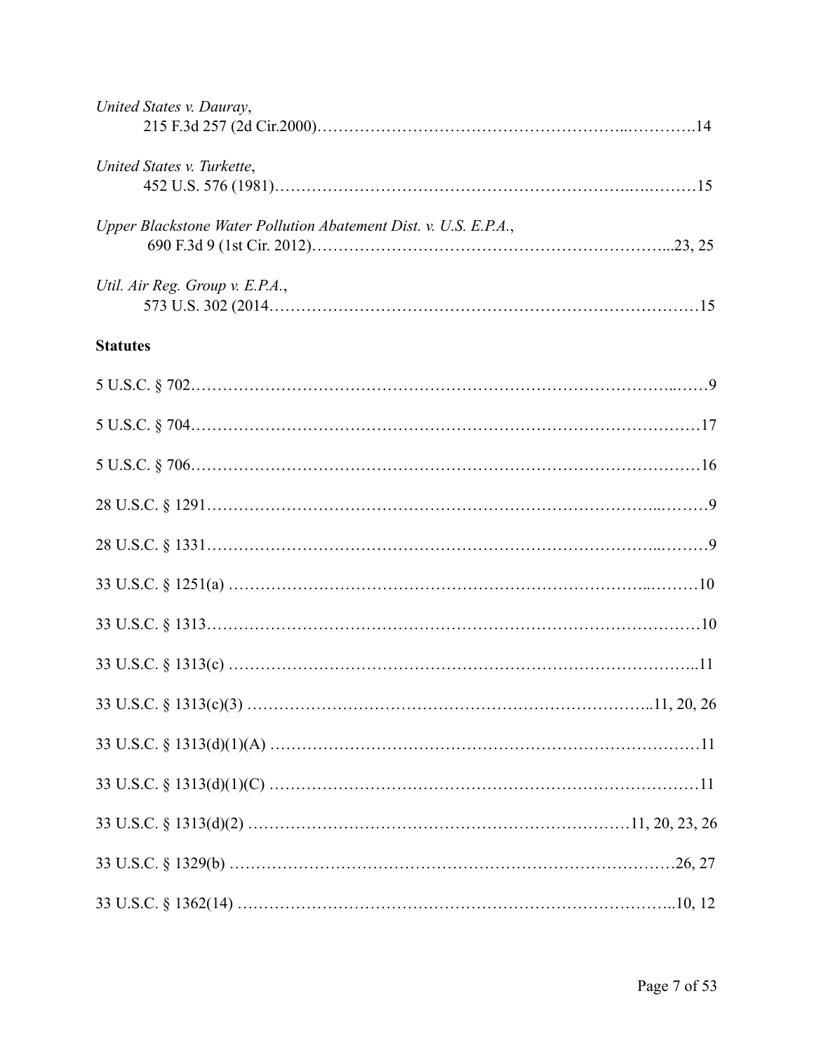*United States v. Dauray*,
215 F.3d 257 (2d Cir.2000)………………………………………………..………….14

*United States v. Turkette*,
452 U.S. 576 (1981)…………………………………………………….….………15

*Upper Blackstone Water Pollution Abatement Dist. v. U.S. E.P.A.*,
690 F.3d 9 (1st Cir. 2012)……………………………………………………...23, 25

*Util. Air Reg. Group v. E.P.A.*,
573 U.S. 302 (2014……………………………………………………………………15

**Statutes**

5 U.S.C. § 702………………….……………….……………………….……………..……9

5 U.S.C. § 704…………………………………………………………………………………17

5 U.S.C. § 706…………………………………………………………………………………16

28 U.S.C. § 1291……………………………………………………………………...………9

28 U.S.C. § 1331……………………………………………………………………...………9

33 U.S.C. § 1251(a) ……………………………………………………………...………10

33 U.S.C. § 1313…………………………………………………………………………………10

33 U.S.C. § 1313(c) ……………………………………………………………….…….....11

33 U.S.C. § 1313(c)(3) …………………………………….………………..11, 20, 26

33 U.S.C. § 1313(d)(1)(A) ………………………………………………………………11

33 U.S.C. § 1313(d)(1)(C) ………………………………………………………………11

33 U.S.C. § 1313(d)(2) ………………………………………………………11, 20, 23, 26

33 U.S.C. § 1329(b) ……………………………………………………………………26, 27

33 U.S.C. § 1362(14) ………………………………………………………………..10, 12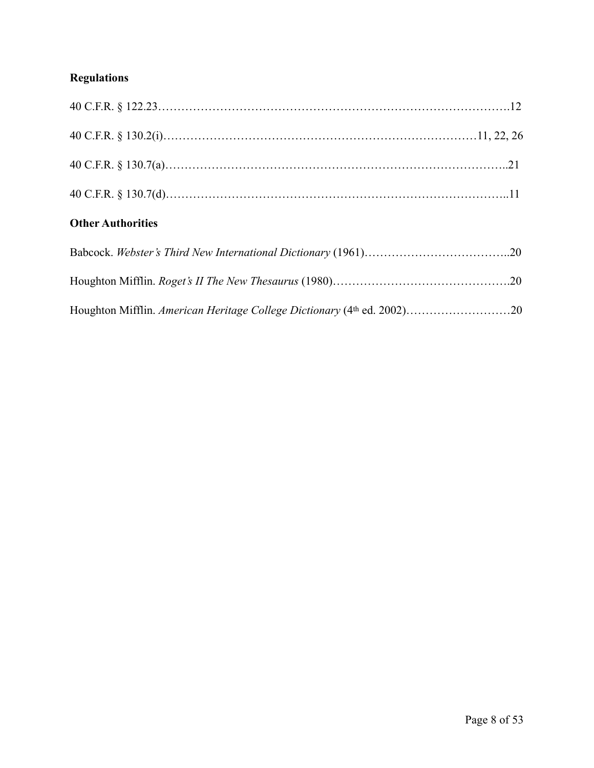**Regulations**

40 C.F.R. § 122.23……………………………………………………………………………….12

40 C.F.R. § 130.2(i)……………………………………………………………………11, 22, 26

40 C.F.R. § 130.7(a)…………………………………………………………………………..21

40 C.F.R. § 130.7(d)…………………………………………………………………………..11

**Other Authorities**

Babcock. *Webster's Third New International Dictionary* (1961)………………………………..20

Houghton Mifflin. *Roget's II The New Thesaurus* (1980)……………………………………….20

Houghton Mifflin. *American Heritage College Dictionary* (4th ed. 2002)………………………20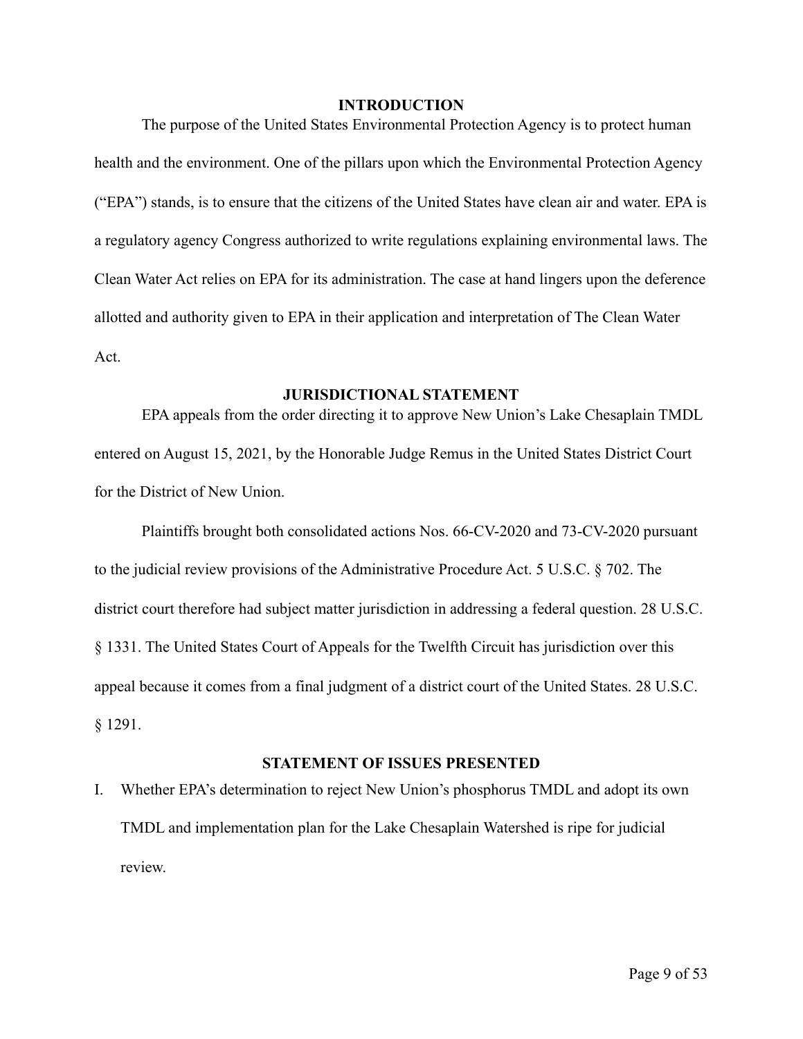## INTRODUCTION

The purpose of the United States Environmental Protection Agency is to protect human health and the environment. One of the pillars upon which the Environmental Protection Agency ("EPA") stands, is to ensure that the citizens of the United States have clean air and water. EPA is a regulatory agency Congress authorized to write regulations explaining environmental laws. The Clean Water Act relies on EPA for its administration. The case at hand lingers upon the deference allotted and authority given to EPA in their application and interpretation of The Clean Water Act.

## JURISDICTIONAL STATEMENT

EPA appeals from the order directing it to approve New Union's Lake Chesaplain TMDL entered on August 15, 2021, by the Honorable Judge Remus in the United States District Court for the District of New Union.

Plaintiffs brought both consolidated actions Nos. 66-CV-2020 and 73-CV-2020 pursuant to the judicial review provisions of the Administrative Procedure Act. 5 U.S.C. § 702. The district court therefore had subject matter jurisdiction in addressing a federal question. 28 U.S.C. § 1331. The United States Court of Appeals for the Twelfth Circuit has jurisdiction over this appeal because it comes from a final judgment of a district court of the United States. 28 U.S.C. § 1291.

## STATEMENT OF ISSUES PRESENTED

I. Whether EPA's determination to reject New Union's phosphorus TMDL and adopt its own TMDL and implementation plan for the Lake Chesaplain Watershed is ripe for judicial review.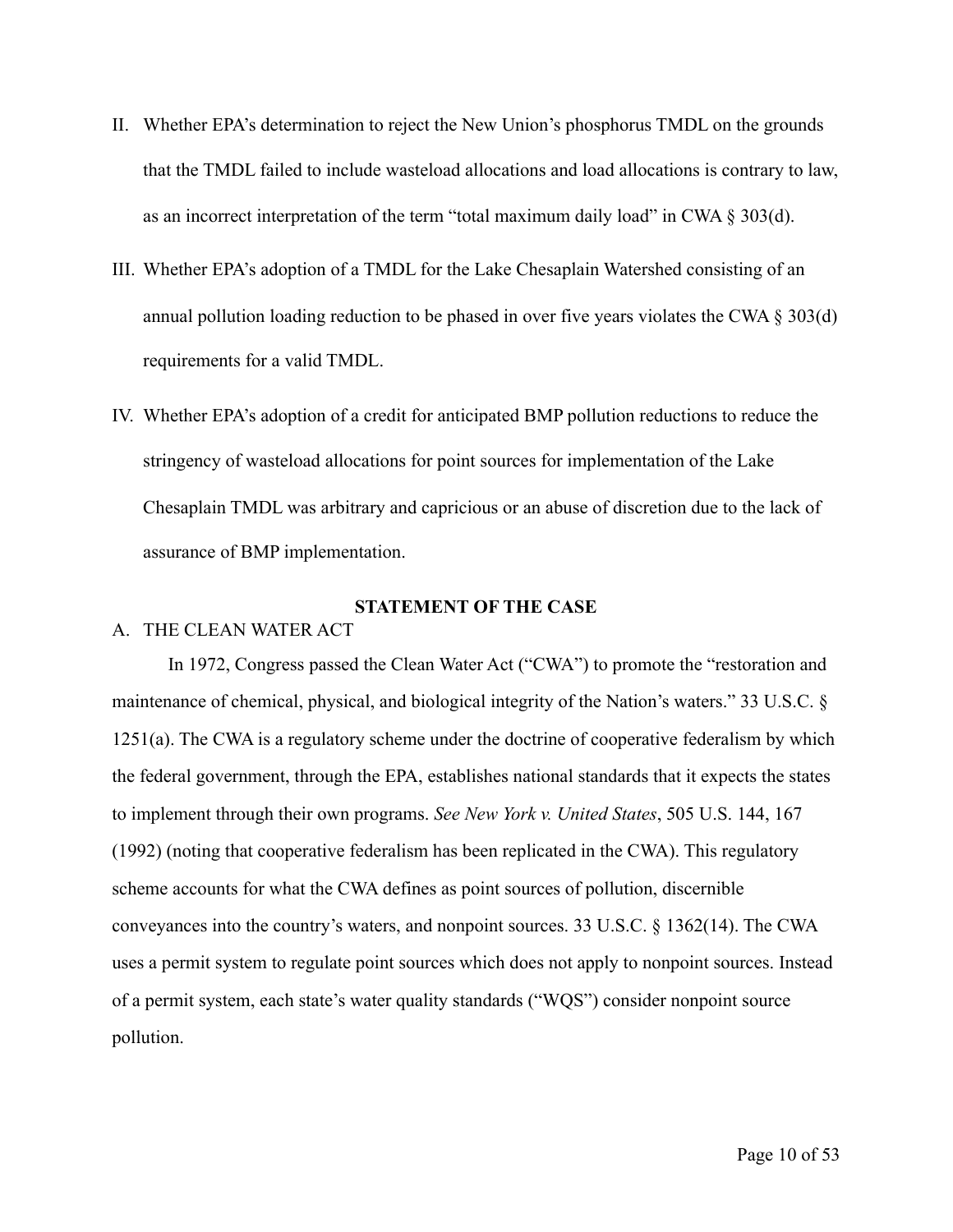II. Whether EPA's determination to reject the New Union's phosphorus TMDL on the grounds that the TMDL failed to include wasteload allocations and load allocations is contrary to law, as an incorrect interpretation of the term "total maximum daily load" in CWA § 303(d).

III. Whether EPA's adoption of a TMDL for the Lake Chesaplain Watershed consisting of an annual pollution loading reduction to be phased in over five years violates the CWA § 303(d) requirements for a valid TMDL.

IV. Whether EPA's adoption of a credit for anticipated BMP pollution reductions to reduce the stringency of wasteload allocations for point sources for implementation of the Lake Chesaplain TMDL was arbitrary and capricious or an abuse of discretion due to the lack of assurance of BMP implementation.

## STATEMENT OF THE CASE

### A. THE CLEAN WATER ACT

In 1972, Congress passed the Clean Water Act ("CWA") to promote the "restoration and maintenance of chemical, physical, and biological integrity of the Nation's waters." 33 U.S.C. § 1251(a). The CWA is a regulatory scheme under the doctrine of cooperative federalism by which the federal government, through the EPA, establishes national standards that it expects the states to implement through their own programs. *See New York v. United States*, 505 U.S. 144, 167 (1992) (noting that cooperative federalism has been replicated in the CWA). This regulatory scheme accounts for what the CWA defines as point sources of pollution, discernible conveyances into the country's waters, and nonpoint sources. 33 U.S.C. § 1362(14). The CWA uses a permit system to regulate point sources which does not apply to nonpoint sources. Instead of a permit system, each state's water quality standards ("WQS") consider nonpoint source pollution.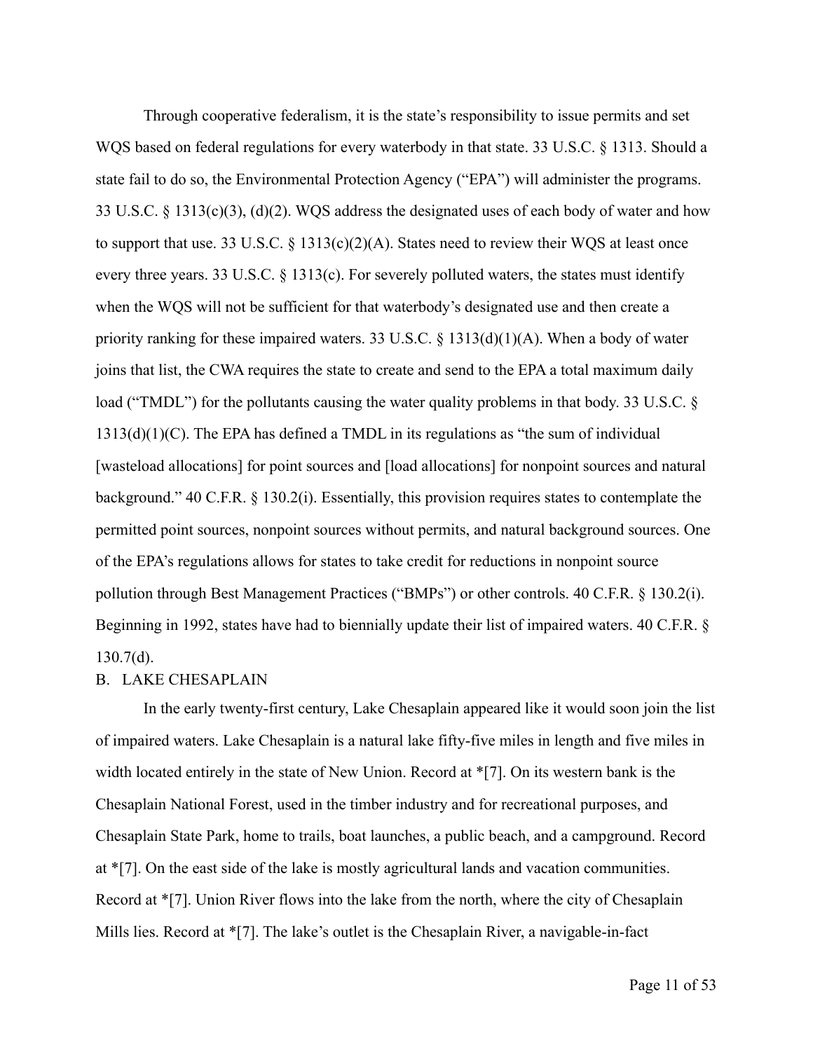Through cooperative federalism, it is the state's responsibility to issue permits and set WQS based on federal regulations for every waterbody in that state. 33 U.S.C. § 1313. Should a state fail to do so, the Environmental Protection Agency ("EPA") will administer the programs. 33 U.S.C. § 1313(c)(3), (d)(2). WQS address the designated uses of each body of water and how to support that use. 33 U.S.C. § 1313(c)(2)(A). States need to review their WQS at least once every three years. 33 U.S.C. § 1313(c). For severely polluted waters, the states must identify when the WQS will not be sufficient for that waterbody's designated use and then create a priority ranking for these impaired waters. 33 U.S.C. § 1313(d)(1)(A). When a body of water joins that list, the CWA requires the state to create and send to the EPA a total maximum daily load ("TMDL") for the pollutants causing the water quality problems in that body. 33 U.S.C. § 1313(d)(1)(C). The EPA has defined a TMDL in its regulations as "the sum of individual [wasteload allocations] for point sources and [load allocations] for nonpoint sources and natural background." 40 C.F.R. § 130.2(i). Essentially, this provision requires states to contemplate the permitted point sources, nonpoint sources without permits, and natural background sources. One of the EPA's regulations allows for states to take credit for reductions in nonpoint source pollution through Best Management Practices ("BMPs") or other controls. 40 C.F.R. § 130.2(i). Beginning in 1992, states have had to biennially update their list of impaired waters. 40 C.F.R. § 130.7(d).

B. LAKE CHESAPLAIN

In the early twenty-first century, Lake Chesaplain appeared like it would soon join the list of impaired waters. Lake Chesaplain is a natural lake fifty-five miles in length and five miles in width located entirely in the state of New Union. Record at *[7]. On its western bank is the Chesaplain National Forest, used in the timber industry and for recreational purposes, and Chesaplain State Park, home to trails, boat launches, a public beach, and a campground. Record at *[7]. On the east side of the lake is mostly agricultural lands and vacation communities. Record at *[7]. Union River flows into the lake from the north, where the city of Chesaplain Mills lies. Record at *[7]. The lake's outlet is the Chesaplain River, a navigable-in-fact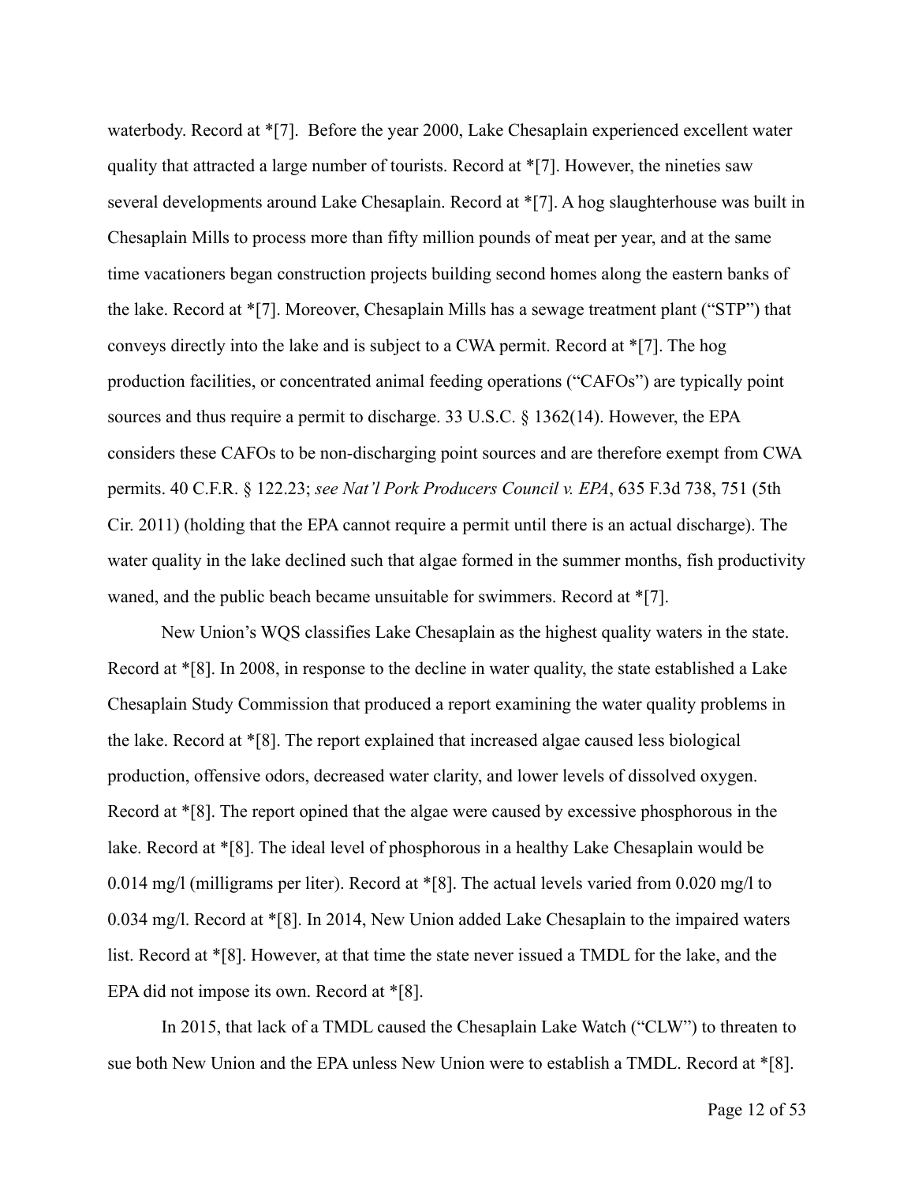waterbody. Record at *[7]. Before the year 2000, Lake Chesaplain experienced excellent water quality that attracted a large number of tourists. Record at *[7]. However, the nineties saw several developments around Lake Chesaplain. Record at *[7]. A hog slaughterhouse was built in Chesaplain Mills to process more than fifty million pounds of meat per year, and at the same time vacationers began construction projects building second homes along the eastern banks of the lake. Record at *[7]. Moreover, Chesaplain Mills has a sewage treatment plant ("STP") that conveys directly into the lake and is subject to a CWA permit. Record at *[7]. The hog production facilities, or concentrated animal feeding operations ("CAFOs") are typically point sources and thus require a permit to discharge. 33 U.S.C. § 1362(14). However, the EPA considers these CAFOs to be non-discharging point sources and are therefore exempt from CWA permits. 40 C.F.R. § 122.23; *see Nat'l Pork Producers Council v. EPA*, 635 F.3d 738, 751 (5th Cir. 2011) (holding that the EPA cannot require a permit until there is an actual discharge). The water quality in the lake declined such that algae formed in the summer months, fish productivity waned, and the public beach became unsuitable for swimmers. Record at *[7].

New Union's WQS classifies Lake Chesaplain as the highest quality waters in the state. Record at *[8]. In 2008, in response to the decline in water quality, the state established a Lake Chesaplain Study Commission that produced a report examining the water quality problems in the lake. Record at *[8]. The report explained that increased algae caused less biological production, offensive odors, decreased water clarity, and lower levels of dissolved oxygen. Record at *[8]. The report opined that the algae were caused by excessive phosphorous in the lake. Record at *[8]. The ideal level of phosphorous in a healthy Lake Chesaplain would be 0.014 mg/l (milligrams per liter). Record at *[8]. The actual levels varied from 0.020 mg/l to 0.034 mg/l. Record at *[8]. In 2014, New Union added Lake Chesaplain to the impaired waters list. Record at *[8]. However, at that time the state never issued a TMDL for the lake, and the EPA did not impose its own. Record at *[8].

In 2015, that lack of a TMDL caused the Chesaplain Lake Watch ("CLW") to threaten to sue both New Union and the EPA unless New Union were to establish a TMDL. Record at *[8].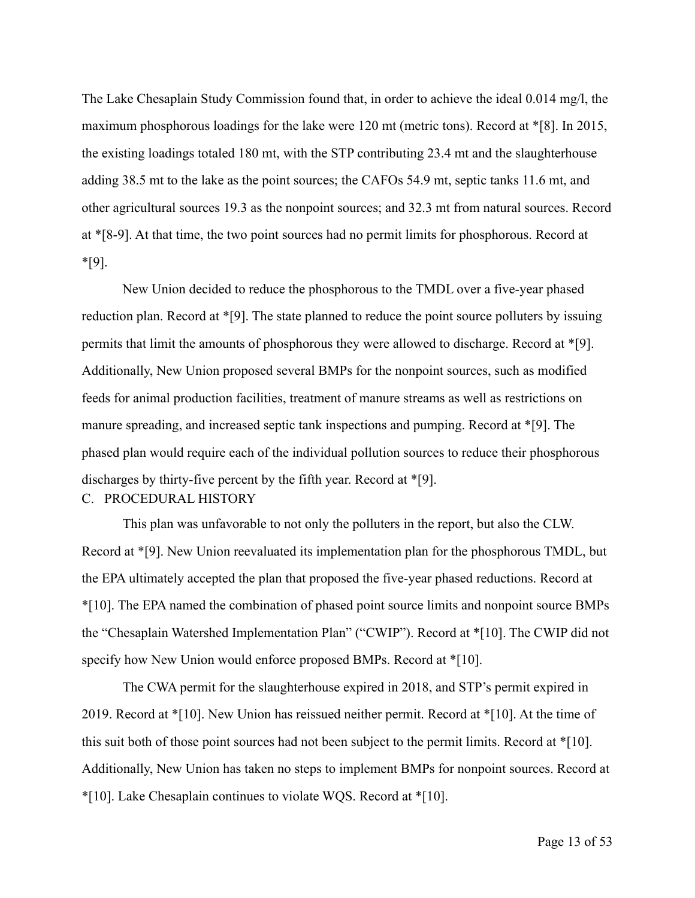The Lake Chesaplain Study Commission found that, in order to achieve the ideal 0.014 mg/l, the maximum phosphorous loadings for the lake were 120 mt (metric tons). Record at *[8]. In 2015, the existing loadings totaled 180 mt, with the STP contributing 23.4 mt and the slaughterhouse adding 38.5 mt to the lake as the point sources; the CAFOs 54.9 mt, septic tanks 11.6 mt, and other agricultural sources 19.3 as the nonpoint sources; and 32.3 mt from natural sources. Record at *[8-9]. At that time, the two point sources had no permit limits for phosphorous. Record at *[9].

New Union decided to reduce the phosphorous to the TMDL over a five-year phased reduction plan. Record at *[9]. The state planned to reduce the point source polluters by issuing permits that limit the amounts of phosphorous they were allowed to discharge. Record at *[9]. Additionally, New Union proposed several BMPs for the nonpoint sources, such as modified feeds for animal production facilities, treatment of manure streams as well as restrictions on manure spreading, and increased septic tank inspections and pumping. Record at *[9]. The phased plan would require each of the individual pollution sources to reduce their phosphorous discharges by thirty-five percent by the fifth year. Record at *[9].

### C. PROCEDURAL HISTORY

This plan was unfavorable to not only the polluters in the report, but also the CLW. Record at *[9]. New Union reevaluated its implementation plan for the phosphorous TMDL, but the EPA ultimately accepted the plan that proposed the five-year phased reductions. Record at *[10]. The EPA named the combination of phased point source limits and nonpoint source BMPs the "Chesaplain Watershed Implementation Plan" ("CWIP"). Record at *[10]. The CWIP did not specify how New Union would enforce proposed BMPs. Record at *[10].

The CWA permit for the slaughterhouse expired in 2018, and STP's permit expired in 2019. Record at *[10]. New Union has reissued neither permit. Record at *[10]. At the time of this suit both of those point sources had not been subject to the permit limits. Record at *[10]. Additionally, New Union has taken no steps to implement BMPs for nonpoint sources. Record at *[10]. Lake Chesaplain continues to violate WQS. Record at *[10].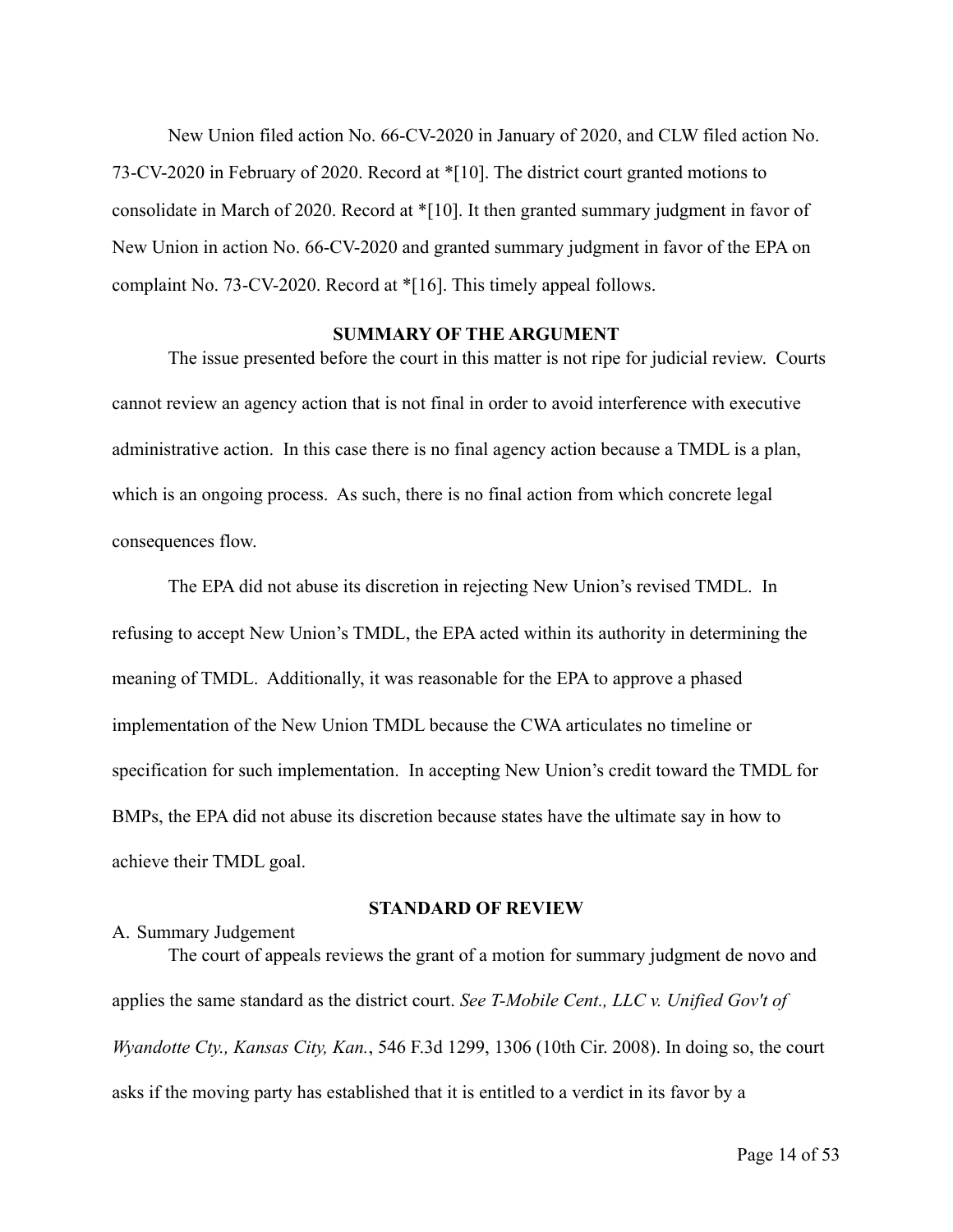New Union filed action No. 66-CV-2020 in January of 2020, and CLW filed action No. 73-CV-2020 in February of 2020. Record at *[10]. The district court granted motions to consolidate in March of 2020. Record at *[10]. It then granted summary judgment in favor of New Union in action No. 66-CV-2020 and granted summary judgment in favor of the EPA on complaint No. 73-CV-2020. Record at *[16]. This timely appeal follows.

## SUMMARY OF THE ARGUMENT

The issue presented before the court in this matter is not ripe for judicial review. Courts cannot review an agency action that is not final in order to avoid interference with executive administrative action. In this case there is no final agency action because a TMDL is a plan, which is an ongoing process. As such, there is no final action from which concrete legal consequences flow.

The EPA did not abuse its discretion in rejecting New Union's revised TMDL. In refusing to accept New Union's TMDL, the EPA acted within its authority in determining the meaning of TMDL. Additionally, it was reasonable for the EPA to approve a phased implementation of the New Union TMDL because the CWA articulates no timeline or specification for such implementation. In accepting New Union's credit toward the TMDL for BMPs, the EPA did not abuse its discretion because states have the ultimate say in how to achieve their TMDL goal.

## STANDARD OF REVIEW

A. Summary Judgement

The court of appeals reviews the grant of a motion for summary judgment de novo and applies the same standard as the district court. *See T-Mobile Cent., LLC v. Unified Gov't of Wyandotte Cty., Kansas City, Kan.*, 546 F.3d 1299, 1306 (10th Cir. 2008). In doing so, the court asks if the moving party has established that it is entitled to a verdict in its favor by a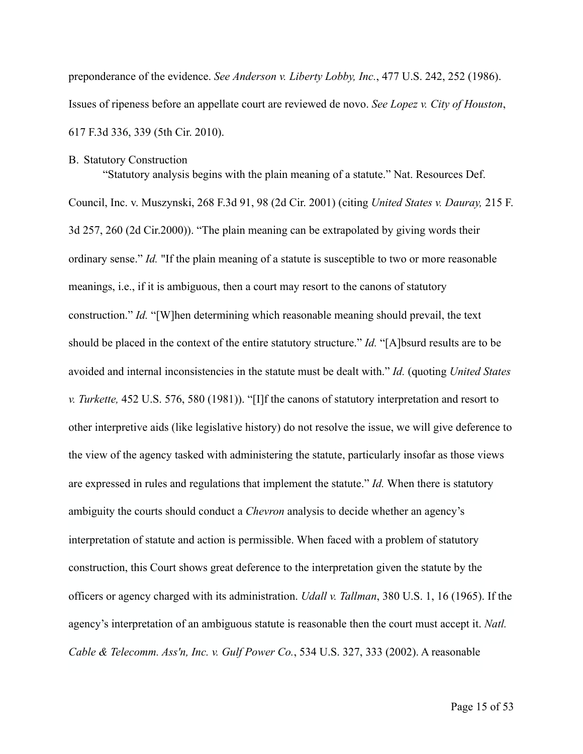preponderance of the evidence. *See Anderson v. Liberty Lobby, Inc.*, 477 U.S. 242, 252 (1986). Issues of ripeness before an appellate court are reviewed de novo. *See Lopez v. City of Houston*, 617 F.3d 336, 339 (5th Cir. 2010).

B. Statutory Construction

"Statutory analysis begins with the plain meaning of a statute." Nat. Resources Def. Council, Inc. v. Muszynski, 268 F.3d 91, 98 (2d Cir. 2001) (citing *United States v. Dauray,* 215 F. 3d 257, 260 (2d Cir.2000)). "The plain meaning can be extrapolated by giving words their ordinary sense." *Id.* "If the plain meaning of a statute is susceptible to two or more reasonable meanings, i.e., if it is ambiguous, then a court may resort to the canons of statutory construction." *Id.* "[W]hen determining which reasonable meaning should prevail, the text should be placed in the context of the entire statutory structure." *Id.* "[A]bsurd results are to be avoided and internal inconsistencies in the statute must be dealt with." *Id.* (quoting *United States v. Turkette,* 452 U.S. 576, 580 (1981)). "[I]f the canons of statutory interpretation and resort to other interpretive aids (like legislative history) do not resolve the issue, we will give deference to the view of the agency tasked with administering the statute, particularly insofar as those views are expressed in rules and regulations that implement the statute." *Id.* When there is statutory ambiguity the courts should conduct a *Chevron* analysis to decide whether an agency's interpretation of statute and action is permissible. When faced with a problem of statutory construction, this Court shows great deference to the interpretation given the statute by the officers or agency charged with its administration. *Udall v. Tallman*, 380 U.S. 1, 16 (1965). If the agency's interpretation of an ambiguous statute is reasonable then the court must accept it. *Natl. Cable & Telecomm. Ass'n, Inc. v. Gulf Power Co.*, 534 U.S. 327, 333 (2002). A reasonable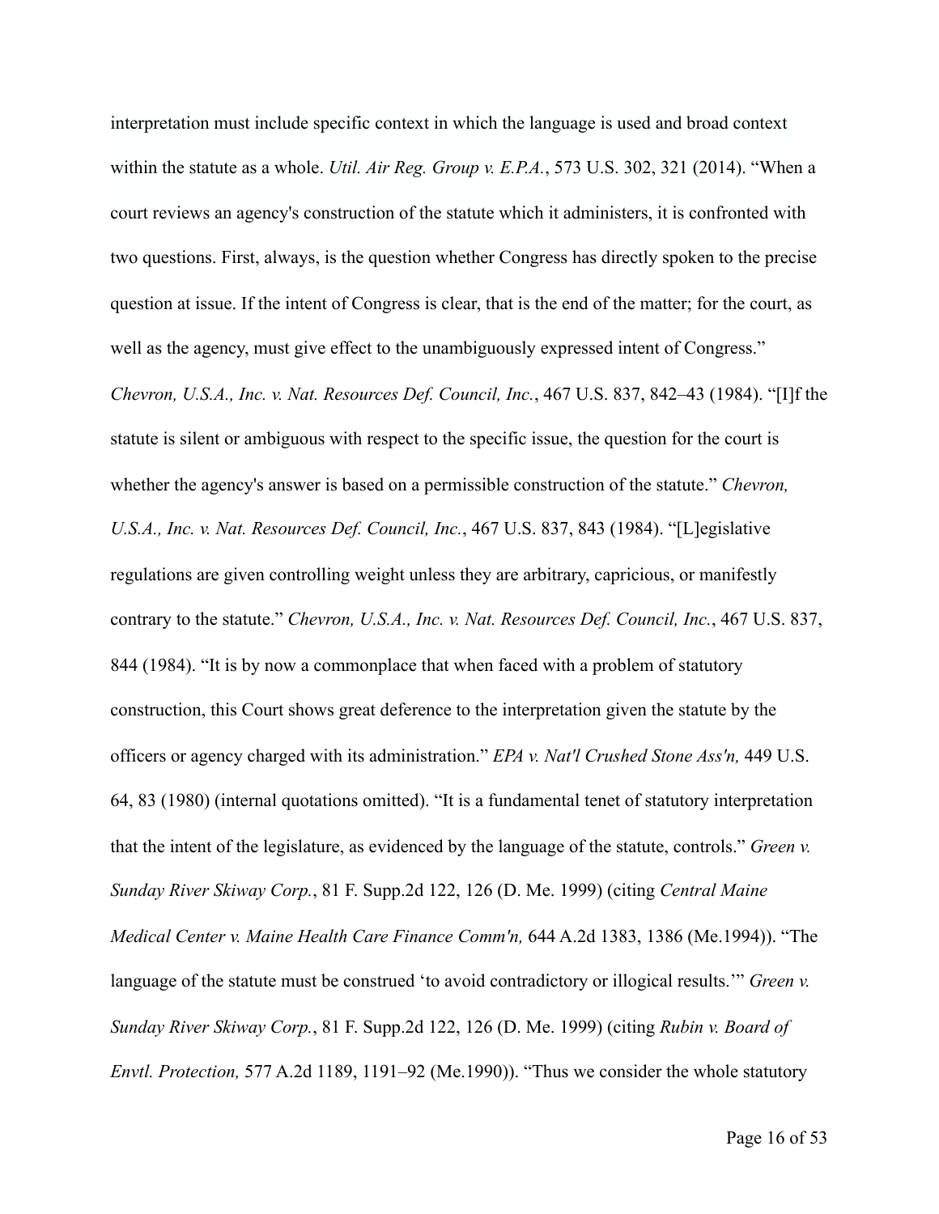interpretation must include specific context in which the language is used and broad context within the statute as a whole. *Util. Air Reg. Group v. E.P.A.*, 573 U.S. 302, 321 (2014). "When a court reviews an agency's construction of the statute which it administers, it is confronted with two questions. First, always, is the question whether Congress has directly spoken to the precise question at issue. If the intent of Congress is clear, that is the end of the matter; for the court, as well as the agency, must give effect to the unambiguously expressed intent of Congress." *Chevron, U.S.A., Inc. v. Nat. Resources Def. Council, Inc.*, 467 U.S. 837, 842–43 (1984). "[I]f the statute is silent or ambiguous with respect to the specific issue, the question for the court is whether the agency's answer is based on a permissible construction of the statute." *Chevron, U.S.A., Inc. v. Nat. Resources Def. Council, Inc.*, 467 U.S. 837, 843 (1984). "[L]egislative regulations are given controlling weight unless they are arbitrary, capricious, or manifestly contrary to the statute." *Chevron, U.S.A., Inc. v. Nat. Resources Def. Council, Inc.*, 467 U.S. 837, 844 (1984). "It is by now a commonplace that when faced with a problem of statutory construction, this Court shows great deference to the interpretation given the statute by the officers or agency charged with its administration." *EPA v. Nat'l Crushed Stone Ass'n,* 449 U.S. 64, 83 (1980) (internal quotations omitted). "It is a fundamental tenet of statutory interpretation that the intent of the legislature, as evidenced by the language of the statute, controls." *Green v. Sunday River Skiway Corp.*, 81 F. Supp.2d 122, 126 (D. Me. 1999) (citing *Central Maine Medical Center v. Maine Health Care Finance Comm'n,* 644 A.2d 1383, 1386 (Me.1994)). "The language of the statute must be construed 'to avoid contradictory or illogical results.'" *Green v. Sunday River Skiway Corp.*, 81 F. Supp.2d 122, 126 (D. Me. 1999) (citing *Rubin v. Board of Envtl. Protection,* 577 A.2d 1189, 1191–92 (Me.1990)). "Thus we consider the whole statutory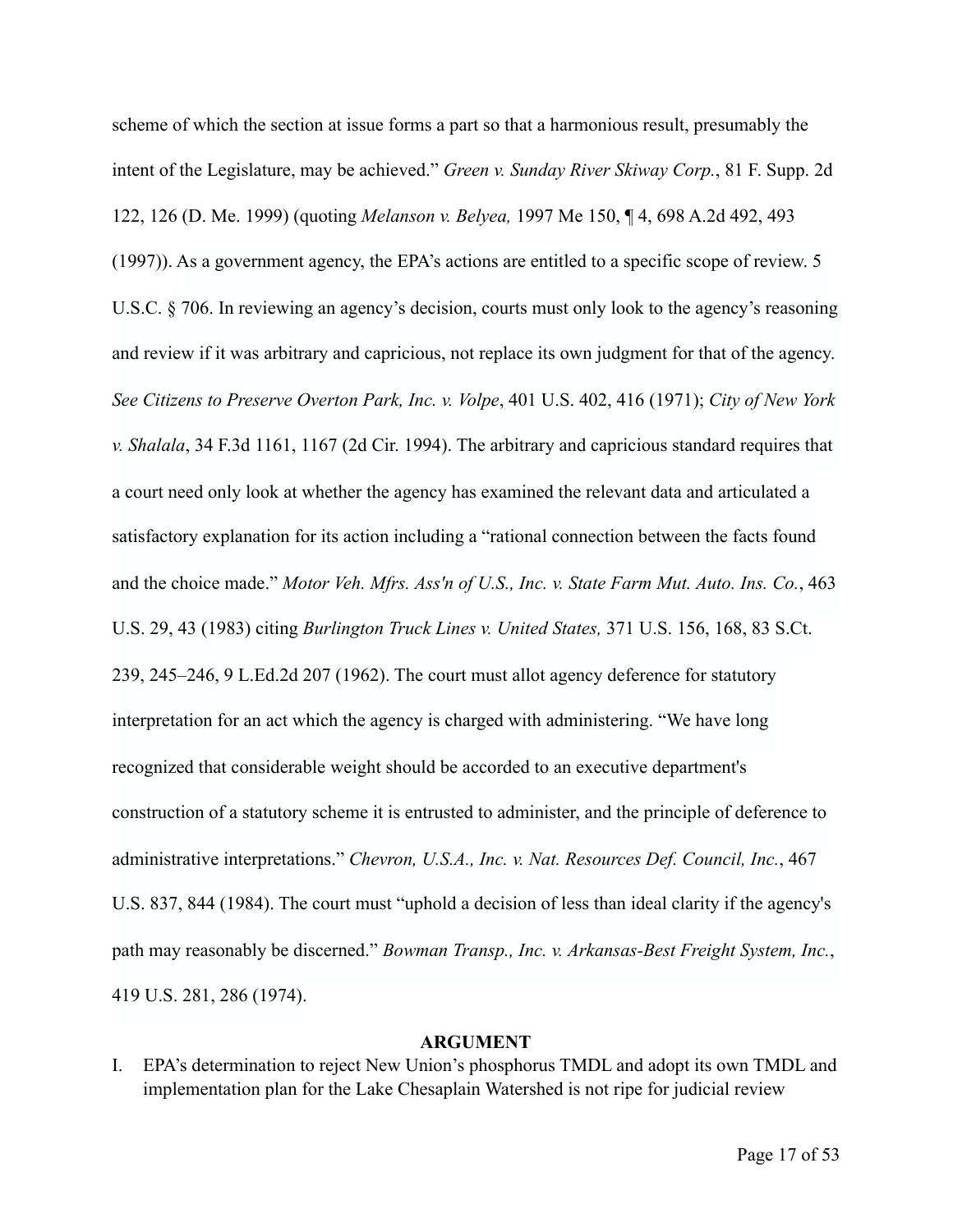scheme of which the section at issue forms a part so that a harmonious result, presumably the intent of the Legislature, may be achieved." *Green v. Sunday River Skiway Corp.*, 81 F. Supp. 2d 122, 126 (D. Me. 1999) (quoting *Melanson v. Belyea,* 1997 Me 150, ¶ 4, 698 A.2d 492, 493 (1997)). As a government agency, the EPA's actions are entitled to a specific scope of review. 5 U.S.C. § 706. In reviewing an agency's decision, courts must only look to the agency's reasoning and review if it was arbitrary and capricious, not replace its own judgment for that of the agency. *See Citizens to Preserve Overton Park, Inc. v. Volpe*, 401 U.S. 402, 416 (1971); *City of New York v. Shalala*, 34 F.3d 1161, 1167 (2d Cir. 1994). The arbitrary and capricious standard requires that a court need only look at whether the agency has examined the relevant data and articulated a satisfactory explanation for its action including a "rational connection between the facts found and the choice made." *Motor Veh. Mfrs. Ass'n of U.S., Inc. v. State Farm Mut. Auto. Ins. Co.*, 463 U.S. 29, 43 (1983) citing *Burlington Truck Lines v. United States,* 371 U.S. 156, 168, 83 S.Ct. 239, 245–246, 9 L.Ed.2d 207 (1962). The court must allot agency deference for statutory interpretation for an act which the agency is charged with administering. "We have long recognized that considerable weight should be accorded to an executive department's construction of a statutory scheme it is entrusted to administer, and the principle of deference to administrative interpretations." *Chevron, U.S.A., Inc. v. Nat. Resources Def. Council, Inc.*, 467 U.S. 837, 844 (1984). The court must "uphold a decision of less than ideal clarity if the agency's path may reasonably be discerned." *Bowman Transp., Inc. v. Arkansas-Best Freight System, Inc.*, 419 U.S. 281, 286 (1974).

## ARGUMENT

I. EPA's determination to reject New Union's phosphorus TMDL and adopt its own TMDL and implementation plan for the Lake Chesaplain Watershed is not ripe for judicial review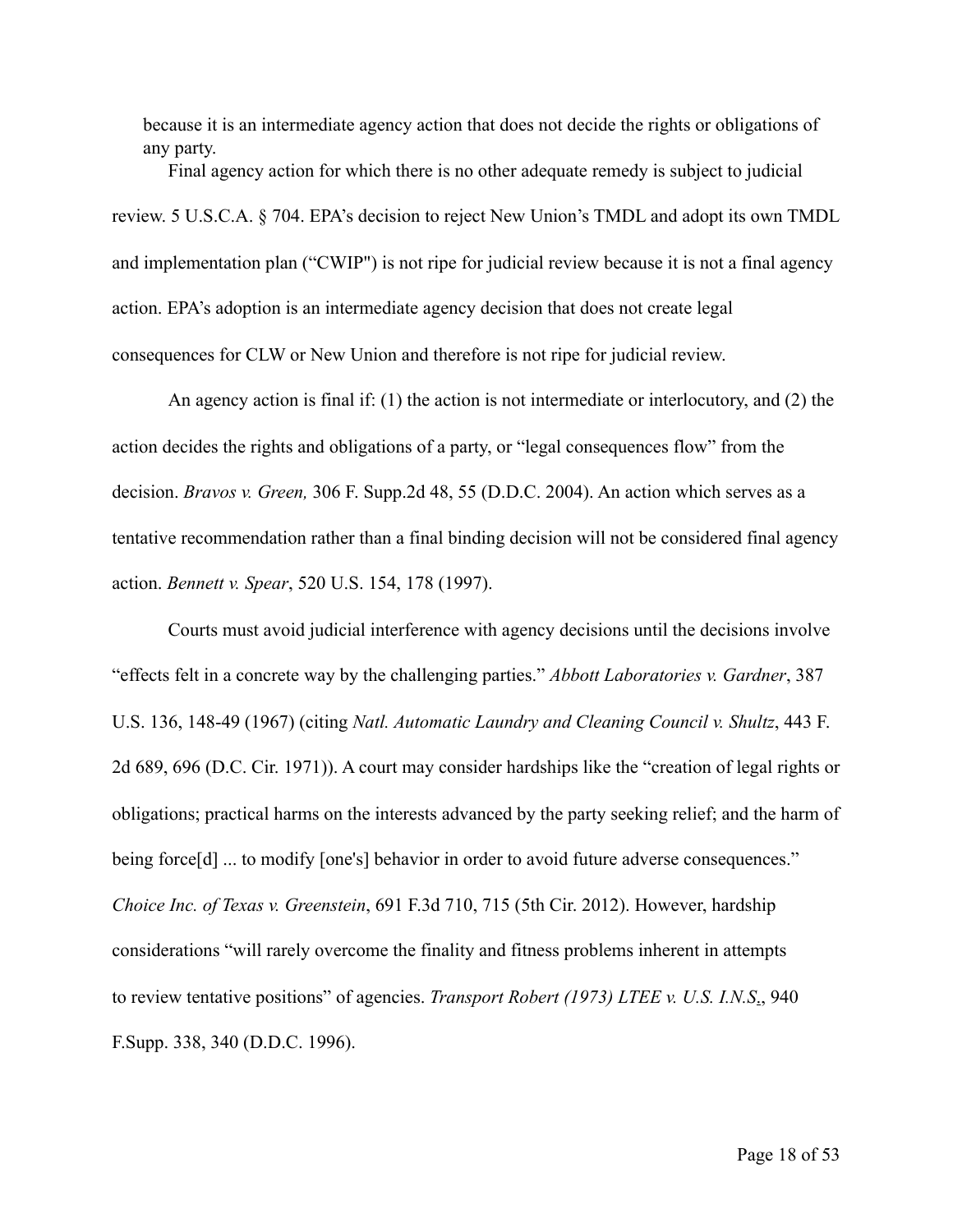because it is an intermediate agency action that does not decide the rights or obligations of any party.

Final agency action for which there is no other adequate remedy is subject to judicial review. 5 U.S.C.A. § 704. EPA's decision to reject New Union's TMDL and adopt its own TMDL and implementation plan ("CWIP") is not ripe for judicial review because it is not a final agency action. EPA's adoption is an intermediate agency decision that does not create legal consequences for CLW or New Union and therefore is not ripe for judicial review.

An agency action is final if: (1) the action is not intermediate or interlocutory, and (2) the action decides the rights and obligations of a party, or "legal consequences flow" from the decision. *Bravos v. Green,* 306 F. Supp.2d 48, 55 (D.D.C. 2004). An action which serves as a tentative recommendation rather than a final binding decision will not be considered final agency action. *Bennett v. Spear*, 520 U.S. 154, 178 (1997).

Courts must avoid judicial interference with agency decisions until the decisions involve "effects felt in a concrete way by the challenging parties." *Abbott Laboratories v. Gardner*, 387 U.S. 136, 148-49 (1967) (citing *Natl. Automatic Laundry and Cleaning Council v. Shultz*, 443 F. 2d 689, 696 (D.C. Cir. 1971)). A court may consider hardships like the "creation of legal rights or obligations; practical harms on the interests advanced by the party seeking relief; and the harm of being force[d] ... to modify [one's] behavior in order to avoid future adverse consequences." *Choice Inc. of Texas v. Greenstein*, 691 F.3d 710, 715 (5th Cir. 2012). However, hardship considerations "will rarely overcome the finality and fitness problems inherent in attempts to review tentative positions" of agencies. *Transport Robert (1973) LTEE v. U.S. I.N.S.*, 940 F.Supp. 338, 340 (D.D.C. 1996).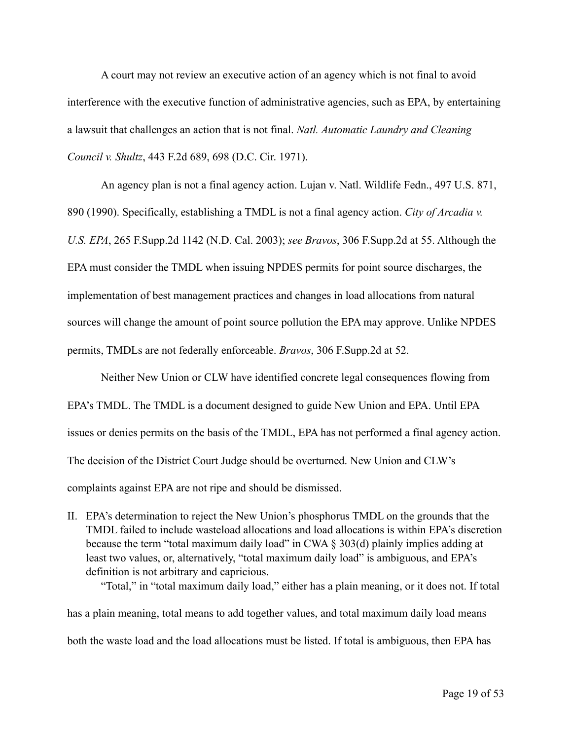A court may not review an executive action of an agency which is not final to avoid interference with the executive function of administrative agencies, such as EPA, by entertaining a lawsuit that challenges an action that is not final. *Natl. Automatic Laundry and Cleaning Council v. Shultz*, 443 F.2d 689, 698 (D.C. Cir. 1971).

An agency plan is not a final agency action. Lujan v. Natl. Wildlife Fedn., 497 U.S. 871, 890 (1990). Specifically, establishing a TMDL is not a final agency action. *City of Arcadia v. U.S. EPA*, 265 F.Supp.2d 1142 (N.D. Cal. 2003); *see Bravos*, 306 F.Supp.2d at 55. Although the EPA must consider the TMDL when issuing NPDES permits for point source discharges, the implementation of best management practices and changes in load allocations from natural sources will change the amount of point source pollution the EPA may approve. Unlike NPDES permits, TMDLs are not federally enforceable. *Bravos*, 306 F.Supp.2d at 52.

Neither New Union or CLW have identified concrete legal consequences flowing from EPA's TMDL. The TMDL is a document designed to guide New Union and EPA. Until EPA issues or denies permits on the basis of the TMDL, EPA has not performed a final agency action. The decision of the District Court Judge should be overturned. New Union and CLW's complaints against EPA are not ripe and should be dismissed.

II. EPA's determination to reject the New Union's phosphorus TMDL on the grounds that the TMDL failed to include wasteload allocations and load allocations is within EPA's discretion because the term "total maximum daily load" in CWA § 303(d) plainly implies adding at least two values, or, alternatively, "total maximum daily load" is ambiguous, and EPA's definition is not arbitrary and capricious.

"Total," in "total maximum daily load," either has a plain meaning, or it does not. If total has a plain meaning, total means to add together values, and total maximum daily load means both the waste load and the load allocations must be listed. If total is ambiguous, then EPA has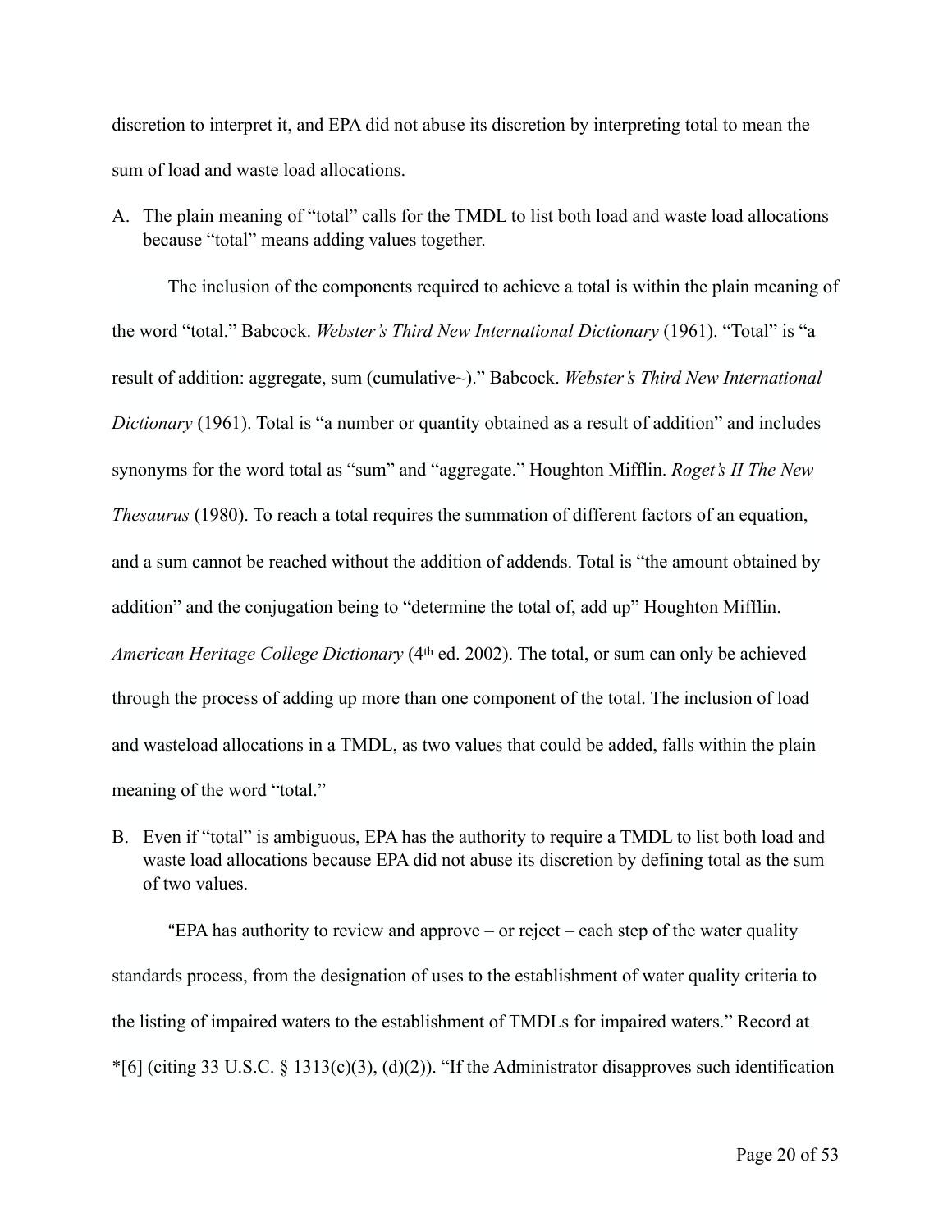discretion to interpret it, and EPA did not abuse its discretion by interpreting total to mean the sum of load and waste load allocations.

A. The plain meaning of "total" calls for the TMDL to list both load and waste load allocations because "total" means adding values together.

The inclusion of the components required to achieve a total is within the plain meaning of the word "total." Babcock. *Webster's Third New International Dictionary* (1961). "Total" is "a result of addition: aggregate, sum (cumulative~)." Babcock. *Webster's Third New International Dictionary* (1961). Total is "a number or quantity obtained as a result of addition" and includes synonyms for the word total as "sum" and "aggregate." Houghton Mifflin. *Roget's II The New Thesaurus* (1980). To reach a total requires the summation of different factors of an equation, and a sum cannot be reached without the addition of addends. Total is "the amount obtained by addition" and the conjugation being to "determine the total of, add up" Houghton Mifflin. *American Heritage College Dictionary* (4th ed. 2002). The total, or sum can only be achieved through the process of adding up more than one component of the total. The inclusion of load and wasteload allocations in a TMDL, as two values that could be added, falls within the plain meaning of the word "total."

B. Even if "total" is ambiguous, EPA has the authority to require a TMDL to list both load and waste load allocations because EPA did not abuse its discretion by defining total as the sum of two values.

"EPA has authority to review and approve – or reject – each step of the water quality standards process, from the designation of uses to the establishment of water quality criteria to the listing of impaired waters to the establishment of TMDLs for impaired waters." Record at *[6] (citing 33 U.S.C. § 1313(c)(3), (d)(2)). "If the Administrator disapproves such identification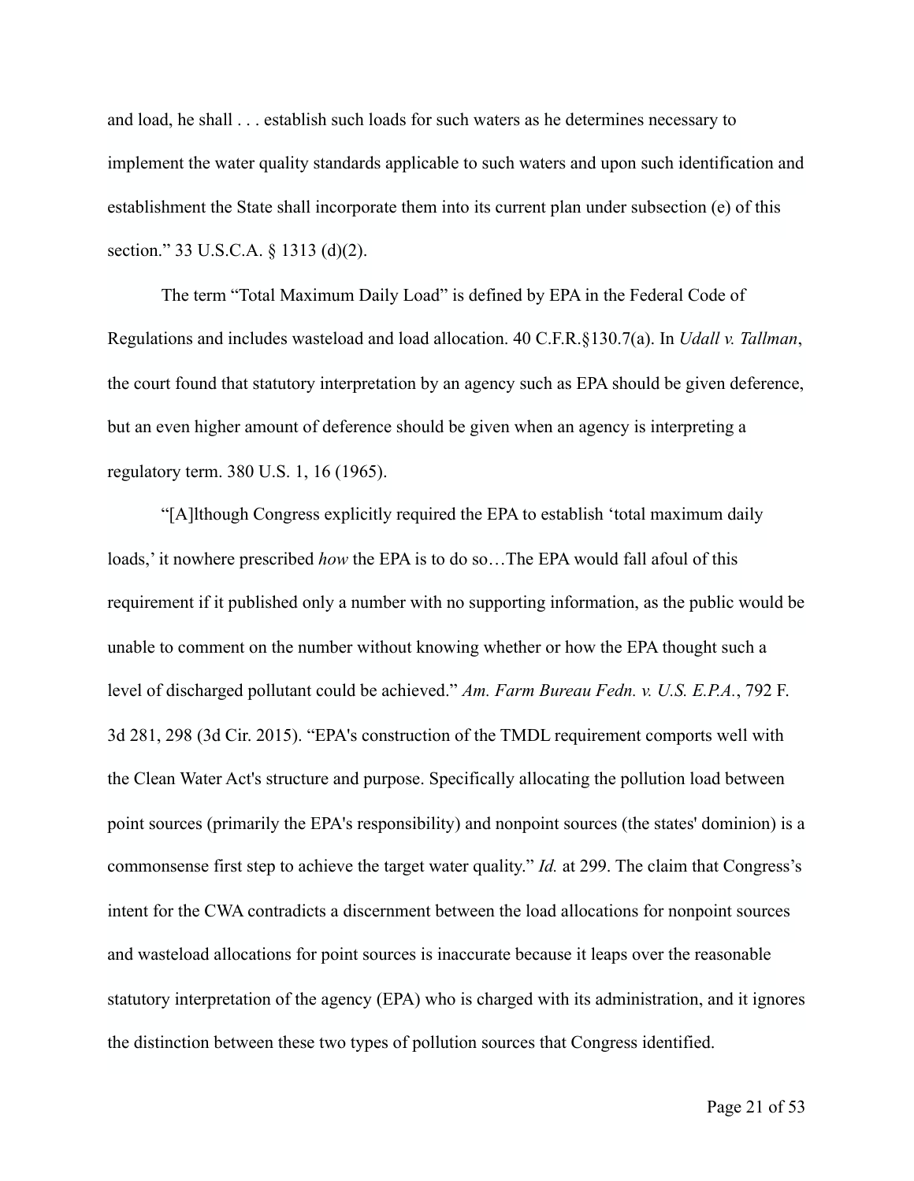and load, he shall . . . establish such loads for such waters as he determines necessary to implement the water quality standards applicable to such waters and upon such identification and establishment the State shall incorporate them into its current plan under subsection (e) of this section." 33 U.S.C.A. § 1313 (d)(2).

The term "Total Maximum Daily Load" is defined by EPA in the Federal Code of Regulations and includes wasteload and load allocation. 40 C.F.R.§130.7(a). In *Udall v. Tallman*, the court found that statutory interpretation by an agency such as EPA should be given deference, but an even higher amount of deference should be given when an agency is interpreting a regulatory term. 380 U.S. 1, 16 (1965).

"[A]lthough Congress explicitly required the EPA to establish 'total maximum daily loads,' it nowhere prescribed *how* the EPA is to do so…The EPA would fall afoul of this requirement if it published only a number with no supporting information, as the public would be unable to comment on the number without knowing whether or how the EPA thought such a level of discharged pollutant could be achieved." *Am. Farm Bureau Fedn. v. U.S. E.P.A.*, 792 F. 3d 281, 298 (3d Cir. 2015). "EPA's construction of the TMDL requirement comports well with the Clean Water Act's structure and purpose. Specifically allocating the pollution load between point sources (primarily the EPA's responsibility) and nonpoint sources (the states' dominion) is a commonsense first step to achieve the target water quality." *Id.* at 299. The claim that Congress's intent for the CWA contradicts a discernment between the load allocations for nonpoint sources and wasteload allocations for point sources is inaccurate because it leaps over the reasonable statutory interpretation of the agency (EPA) who is charged with its administration, and it ignores the distinction between these two types of pollution sources that Congress identified.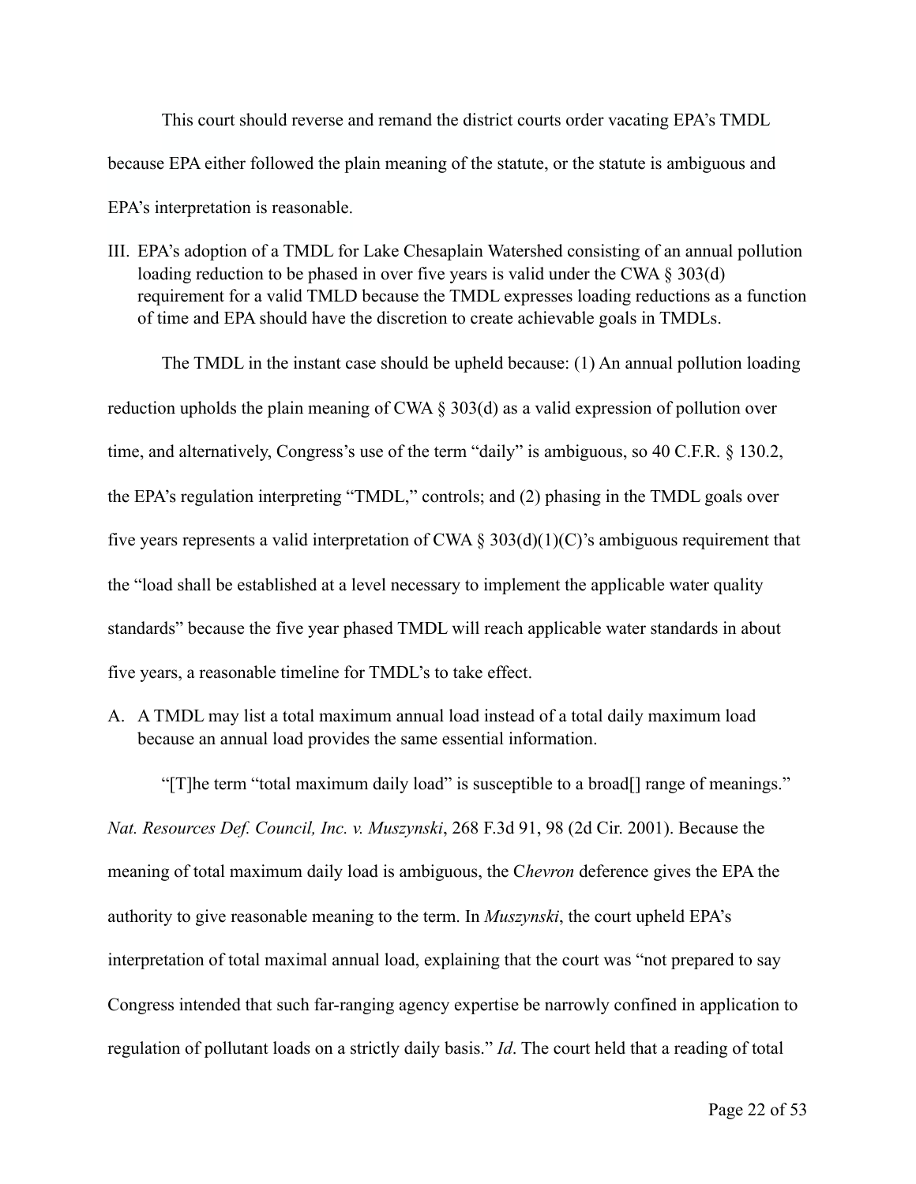This court should reverse and remand the district courts order vacating EPA's TMDL because EPA either followed the plain meaning of the statute, or the statute is ambiguous and EPA's interpretation is reasonable.

III. EPA's adoption of a TMDL for Lake Chesaplain Watershed consisting of an annual pollution loading reduction to be phased in over five years is valid under the CWA § 303(d) requirement for a valid TMLD because the TMDL expresses loading reductions as a function of time and EPA should have the discretion to create achievable goals in TMDLs.

The TMDL in the instant case should be upheld because: (1) An annual pollution loading reduction upholds the plain meaning of CWA § 303(d) as a valid expression of pollution over time, and alternatively, Congress's use of the term "daily" is ambiguous, so 40 C.F.R. § 130.2, the EPA's regulation interpreting "TMDL," controls; and (2) phasing in the TMDL goals over five years represents a valid interpretation of CWA § 303(d)(1)(C)'s ambiguous requirement that the "load shall be established at a level necessary to implement the applicable water quality standards" because the five year phased TMDL will reach applicable water standards in about five years, a reasonable timeline for TMDL's to take effect.

A. A TMDL may list a total maximum annual load instead of a total daily maximum load because an annual load provides the same essential information.

"[T]he term "total maximum daily load" is susceptible to a broad[] range of meanings." *Nat. Resources Def. Council, Inc. v. Muszynski*, 268 F.3d 91, 98 (2d Cir. 2001). Because the meaning of total maximum daily load is ambiguous, the C*hevron* deference gives the EPA the authority to give reasonable meaning to the term. In *Muszynski*, the court upheld EPA's interpretation of total maximal annual load, explaining that the court was "not prepared to say Congress intended that such far-ranging agency expertise be narrowly confined in application to regulation of pollutant loads on a strictly daily basis." *Id*. The court held that a reading of total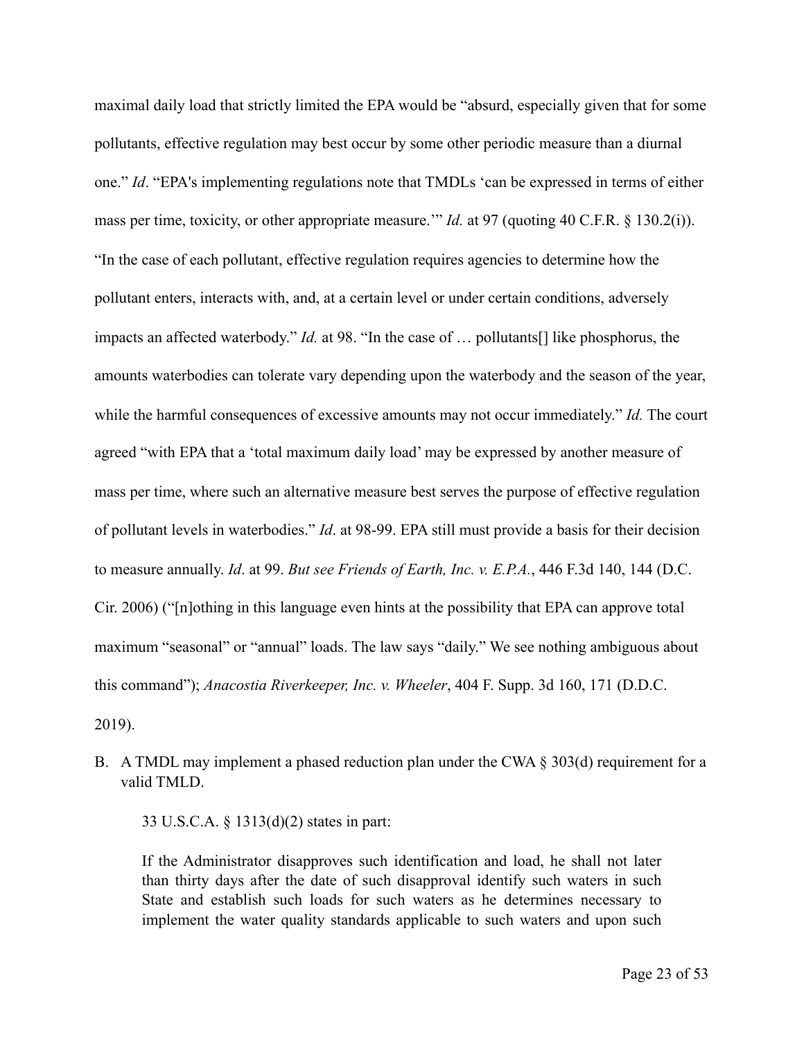maximal daily load that strictly limited the EPA would be "absurd, especially given that for some pollutants, effective regulation may best occur by some other periodic measure than a diurnal one." *Id*. "EPA's implementing regulations note that TMDLs 'can be expressed in terms of either mass per time, toxicity, or other appropriate measure.'" *Id.* at 97 (quoting 40 C.F.R. § 130.2(i)). "In the case of each pollutant, effective regulation requires agencies to determine how the pollutant enters, interacts with, and, at a certain level or under certain conditions, adversely impacts an affected waterbody." *Id.* at 98. "In the case of … pollutants[] like phosphorus, the amounts waterbodies can tolerate vary depending upon the waterbody and the season of the year, while the harmful consequences of excessive amounts may not occur immediately." *Id.* The court agreed "with EPA that a 'total maximum daily load' may be expressed by another measure of mass per time, where such an alternative measure best serves the purpose of effective regulation of pollutant levels in waterbodies." *Id*. at 98-99. EPA still must provide a basis for their decision to measure annually. *Id*. at 99. *But see Friends of Earth, Inc. v. E.P.A.*, 446 F.3d 140, 144 (D.C. Cir. 2006) ("[n]othing in this language even hints at the possibility that EPA can approve total maximum "seasonal" or "annual" loads. The law says "daily." We see nothing ambiguous about this command"); *Anacostia Riverkeeper, Inc. v. Wheeler*, 404 F. Supp. 3d 160, 171 (D.D.C. 2019).

B. A TMDL may implement a phased reduction plan under the CWA § 303(d) requirement for a valid TMLD.

> 33 U.S.C.A. § 1313(d)(2) states in part:
>
> If the Administrator disapproves such identification and load, he shall not later than thirty days after the date of such disapproval identify such waters in such State and establish such loads for such waters as he determines necessary to implement the water quality standards applicable to such waters and upon such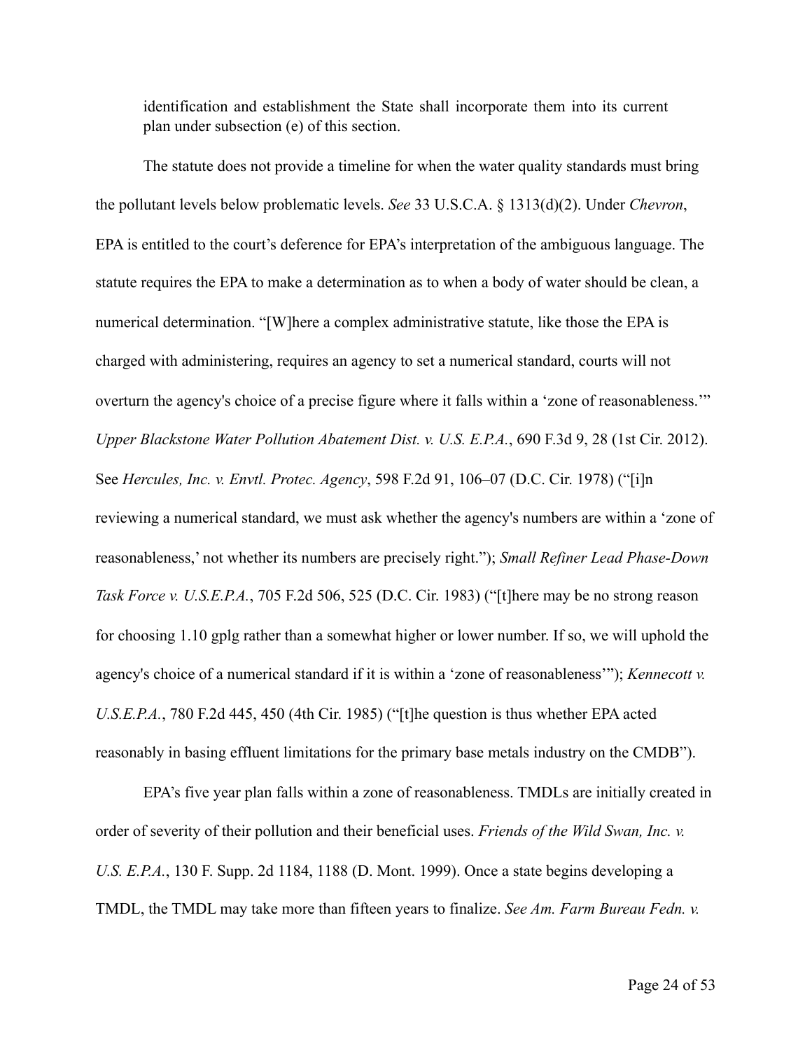> identification and establishment the State shall incorporate them into its current plan under subsection (e) of this section.

The statute does not provide a timeline for when the water quality standards must bring the pollutant levels below problematic levels. *See* 33 U.S.C.A. § 1313(d)(2). Under *Chevron*, EPA is entitled to the court's deference for EPA's interpretation of the ambiguous language. The statute requires the EPA to make a determination as to when a body of water should be clean, a numerical determination. "[W]here a complex administrative statute, like those the EPA is charged with administering, requires an agency to set a numerical standard, courts will not overturn the agency's choice of a precise figure where it falls within a 'zone of reasonableness.'" *Upper Blackstone Water Pollution Abatement Dist. v. U.S. E.P.A.*, 690 F.3d 9, 28 (1st Cir. 2012). See *Hercules, Inc. v. Envtl. Protec. Agency*, 598 F.2d 91, 106–07 (D.C. Cir. 1978) ("[i]n reviewing a numerical standard, we must ask whether the agency's numbers are within a 'zone of reasonableness,' not whether its numbers are precisely right."); *Small Refiner Lead Phase-Down Task Force v. U.S.E.P.A.*, 705 F.2d 506, 525 (D.C. Cir. 1983) ("[t]here may be no strong reason for choosing 1.10 gplg rather than a somewhat higher or lower number. If so, we will uphold the agency's choice of a numerical standard if it is within a 'zone of reasonableness'"); *Kennecott v. U.S.E.P.A.*, 780 F.2d 445, 450 (4th Cir. 1985) ("[t]he question is thus whether EPA acted reasonably in basing effluent limitations for the primary base metals industry on the CMDB").

EPA's five year plan falls within a zone of reasonableness. TMDLs are initially created in order of severity of their pollution and their beneficial uses. *Friends of the Wild Swan, Inc. v. U.S. E.P.A.*, 130 F. Supp. 2d 1184, 1188 (D. Mont. 1999). Once a state begins developing a TMDL, the TMDL may take more than fifteen years to finalize. *See Am. Farm Bureau Fedn. v.*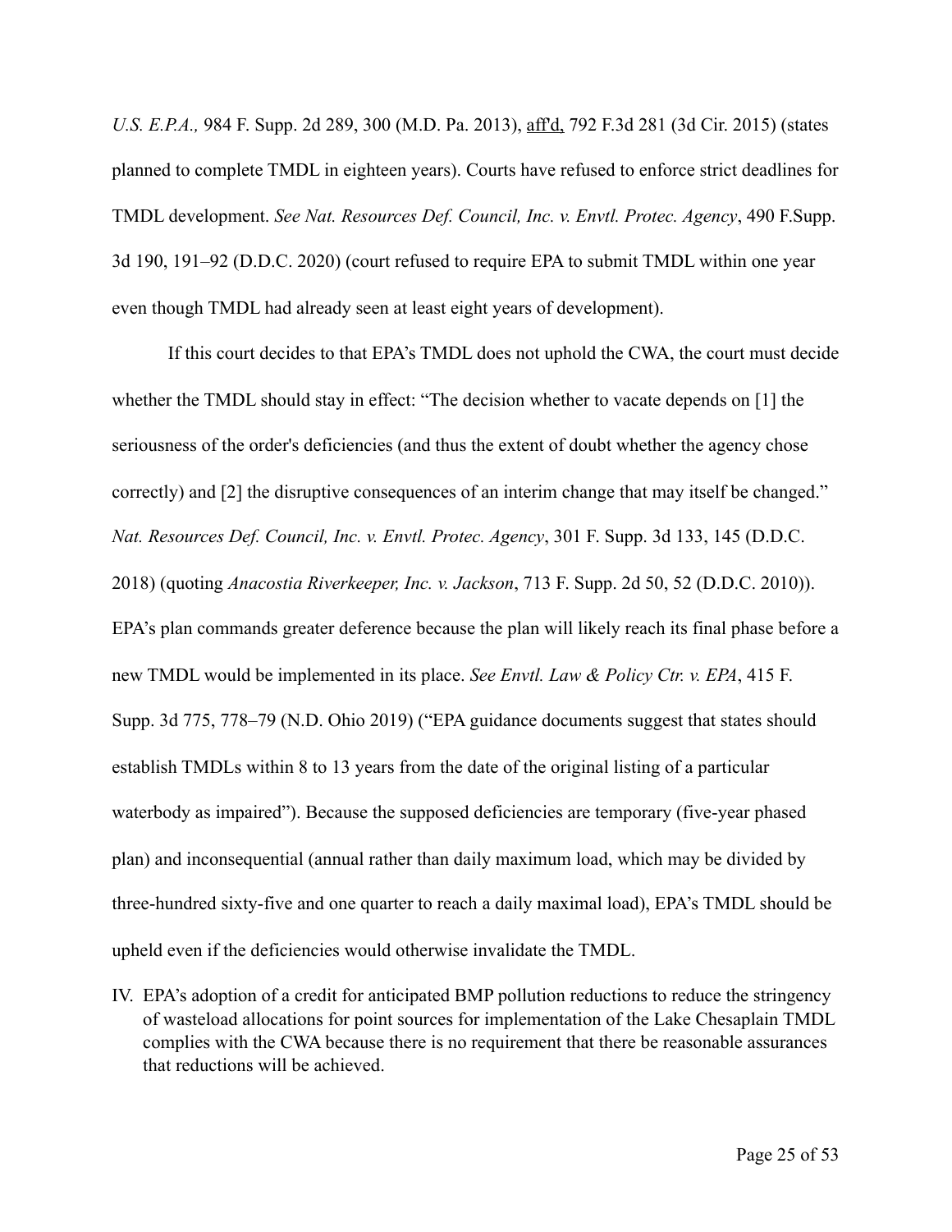*U.S. E.P.A.,* 984 F. Supp. 2d 289, 300 (M.D. Pa. 2013), aff'd, 792 F.3d 281 (3d Cir. 2015) (states planned to complete TMDL in eighteen years). Courts have refused to enforce strict deadlines for TMDL development. *See Nat. Resources Def. Council, Inc. v. Envtl. Protec. Agency*, 490 F.Supp. 3d 190, 191–92 (D.D.C. 2020) (court refused to require EPA to submit TMDL within one year even though TMDL had already seen at least eight years of development).

If this court decides to that EPA's TMDL does not uphold the CWA, the court must decide whether the TMDL should stay in effect: "The decision whether to vacate depends on [1] the seriousness of the order's deficiencies (and thus the extent of doubt whether the agency chose correctly) and [2] the disruptive consequences of an interim change that may itself be changed." *Nat. Resources Def. Council, Inc. v. Envtl. Protec. Agency*, 301 F. Supp. 3d 133, 145 (D.D.C. 2018) (quoting *Anacostia Riverkeeper, Inc. v. Jackson*, 713 F. Supp. 2d 50, 52 (D.D.C. 2010)). EPA's plan commands greater deference because the plan will likely reach its final phase before a new TMDL would be implemented in its place. *See Envtl. Law & Policy Ctr. v. EPA*, 415 F. Supp. 3d 775, 778–79 (N.D. Ohio 2019) ("EPA guidance documents suggest that states should establish TMDLs within 8 to 13 years from the date of the original listing of a particular waterbody as impaired"). Because the supposed deficiencies are temporary (five-year phased plan) and inconsequential (annual rather than daily maximum load, which may be divided by three-hundred sixty-five and one quarter to reach a daily maximal load), EPA's TMDL should be upheld even if the deficiencies would otherwise invalidate the TMDL.

IV. EPA's adoption of a credit for anticipated BMP pollution reductions to reduce the stringency of wasteload allocations for point sources for implementation of the Lake Chesaplain TMDL complies with the CWA because there is no requirement that there be reasonable assurances that reductions will be achieved.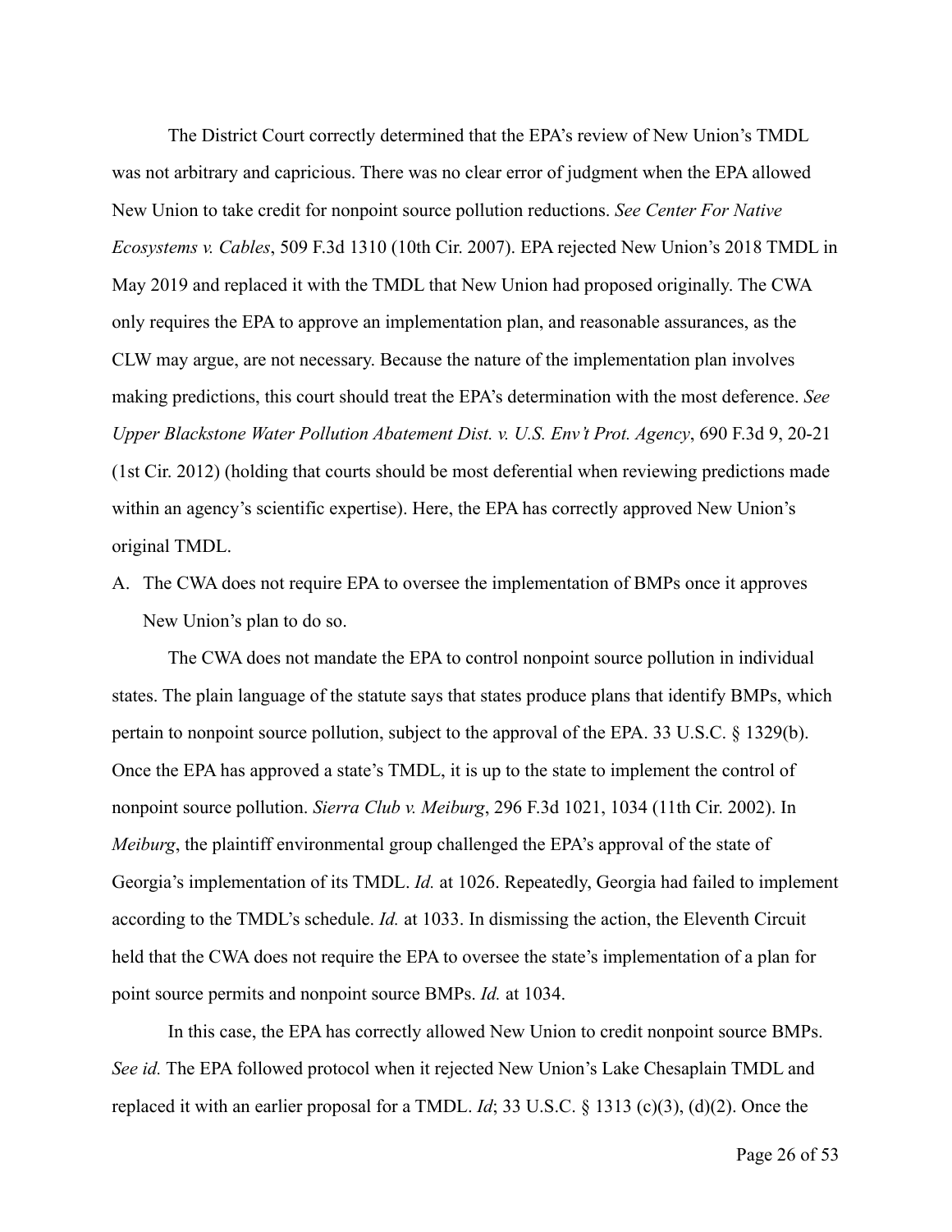The District Court correctly determined that the EPA's review of New Union's TMDL was not arbitrary and capricious. There was no clear error of judgment when the EPA allowed New Union to take credit for nonpoint source pollution reductions. *See Center For Native Ecosystems v. Cables*, 509 F.3d 1310 (10th Cir. 2007). EPA rejected New Union's 2018 TMDL in May 2019 and replaced it with the TMDL that New Union had proposed originally. The CWA only requires the EPA to approve an implementation plan, and reasonable assurances, as the CLW may argue, are not necessary. Because the nature of the implementation plan involves making predictions, this court should treat the EPA's determination with the most deference. *See Upper Blackstone Water Pollution Abatement Dist. v. U.S. Env't Prot. Agency*, 690 F.3d 9, 20-21 (1st Cir. 2012) (holding that courts should be most deferential when reviewing predictions made within an agency's scientific expertise). Here, the EPA has correctly approved New Union's original TMDL.

A. The CWA does not require EPA to oversee the implementation of BMPs once it approves New Union's plan to do so.

The CWA does not mandate the EPA to control nonpoint source pollution in individual states. The plain language of the statute says that states produce plans that identify BMPs, which pertain to nonpoint source pollution, subject to the approval of the EPA. 33 U.S.C. § 1329(b). Once the EPA has approved a state's TMDL, it is up to the state to implement the control of nonpoint source pollution. *Sierra Club v. Meiburg*, 296 F.3d 1021, 1034 (11th Cir. 2002). In *Meiburg*, the plaintiff environmental group challenged the EPA's approval of the state of Georgia's implementation of its TMDL. *Id.* at 1026. Repeatedly, Georgia had failed to implement according to the TMDL's schedule. *Id.* at 1033. In dismissing the action, the Eleventh Circuit held that the CWA does not require the EPA to oversee the state's implementation of a plan for point source permits and nonpoint source BMPs. *Id.* at 1034.

In this case, the EPA has correctly allowed New Union to credit nonpoint source BMPs. *See id.* The EPA followed protocol when it rejected New Union's Lake Chesaplain TMDL and replaced it with an earlier proposal for a TMDL. *Id*; 33 U.S.C. § 1313 (c)(3), (d)(2). Once the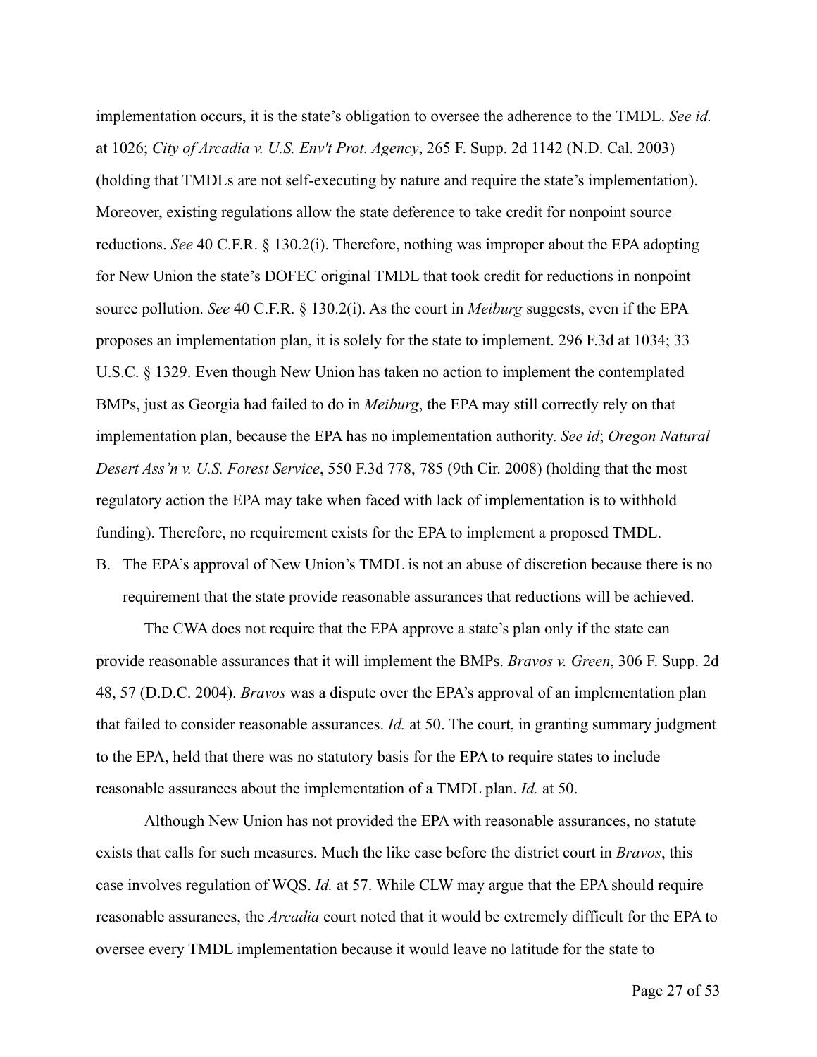implementation occurs, it is the state's obligation to oversee the adherence to the TMDL. *See id.* at 1026; *City of Arcadia v. U.S. Env't Prot. Agency*, 265 F. Supp. 2d 1142 (N.D. Cal. 2003) (holding that TMDLs are not self-executing by nature and require the state's implementation). Moreover, existing regulations allow the state deference to take credit for nonpoint source reductions. *See* 40 C.F.R. § 130.2(i). Therefore, nothing was improper about the EPA adopting for New Union the state's DOFEC original TMDL that took credit for reductions in nonpoint source pollution. *See* 40 C.F.R. § 130.2(i). As the court in *Meiburg* suggests, even if the EPA proposes an implementation plan, it is solely for the state to implement. 296 F.3d at 1034; 33 U.S.C. § 1329. Even though New Union has taken no action to implement the contemplated BMPs, just as Georgia had failed to do in *Meiburg*, the EPA may still correctly rely on that implementation plan, because the EPA has no implementation authority. *See id*; *Oregon Natural Desert Ass'n v. U.S. Forest Service*, 550 F.3d 778, 785 (9th Cir. 2008) (holding that the most regulatory action the EPA may take when faced with lack of implementation is to withhold funding). Therefore, no requirement exists for the EPA to implement a proposed TMDL.

B. The EPA's approval of New Union's TMDL is not an abuse of discretion because there is no requirement that the state provide reasonable assurances that reductions will be achieved.

The CWA does not require that the EPA approve a state's plan only if the state can provide reasonable assurances that it will implement the BMPs. *Bravos v. Green*, 306 F. Supp. 2d 48, 57 (D.D.C. 2004). *Bravos* was a dispute over the EPA's approval of an implementation plan that failed to consider reasonable assurances. *Id.* at 50. The court, in granting summary judgment to the EPA, held that there was no statutory basis for the EPA to require states to include reasonable assurances about the implementation of a TMDL plan. *Id.* at 50.

Although New Union has not provided the EPA with reasonable assurances, no statute exists that calls for such measures. Much the like case before the district court in *Bravos*, this case involves regulation of WQS. *Id.* at 57. While CLW may argue that the EPA should require reasonable assurances, the *Arcadia* court noted that it would be extremely difficult for the EPA to oversee every TMDL implementation because it would leave no latitude for the state to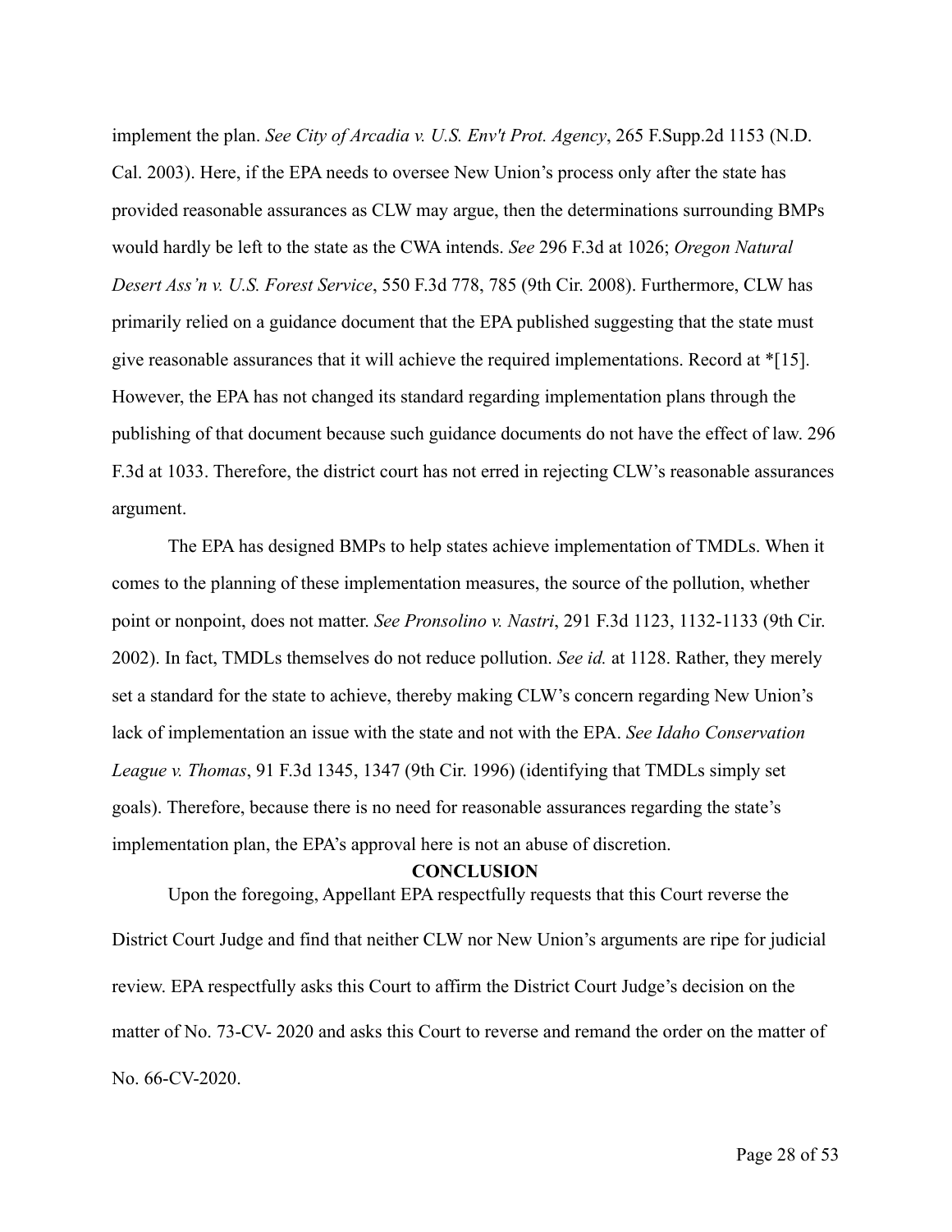implement the plan. *See City of Arcadia v. U.S. Env't Prot. Agency*, 265 F.Supp.2d 1153 (N.D. Cal. 2003). Here, if the EPA needs to oversee New Union's process only after the state has provided reasonable assurances as CLW may argue, then the determinations surrounding BMPs would hardly be left to the state as the CWA intends. *See* 296 F.3d at 1026; *Oregon Natural Desert Ass'n v. U.S. Forest Service*, 550 F.3d 778, 785 (9th Cir. 2008). Furthermore, CLW has primarily relied on a guidance document that the EPA published suggesting that the state must give reasonable assurances that it will achieve the required implementations. Record at *[15]. However, the EPA has not changed its standard regarding implementation plans through the publishing of that document because such guidance documents do not have the effect of law. 296 F.3d at 1033. Therefore, the district court has not erred in rejecting CLW's reasonable assurances argument.

The EPA has designed BMPs to help states achieve implementation of TMDLs. When it comes to the planning of these implementation measures, the source of the pollution, whether point or nonpoint, does not matter. *See Pronsolino v. Nastri*, 291 F.3d 1123, 1132-1133 (9th Cir. 2002). In fact, TMDLs themselves do not reduce pollution. *See id.* at 1128. Rather, they merely set a standard for the state to achieve, thereby making CLW's concern regarding New Union's lack of implementation an issue with the state and not with the EPA. *See Idaho Conservation League v. Thomas*, 91 F.3d 1345, 1347 (9th Cir. 1996) (identifying that TMDLs simply set goals). Therefore, because there is no need for reasonable assurances regarding the state's implementation plan, the EPA's approval here is not an abuse of discretion.

## CONCLUSION

Upon the foregoing, Appellant EPA respectfully requests that this Court reverse the District Court Judge and find that neither CLW nor New Union's arguments are ripe for judicial review. EPA respectfully asks this Court to affirm the District Court Judge's decision on the matter of No. 73-CV- 2020 and asks this Court to reverse and remand the order on the matter of No. 66-CV-2020.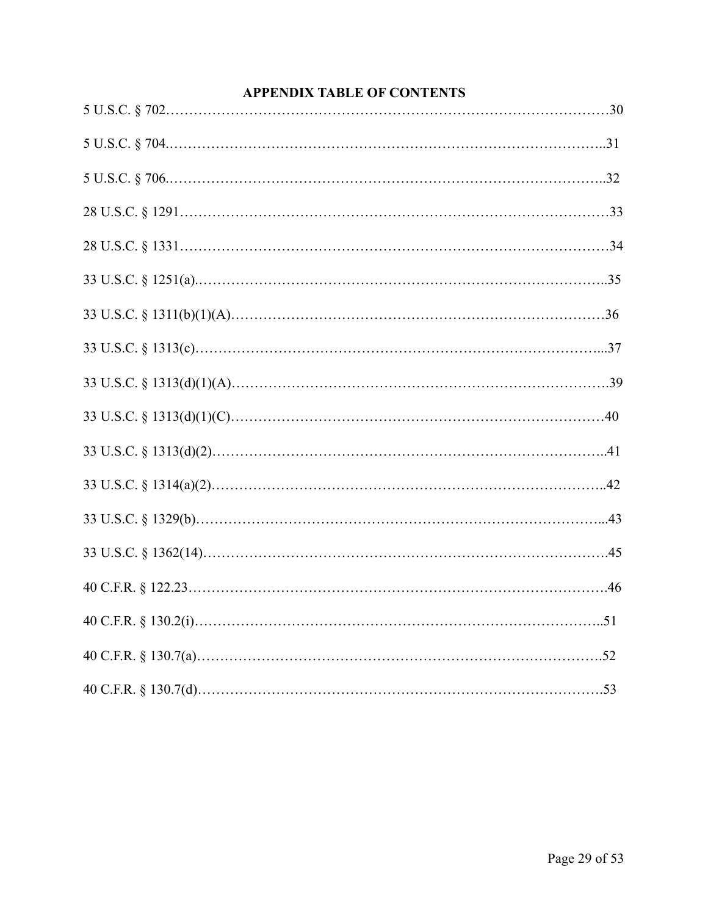## APPENDIX TABLE OF CONTENTS

5 U.S.C. § 702……………………………………………………………………………………30

5 U.S.C. § 704.…………………………………………………………………………………..31

5 U.S.C. § 706.…………………………………………………………………………………..32

28 U.S.C. § 1291………………………………………………………………………………33

28 U.S.C. § 1331………………………………………………………………………………34

33 U.S.C. § 1251(a).……………………………………………………………………………..35

33 U.S.C. § 1311(b)(1)(A)………………………………………………………………………36

33 U.S.C. § 1313(c)……………………………………………………………………………...37

33 U.S.C. § 1313(d)(1)(A)……………………………………………………………………….39

33 U.S.C. § 1313(d)(1)(C)………………………………………………………………………40

33 U.S.C. § 1313(d)(2)…………………………………………………………………………..41

33 U.S.C. § 1314(a)(2)…………………………………………………………………………..42

33 U.S.C. § 1329(b)……………………………………………………………………………...43

33 U.S.C. § 1362(14)…………………………………………………………………………….45

40 C.F.R. § 122.23……………………………………………………………………………….46

40 C.F.R. § 130.2(i)……………………………………………………………………………..51

40 C.F.R. § 130.7(a)……………………………………………………………………………….52

40 C.F.R. § 130.7(d)……………………………………………………………………………….53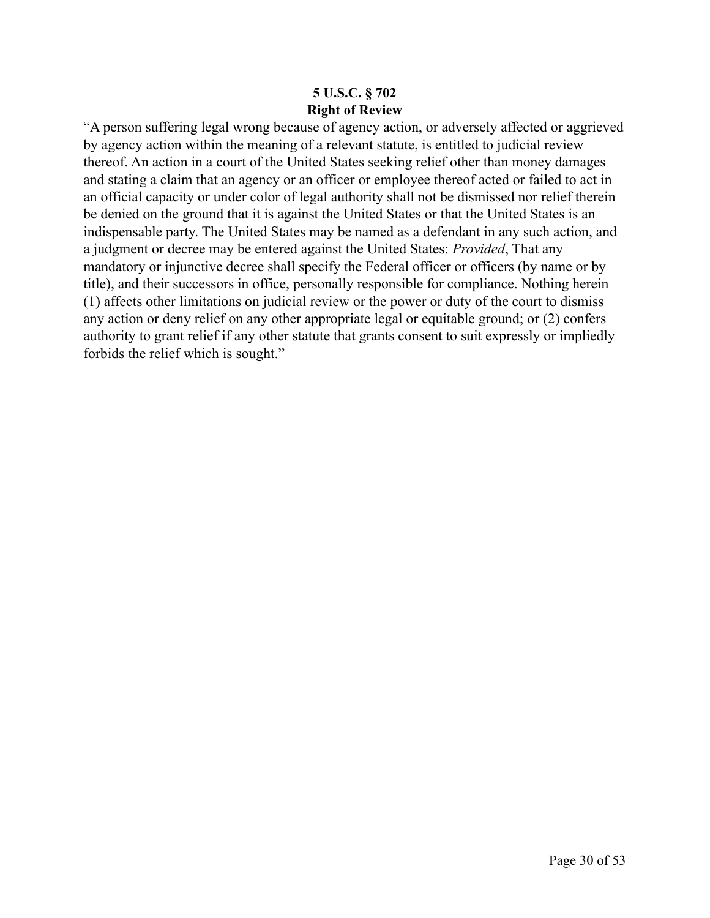**5 U.S.C. § 702**
**Right of Review**

"A person suffering legal wrong because of agency action, or adversely affected or aggrieved by agency action within the meaning of a relevant statute, is entitled to judicial review thereof. An action in a court of the United States seeking relief other than money damages and stating a claim that an agency or an officer or employee thereof acted or failed to act in an official capacity or under color of legal authority shall not be dismissed nor relief therein be denied on the ground that it is against the United States or that the United States is an indispensable party. The United States may be named as a defendant in any such action, and a judgment or decree may be entered against the United States: *Provided*, That any mandatory or injunctive decree shall specify the Federal officer or officers (by name or by title), and their successors in office, personally responsible for compliance. Nothing herein (1) affects other limitations on judicial review or the power or duty of the court to dismiss any action or deny relief on any other appropriate legal or equitable ground; or (2) confers authority to grant relief if any other statute that grants consent to suit expressly or impliedly forbids the relief which is sought."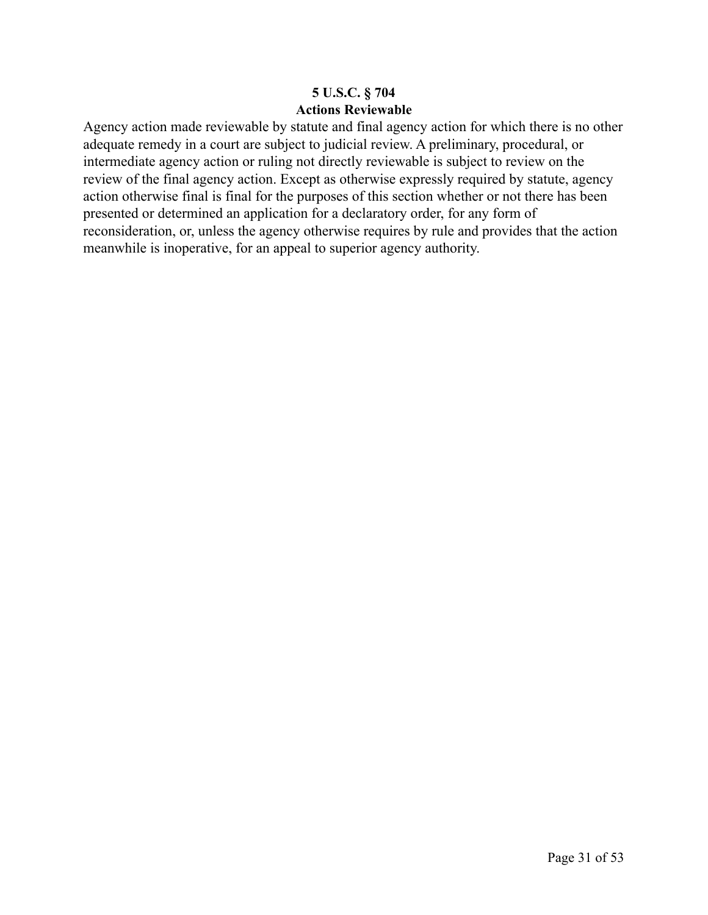**5 U.S.C. § 704**
**Actions Reviewable**

Agency action made reviewable by statute and final agency action for which there is no other adequate remedy in a court are subject to judicial review. A preliminary, procedural, or intermediate agency action or ruling not directly reviewable is subject to review on the review of the final agency action. Except as otherwise expressly required by statute, agency action otherwise final is final for the purposes of this section whether or not there has been presented or determined an application for a declaratory order, for any form of reconsideration, or, unless the agency otherwise requires by rule and provides that the action meanwhile is inoperative, for an appeal to superior agency authority.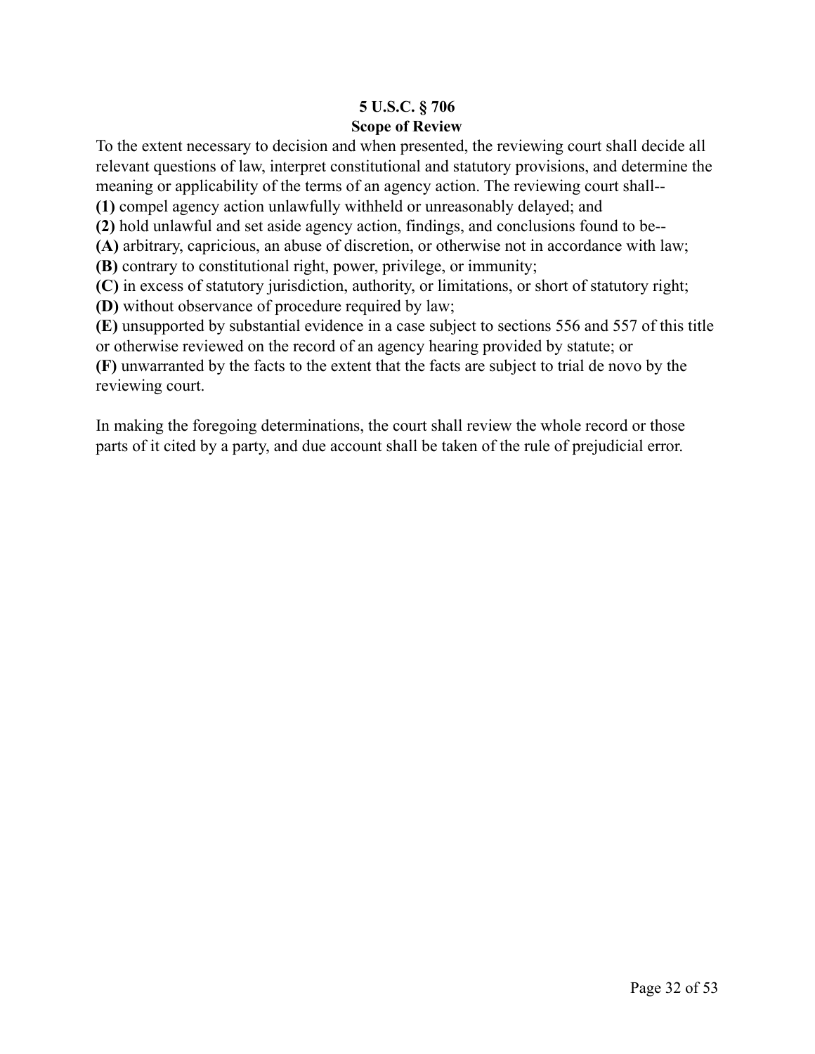**5 U.S.C. § 706**
**Scope of Review**

To the extent necessary to decision and when presented, the reviewing court shall decide all relevant questions of law, interpret constitutional and statutory provisions, and determine the meaning or applicability of the terms of an agency action. The reviewing court shall--

**(1)** compel agency action unlawfully withheld or unreasonably delayed; and

**(2)** hold unlawful and set aside agency action, findings, and conclusions found to be--

**(A)** arbitrary, capricious, an abuse of discretion, or otherwise not in accordance with law;

**(B)** contrary to constitutional right, power, privilege, or immunity;

**(C)** in excess of statutory jurisdiction, authority, or limitations, or short of statutory right;

**(D)** without observance of procedure required by law;

**(E)** unsupported by substantial evidence in a case subject to sections 556 and 557 of this title or otherwise reviewed on the record of an agency hearing provided by statute; or

**(F)** unwarranted by the facts to the extent that the facts are subject to trial de novo by the reviewing court.

In making the foregoing determinations, the court shall review the whole record or those parts of it cited by a party, and due account shall be taken of the rule of prejudicial error.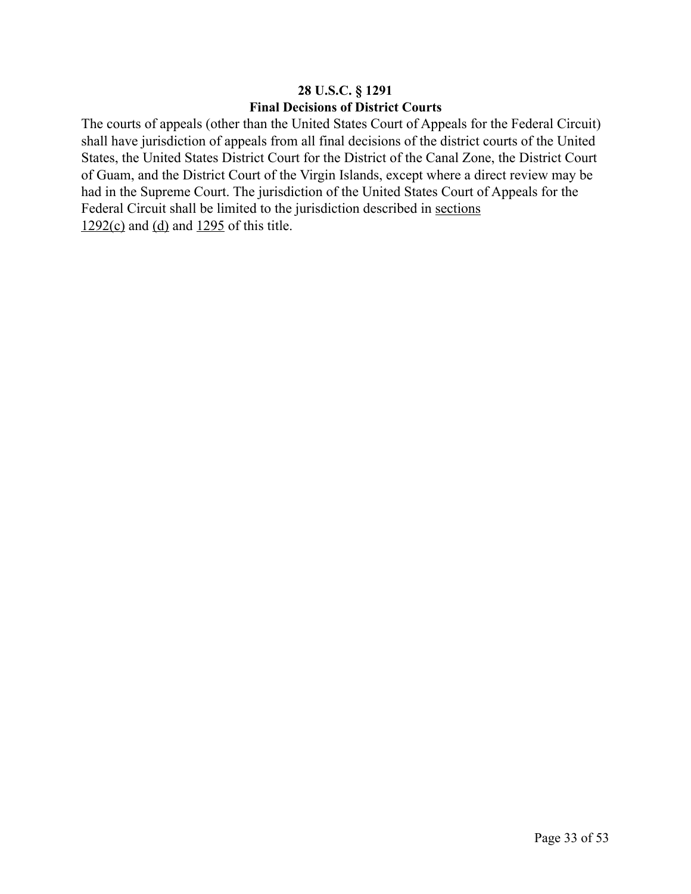**28 U.S.C. § 1291**

**Final Decisions of District Courts**

The courts of appeals (other than the United States Court of Appeals for the Federal Circuit) shall have jurisdiction of appeals from all final decisions of the district courts of the United States, the United States District Court for the District of the Canal Zone, the District Court of Guam, and the District Court of the Virgin Islands, except where a direct review may be had in the Supreme Court. The jurisdiction of the United States Court of Appeals for the Federal Circuit shall be limited to the jurisdiction described in sections 1292(c) and (d) and 1295 of this title.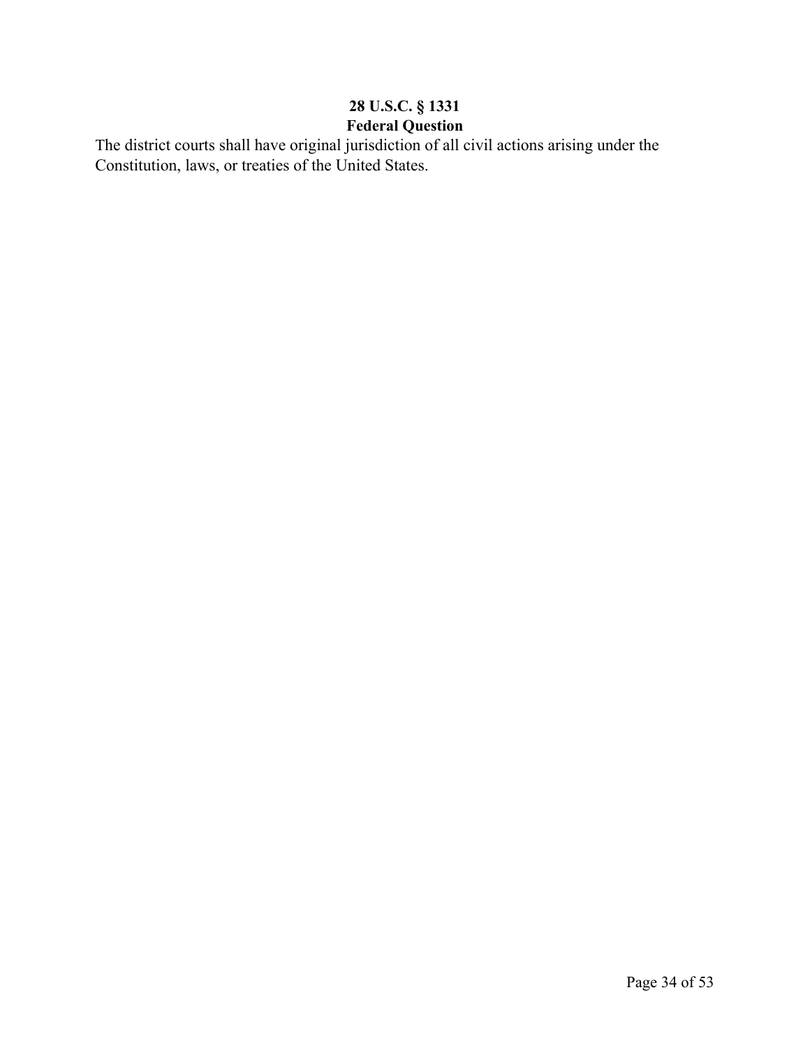## 28 U.S.C. § 1331
## Federal Question

The district courts shall have original jurisdiction of all civil actions arising under the Constitution, laws, or treaties of the United States.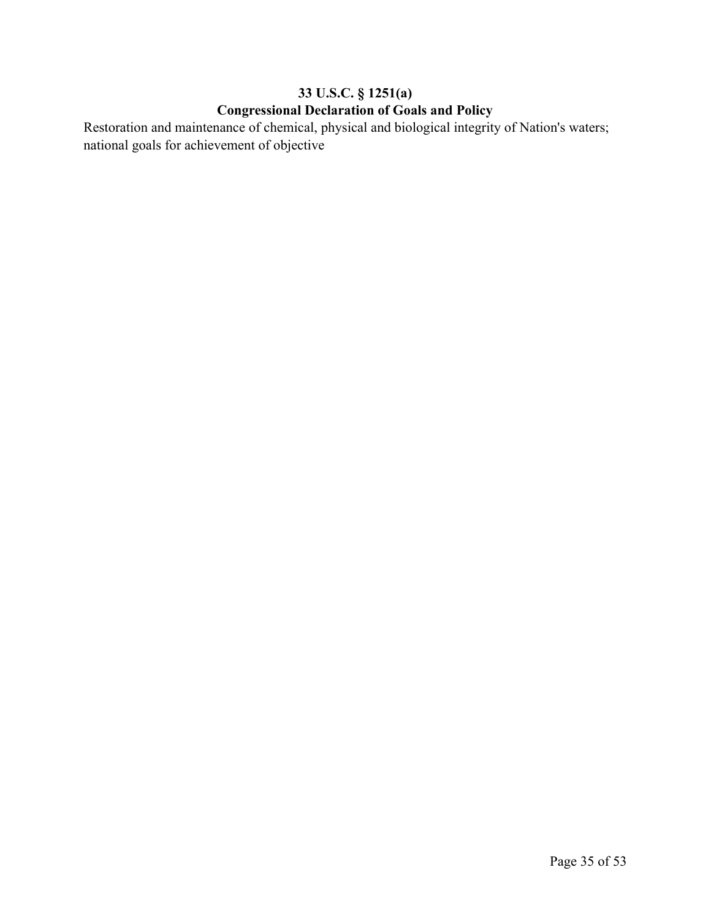## 33 U.S.C. § 1251(a)
## Congressional Declaration of Goals and Policy

Restoration and maintenance of chemical, physical and biological integrity of Nation's waters; national goals for achievement of objective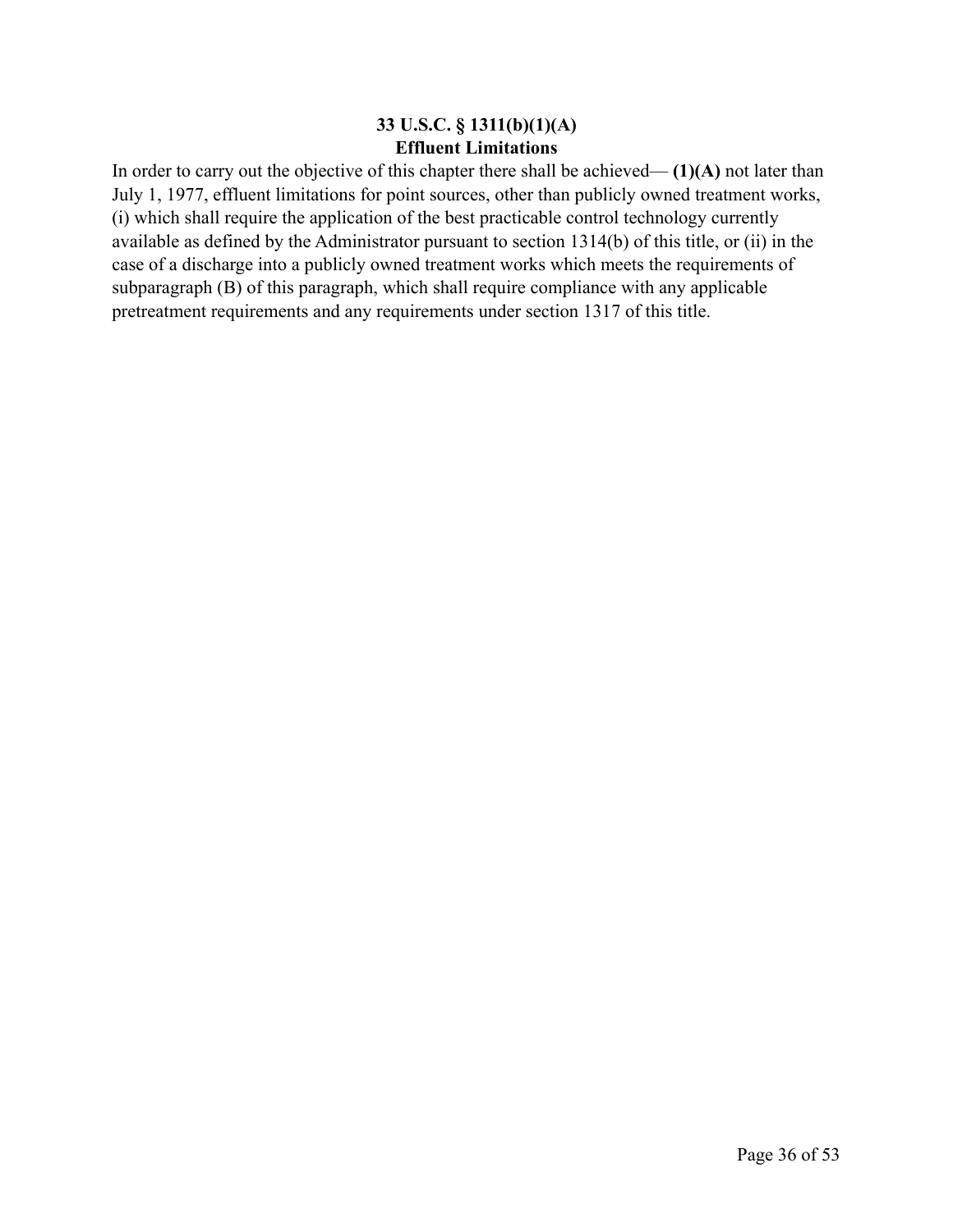**33 U.S.C. § 1311(b)(1)(A)**
**Effluent Limitations**

In order to carry out the objective of this chapter there shall be achieved— **(1)(A)** not later than July 1, 1977, effluent limitations for point sources, other than publicly owned treatment works, (i) which shall require the application of the best practicable control technology currently available as defined by the Administrator pursuant to section 1314(b) of this title, or (ii) in the case of a discharge into a publicly owned treatment works which meets the requirements of subparagraph (B) of this paragraph, which shall require compliance with any applicable pretreatment requirements and any requirements under section 1317 of this title.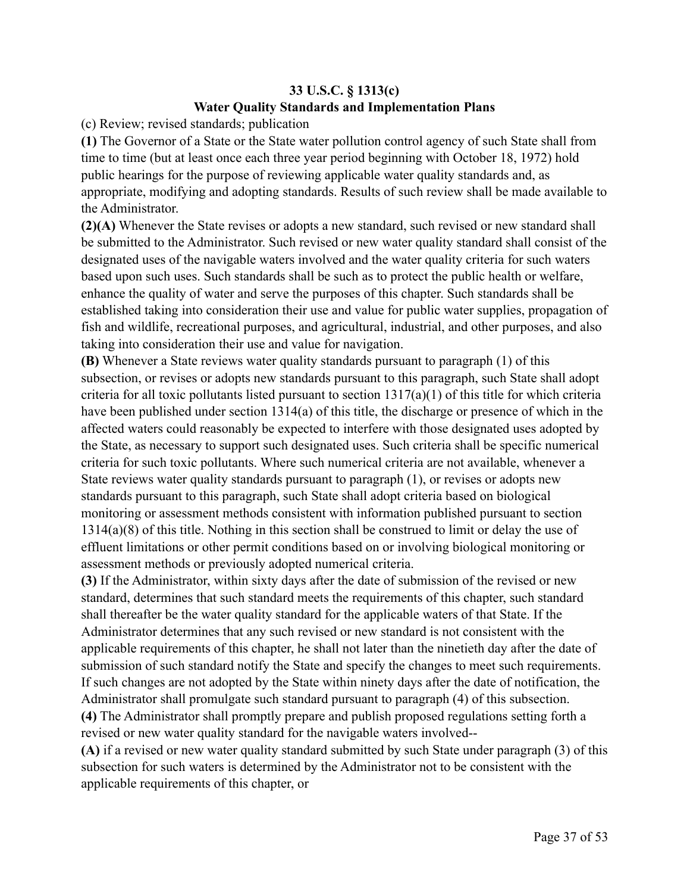**33 U.S.C. § 1313(c)**
**Water Quality Standards and Implementation Plans**

(c) Review; revised standards; publication

**(1)** The Governor of a State or the State water pollution control agency of such State shall from time to time (but at least once each three year period beginning with October 18, 1972) hold public hearings for the purpose of reviewing applicable water quality standards and, as appropriate, modifying and adopting standards. Results of such review shall be made available to the Administrator.

**(2)(A)** Whenever the State revises or adopts a new standard, such revised or new standard shall be submitted to the Administrator. Such revised or new water quality standard shall consist of the designated uses of the navigable waters involved and the water quality criteria for such waters based upon such uses. Such standards shall be such as to protect the public health or welfare, enhance the quality of water and serve the purposes of this chapter. Such standards shall be established taking into consideration their use and value for public water supplies, propagation of fish and wildlife, recreational purposes, and agricultural, industrial, and other purposes, and also taking into consideration their use and value for navigation.

**(B)** Whenever a State reviews water quality standards pursuant to paragraph (1) of this subsection, or revises or adopts new standards pursuant to this paragraph, such State shall adopt criteria for all toxic pollutants listed pursuant to section 1317(a)(1) of this title for which criteria have been published under section 1314(a) of this title, the discharge or presence of which in the affected waters could reasonably be expected to interfere with those designated uses adopted by the State, as necessary to support such designated uses. Such criteria shall be specific numerical criteria for such toxic pollutants. Where such numerical criteria are not available, whenever a State reviews water quality standards pursuant to paragraph (1), or revises or adopts new standards pursuant to this paragraph, such State shall adopt criteria based on biological monitoring or assessment methods consistent with information published pursuant to section 1314(a)(8) of this title. Nothing in this section shall be construed to limit or delay the use of effluent limitations or other permit conditions based on or involving biological monitoring or assessment methods or previously adopted numerical criteria.

**(3)** If the Administrator, within sixty days after the date of submission of the revised or new standard, determines that such standard meets the requirements of this chapter, such standard shall thereafter be the water quality standard for the applicable waters of that State. If the Administrator determines that any such revised or new standard is not consistent with the applicable requirements of this chapter, he shall not later than the ninetieth day after the date of submission of such standard notify the State and specify the changes to meet such requirements. If such changes are not adopted by the State within ninety days after the date of notification, the Administrator shall promulgate such standard pursuant to paragraph (4) of this subsection.

**(4)** The Administrator shall promptly prepare and publish proposed regulations setting forth a revised or new water quality standard for the navigable waters involved--

**(A)** if a revised or new water quality standard submitted by such State under paragraph (3) of this subsection for such waters is determined by the Administrator not to be consistent with the applicable requirements of this chapter, or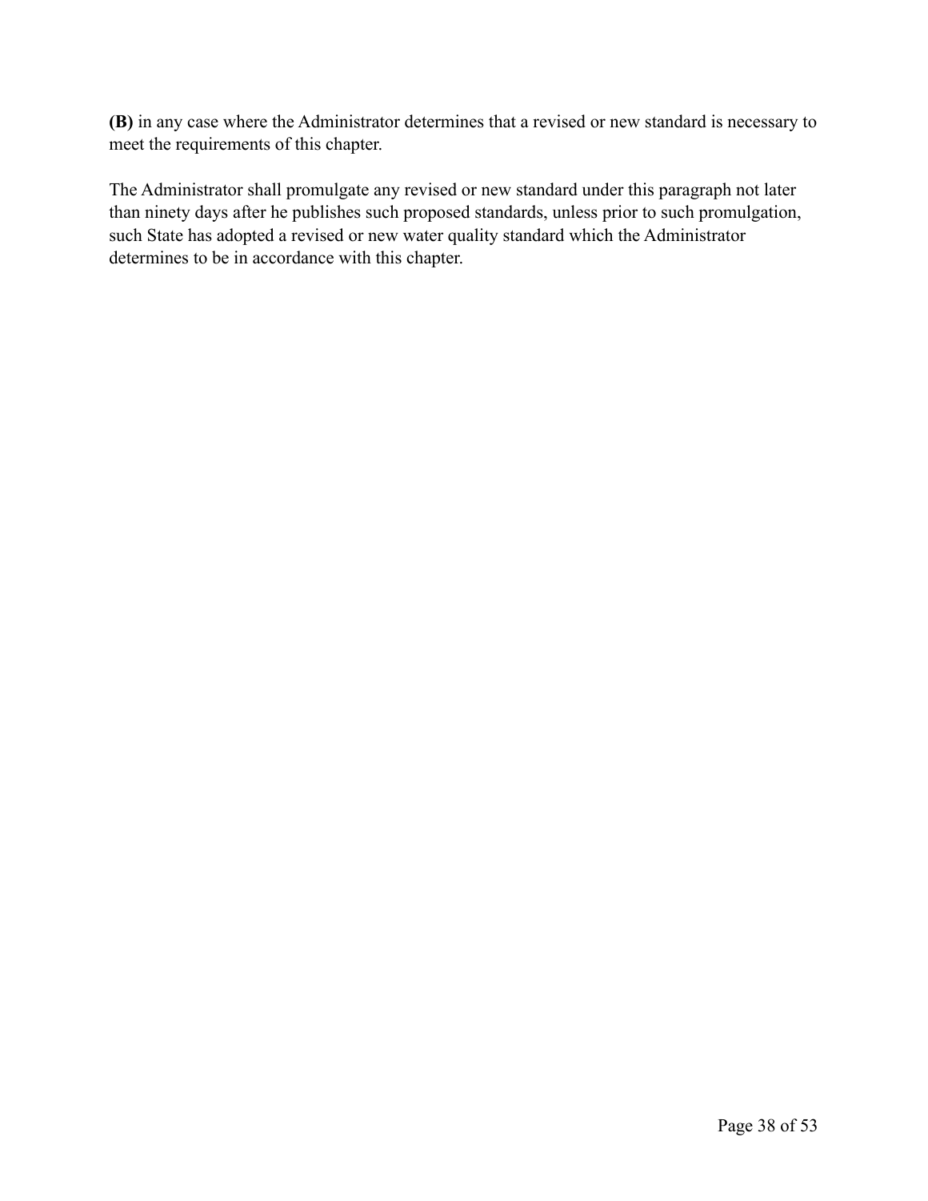**(B)** in any case where the Administrator determines that a revised or new standard is necessary to meet the requirements of this chapter.

The Administrator shall promulgate any revised or new standard under this paragraph not later than ninety days after he publishes such proposed standards, unless prior to such promulgation, such State has adopted a revised or new water quality standard which the Administrator determines to be in accordance with this chapter.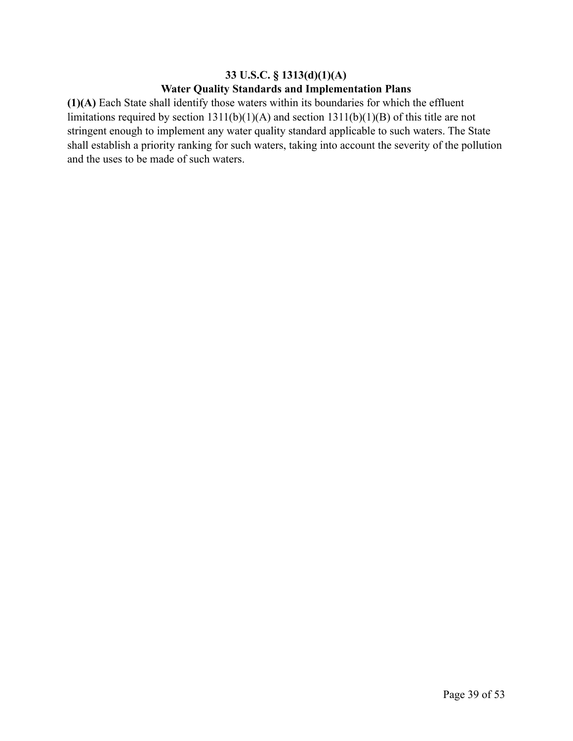## 33 U.S.C. § 1313(d)(1)(A)
## Water Quality Standards and Implementation Plans

**(1)(A)** Each State shall identify those waters within its boundaries for which the effluent limitations required by section 1311(b)(1)(A) and section 1311(b)(1)(B) of this title are not stringent enough to implement any water quality standard applicable to such waters. The State shall establish a priority ranking for such waters, taking into account the severity of the pollution and the uses to be made of such waters.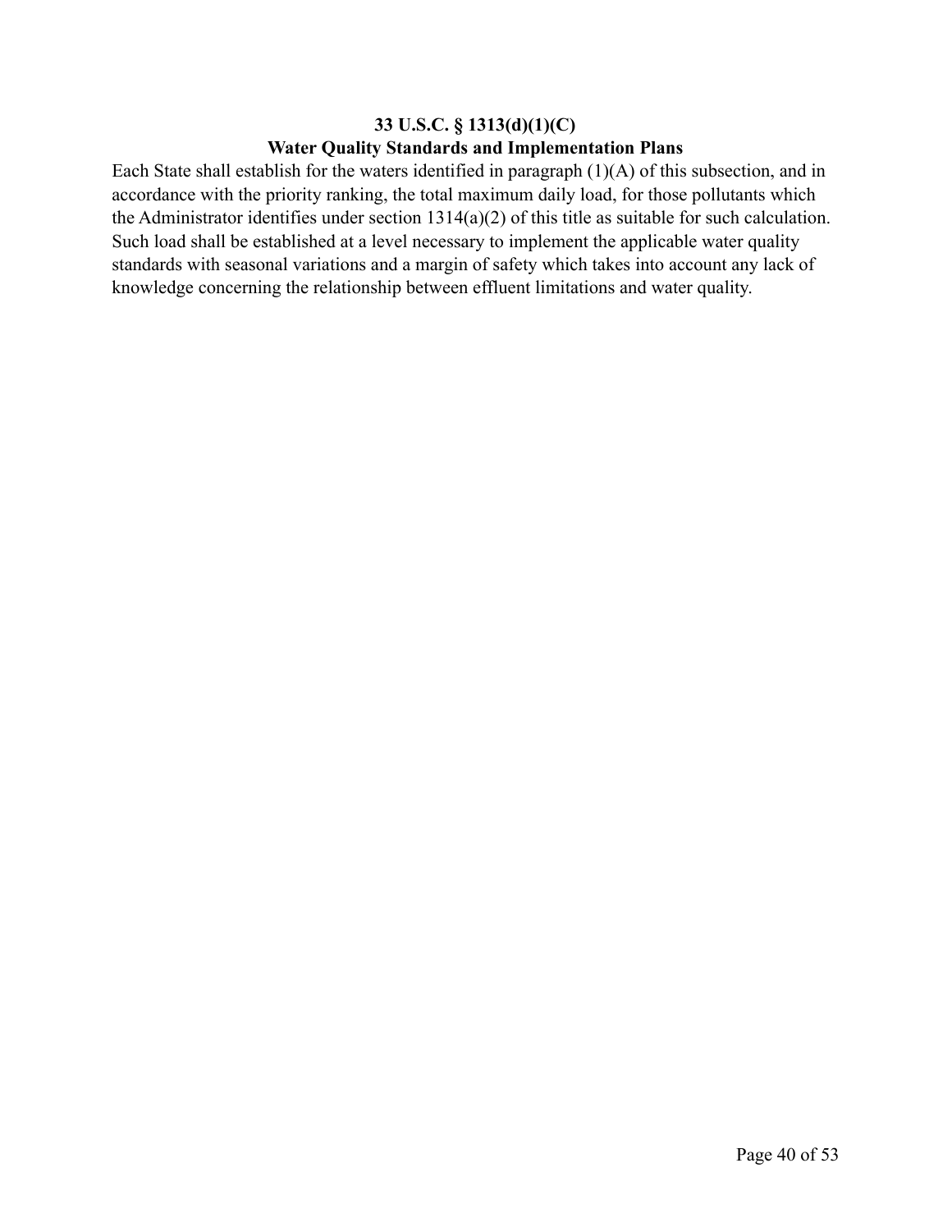**33 U.S.C. § 1313(d)(1)(C)**

**Water Quality Standards and Implementation Plans**

Each State shall establish for the waters identified in paragraph (1)(A) of this subsection, and in accordance with the priority ranking, the total maximum daily load, for those pollutants which the Administrator identifies under section 1314(a)(2) of this title as suitable for such calculation. Such load shall be established at a level necessary to implement the applicable water quality standards with seasonal variations and a margin of safety which takes into account any lack of knowledge concerning the relationship between effluent limitations and water quality.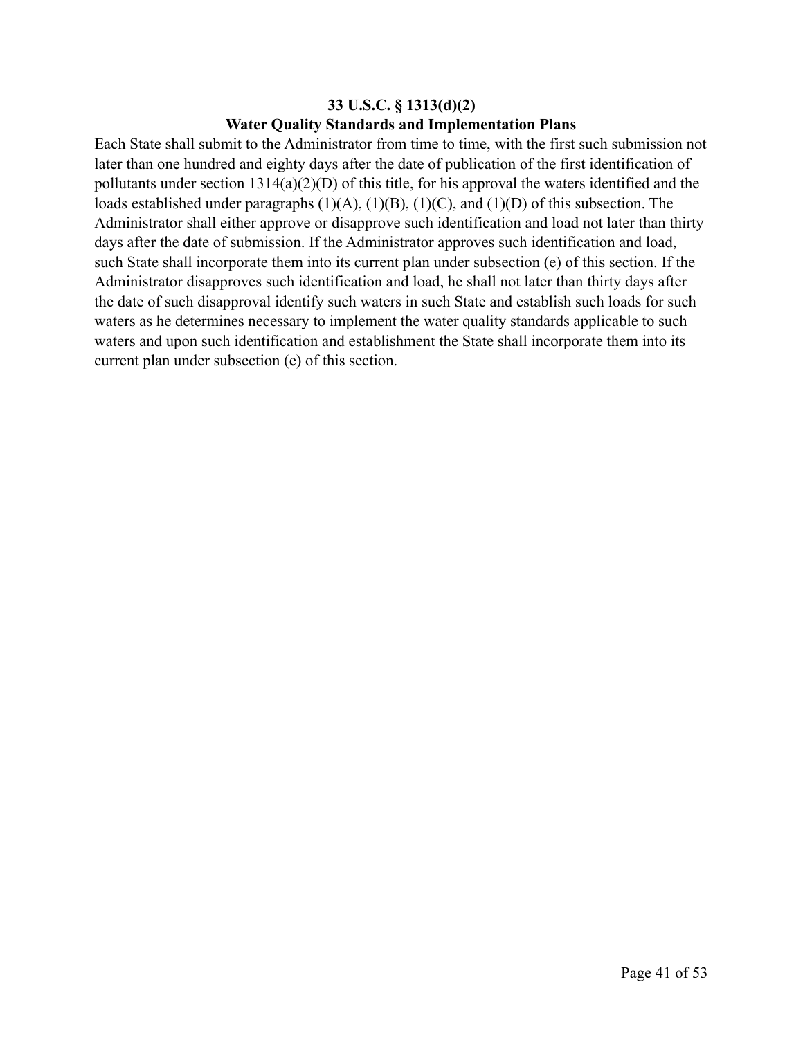## 33 U.S.C. § 1313(d)(2)

## Water Quality Standards and Implementation Plans

Each State shall submit to the Administrator from time to time, with the first such submission not later than one hundred and eighty days after the date of publication of the first identification of pollutants under section 1314(a)(2)(D) of this title, for his approval the waters identified and the loads established under paragraphs (1)(A), (1)(B), (1)(C), and (1)(D) of this subsection. The Administrator shall either approve or disapprove such identification and load not later than thirty days after the date of submission. If the Administrator approves such identification and load, such State shall incorporate them into its current plan under subsection (e) of this section. If the Administrator disapproves such identification and load, he shall not later than thirty days after the date of such disapproval identify such waters in such State and establish such loads for such waters as he determines necessary to implement the water quality standards applicable to such waters and upon such identification and establishment the State shall incorporate them into its current plan under subsection (e) of this section.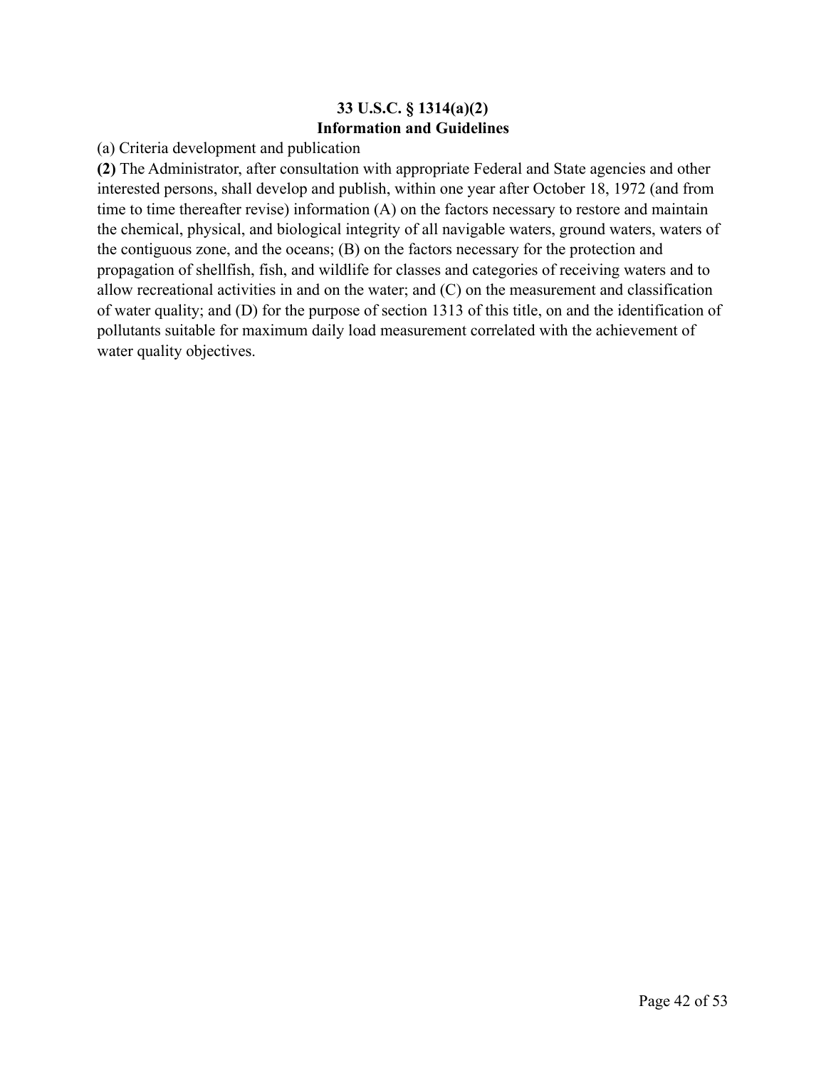**33 U.S.C. § 1314(a)(2)**
**Information and Guidelines**

(a) Criteria development and publication

**(2)** The Administrator, after consultation with appropriate Federal and State agencies and other interested persons, shall develop and publish, within one year after October 18, 1972 (and from time to time thereafter revise) information (A) on the factors necessary to restore and maintain the chemical, physical, and biological integrity of all navigable waters, ground waters, waters of the contiguous zone, and the oceans; (B) on the factors necessary for the protection and propagation of shellfish, fish, and wildlife for classes and categories of receiving waters and to allow recreational activities in and on the water; and (C) on the measurement and classification of water quality; and (D) for the purpose of section 1313 of this title, on and the identification of pollutants suitable for maximum daily load measurement correlated with the achievement of water quality objectives.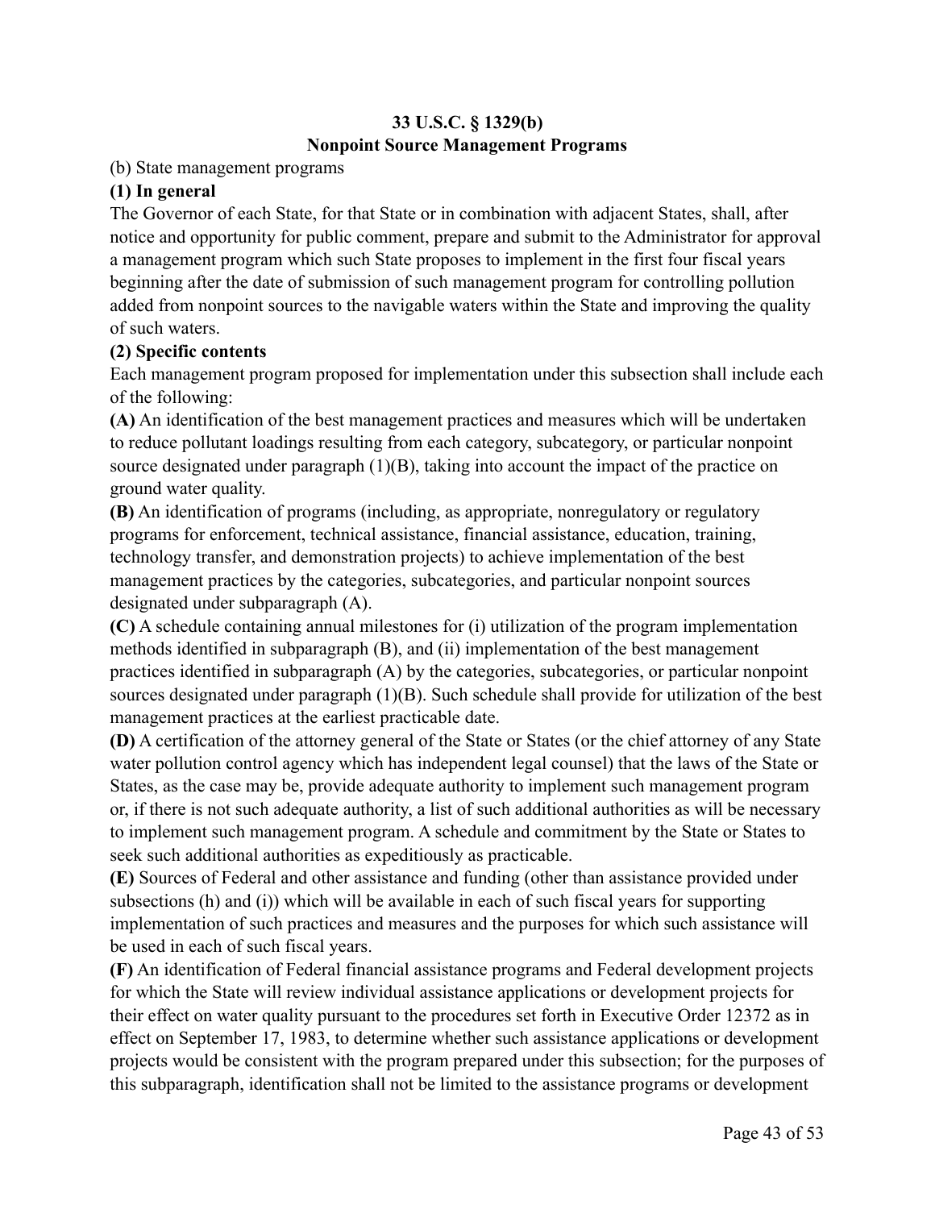**33 U.S.C. § 1329(b)**
**Nonpoint Source Management Programs**

(b) State management programs

**(1) In general**

The Governor of each State, for that State or in combination with adjacent States, shall, after notice and opportunity for public comment, prepare and submit to the Administrator for approval a management program which such State proposes to implement in the first four fiscal years beginning after the date of submission of such management program for controlling pollution added from nonpoint sources to the navigable waters within the State and improving the quality of such waters.

**(2) Specific contents**

Each management program proposed for implementation under this subsection shall include each of the following:

**(A)** An identification of the best management practices and measures which will be undertaken to reduce pollutant loadings resulting from each category, subcategory, or particular nonpoint source designated under paragraph (1)(B), taking into account the impact of the practice on ground water quality.

**(B)** An identification of programs (including, as appropriate, nonregulatory or regulatory programs for enforcement, technical assistance, financial assistance, education, training, technology transfer, and demonstration projects) to achieve implementation of the best management practices by the categories, subcategories, and particular nonpoint sources designated under subparagraph (A).

**(C)** A schedule containing annual milestones for (i) utilization of the program implementation methods identified in subparagraph (B), and (ii) implementation of the best management practices identified in subparagraph (A) by the categories, subcategories, or particular nonpoint sources designated under paragraph (1)(B). Such schedule shall provide for utilization of the best management practices at the earliest practicable date.

**(D)** A certification of the attorney general of the State or States (or the chief attorney of any State water pollution control agency which has independent legal counsel) that the laws of the State or States, as the case may be, provide adequate authority to implement such management program or, if there is not such adequate authority, a list of such additional authorities as will be necessary to implement such management program. A schedule and commitment by the State or States to seek such additional authorities as expeditiously as practicable.

**(E)** Sources of Federal and other assistance and funding (other than assistance provided under subsections (h) and (i)) which will be available in each of such fiscal years for supporting implementation of such practices and measures and the purposes for which such assistance will be used in each of such fiscal years.

**(F)** An identification of Federal financial assistance programs and Federal development projects for which the State will review individual assistance applications or development projects for their effect on water quality pursuant to the procedures set forth in Executive Order 12372 as in effect on September 17, 1983, to determine whether such assistance applications or development projects would be consistent with the program prepared under this subsection; for the purposes of this subparagraph, identification shall not be limited to the assistance programs or development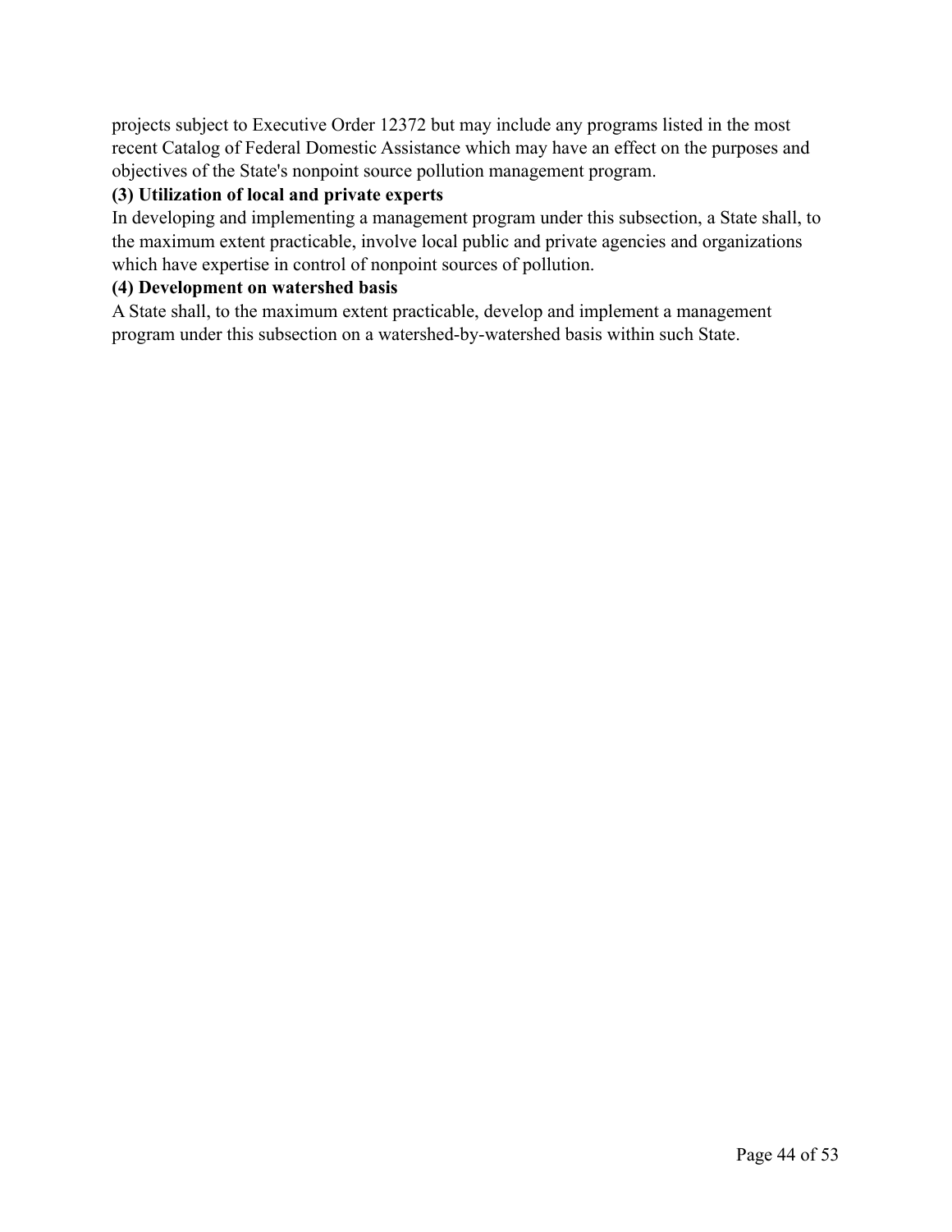projects subject to Executive Order 12372 but may include any programs listed in the most recent Catalog of Federal Domestic Assistance which may have an effect on the purposes and objectives of the State's nonpoint source pollution management program.

**(3) Utilization of local and private experts**

In developing and implementing a management program under this subsection, a State shall, to the maximum extent practicable, involve local public and private agencies and organizations which have expertise in control of nonpoint sources of pollution.

**(4) Development on watershed basis**

A State shall, to the maximum extent practicable, develop and implement a management program under this subsection on a watershed-by-watershed basis within such State.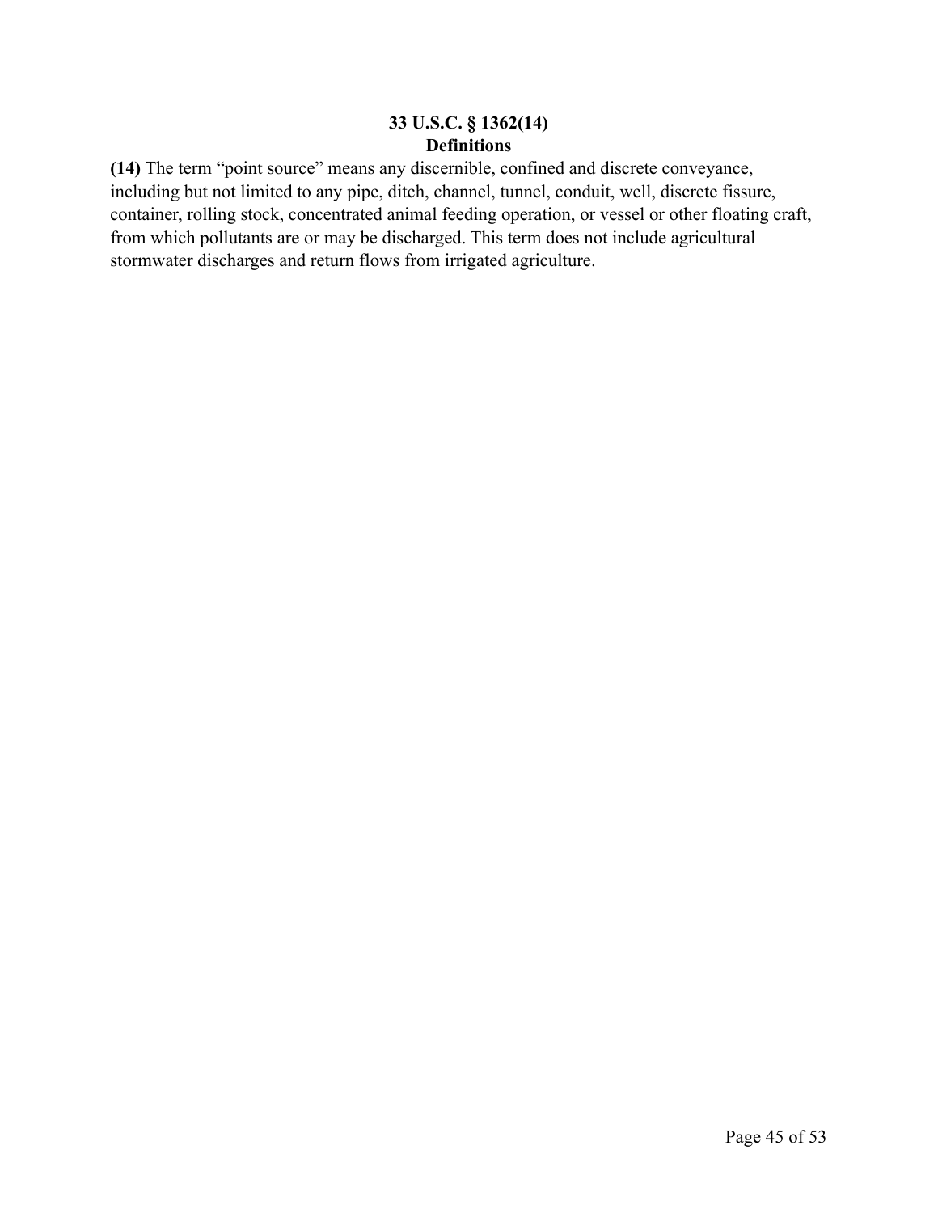**33 U.S.C. § 1362(14)**

**Definitions**

**(14)** The term “point source” means any discernible, confined and discrete conveyance, including but not limited to any pipe, ditch, channel, tunnel, conduit, well, discrete fissure, container, rolling stock, concentrated animal feeding operation, or vessel or other floating craft, from which pollutants are or may be discharged. This term does not include agricultural stormwater discharges and return flows from irrigated agriculture.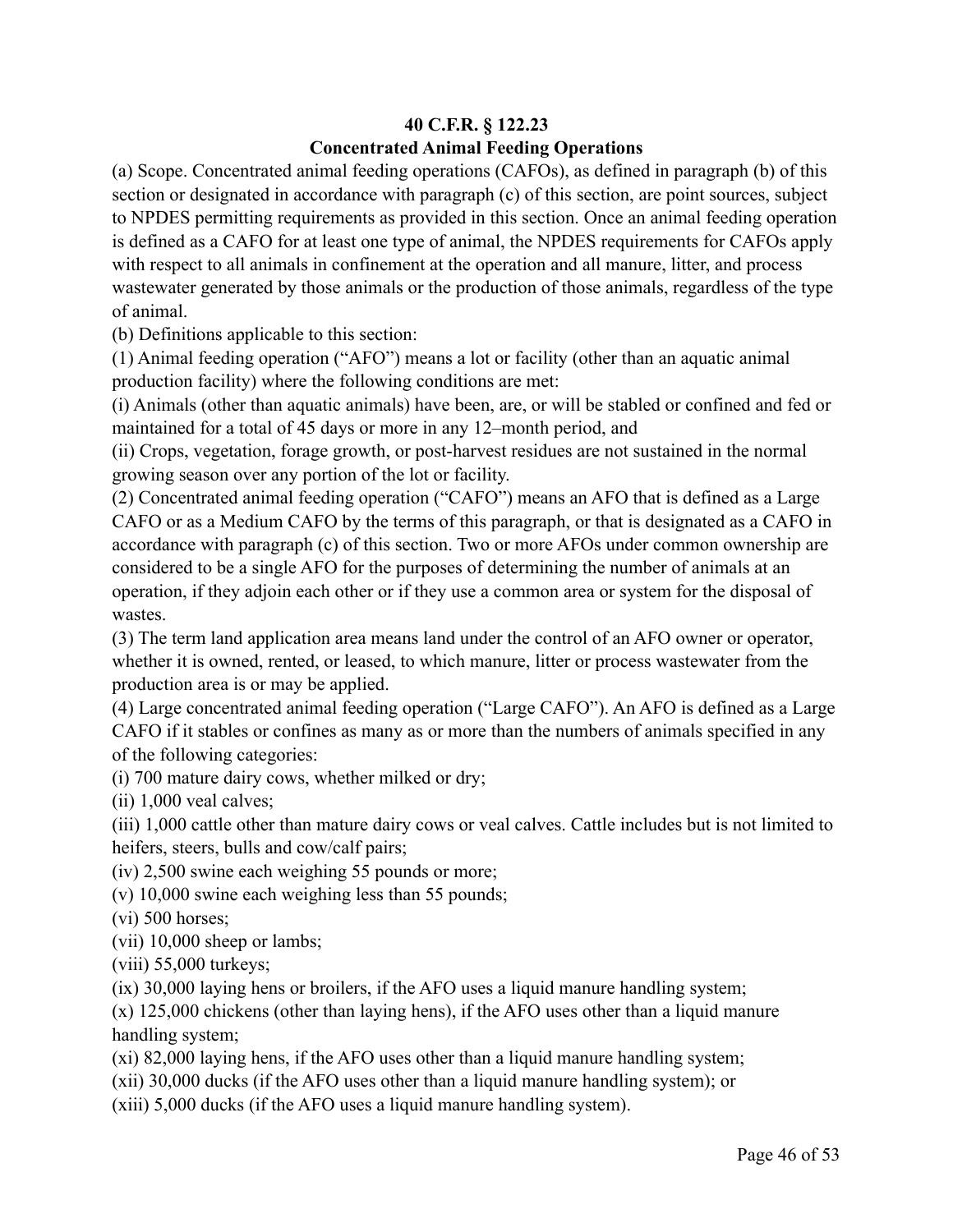**40 C.F.R. § 122.23**
**Concentrated Animal Feeding Operations**

(a) Scope. Concentrated animal feeding operations (CAFOs), as defined in paragraph (b) of this section or designated in accordance with paragraph (c) of this section, are point sources, subject to NPDES permitting requirements as provided in this section. Once an animal feeding operation is defined as a CAFO for at least one type of animal, the NPDES requirements for CAFOs apply with respect to all animals in confinement at the operation and all manure, litter, and process wastewater generated by those animals or the production of those animals, regardless of the type of animal.

(b) Definitions applicable to this section:

(1) Animal feeding operation ("AFO") means a lot or facility (other than an aquatic animal production facility) where the following conditions are met:

(i) Animals (other than aquatic animals) have been, are, or will be stabled or confined and fed or maintained for a total of 45 days or more in any 12–month period, and

(ii) Crops, vegetation, forage growth, or post-harvest residues are not sustained in the normal growing season over any portion of the lot or facility.

(2) Concentrated animal feeding operation ("CAFO") means an AFO that is defined as a Large CAFO or as a Medium CAFO by the terms of this paragraph, or that is designated as a CAFO in accordance with paragraph (c) of this section. Two or more AFOs under common ownership are considered to be a single AFO for the purposes of determining the number of animals at an operation, if they adjoin each other or if they use a common area or system for the disposal of wastes.

(3) The term land application area means land under the control of an AFO owner or operator, whether it is owned, rented, or leased, to which manure, litter or process wastewater from the production area is or may be applied.

(4) Large concentrated animal feeding operation ("Large CAFO"). An AFO is defined as a Large CAFO if it stables or confines as many as or more than the numbers of animals specified in any of the following categories:

(i) 700 mature dairy cows, whether milked or dry;

(ii) 1,000 veal calves;

(iii) 1,000 cattle other than mature dairy cows or veal calves. Cattle includes but is not limited to heifers, steers, bulls and cow/calf pairs;

(iv) 2,500 swine each weighing 55 pounds or more;

(v) 10,000 swine each weighing less than 55 pounds;

(vi) 500 horses;

(vii) 10,000 sheep or lambs;

(viii) 55,000 turkeys;

(ix) 30,000 laying hens or broilers, if the AFO uses a liquid manure handling system;

(x) 125,000 chickens (other than laying hens), if the AFO uses other than a liquid manure handling system;

(xi) 82,000 laying hens, if the AFO uses other than a liquid manure handling system;

(xii) 30,000 ducks (if the AFO uses other than a liquid manure handling system); or

(xiii) 5,000 ducks (if the AFO uses a liquid manure handling system).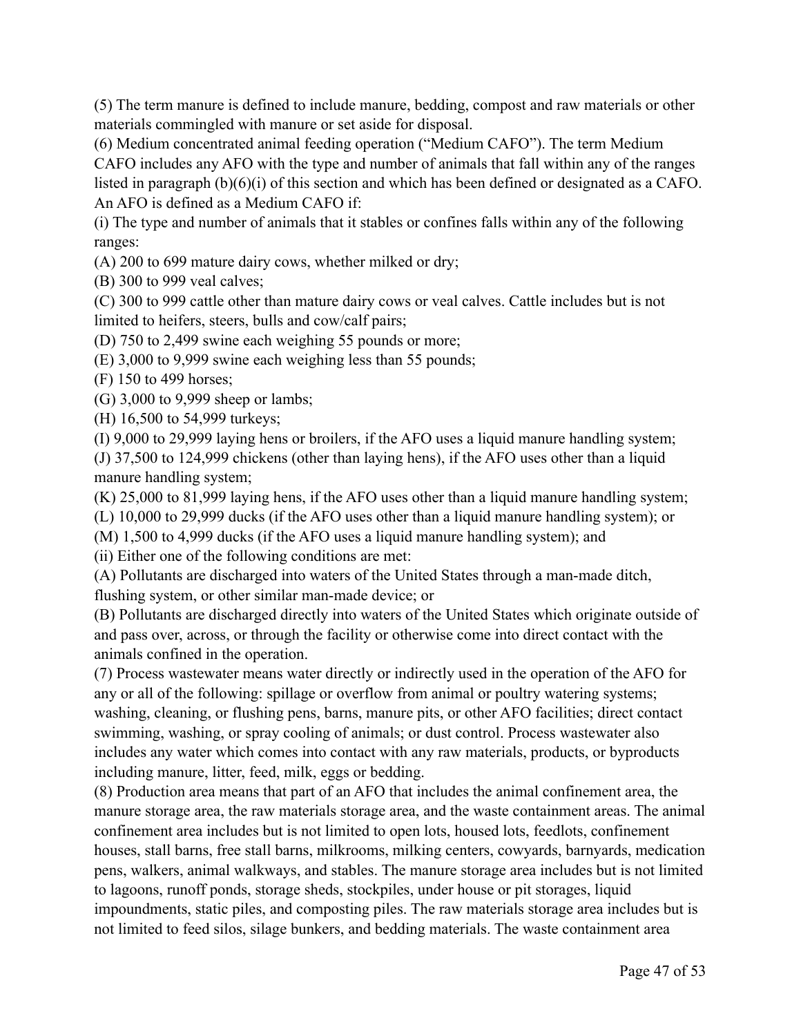(5) The term manure is defined to include manure, bedding, compost and raw materials or other materials commingled with manure or set aside for disposal.

(6) Medium concentrated animal feeding operation ("Medium CAFO"). The term Medium CAFO includes any AFO with the type and number of animals that fall within any of the ranges listed in paragraph (b)(6)(i) of this section and which has been defined or designated as a CAFO. An AFO is defined as a Medium CAFO if:

(i) The type and number of animals that it stables or confines falls within any of the following ranges:

(A) 200 to 699 mature dairy cows, whether milked or dry;

(B) 300 to 999 veal calves;

(C) 300 to 999 cattle other than mature dairy cows or veal calves. Cattle includes but is not limited to heifers, steers, bulls and cow/calf pairs;

(D) 750 to 2,499 swine each weighing 55 pounds or more;

(E) 3,000 to 9,999 swine each weighing less than 55 pounds;

(F) 150 to 499 horses;

(G) 3,000 to 9,999 sheep or lambs;

(H) 16,500 to 54,999 turkeys;

(I) 9,000 to 29,999 laying hens or broilers, if the AFO uses a liquid manure handling system;

(J) 37,500 to 124,999 chickens (other than laying hens), if the AFO uses other than a liquid manure handling system;

(K) 25,000 to 81,999 laying hens, if the AFO uses other than a liquid manure handling system;

(L) 10,000 to 29,999 ducks (if the AFO uses other than a liquid manure handling system); or

(M) 1,500 to 4,999 ducks (if the AFO uses a liquid manure handling system); and

(ii) Either one of the following conditions are met:

(A) Pollutants are discharged into waters of the United States through a man-made ditch, flushing system, or other similar man-made device; or

(B) Pollutants are discharged directly into waters of the United States which originate outside of and pass over, across, or through the facility or otherwise come into direct contact with the animals confined in the operation.

(7) Process wastewater means water directly or indirectly used in the operation of the AFO for any or all of the following: spillage or overflow from animal or poultry watering systems; washing, cleaning, or flushing pens, barns, manure pits, or other AFO facilities; direct contact swimming, washing, or spray cooling of animals; or dust control. Process wastewater also includes any water which comes into contact with any raw materials, products, or byproducts including manure, litter, feed, milk, eggs or bedding.

(8) Production area means that part of an AFO that includes the animal confinement area, the manure storage area, the raw materials storage area, and the waste containment areas. The animal confinement area includes but is not limited to open lots, housed lots, feedlots, confinement houses, stall barns, free stall barns, milkrooms, milking centers, cowyards, barnyards, medication pens, walkers, animal walkways, and stables. The manure storage area includes but is not limited to lagoons, runoff ponds, storage sheds, stockpiles, under house or pit storages, liquid impoundments, static piles, and composting piles. The raw materials storage area includes but is not limited to feed silos, silage bunkers, and bedding materials. The waste containment area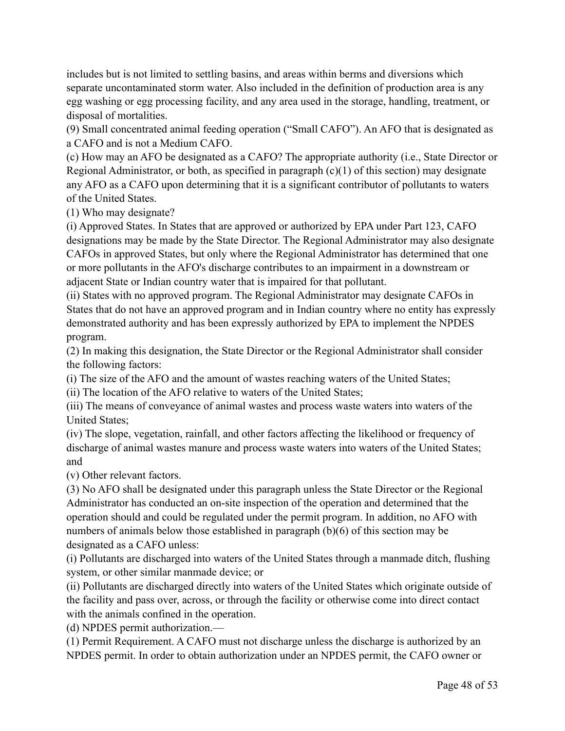includes but is not limited to settling basins, and areas within berms and diversions which separate uncontaminated storm water. Also included in the definition of production area is any egg washing or egg processing facility, and any area used in the storage, handling, treatment, or disposal of mortalities.

(9) Small concentrated animal feeding operation ("Small CAFO"). An AFO that is designated as a CAFO and is not a Medium CAFO.

(c) How may an AFO be designated as a CAFO? The appropriate authority (i.e., State Director or Regional Administrator, or both, as specified in paragraph (c)(1) of this section) may designate any AFO as a CAFO upon determining that it is a significant contributor of pollutants to waters of the United States.

(1) Who may designate?

(i) Approved States. In States that are approved or authorized by EPA under Part 123, CAFO designations may be made by the State Director. The Regional Administrator may also designate CAFOs in approved States, but only where the Regional Administrator has determined that one or more pollutants in the AFO's discharge contributes to an impairment in a downstream or adjacent State or Indian country water that is impaired for that pollutant.

(ii) States with no approved program. The Regional Administrator may designate CAFOs in States that do not have an approved program and in Indian country where no entity has expressly demonstrated authority and has been expressly authorized by EPA to implement the NPDES program.

(2) In making this designation, the State Director or the Regional Administrator shall consider the following factors:

(i) The size of the AFO and the amount of wastes reaching waters of the United States;

(ii) The location of the AFO relative to waters of the United States;

(iii) The means of conveyance of animal wastes and process waste waters into waters of the United States;

(iv) The slope, vegetation, rainfall, and other factors affecting the likelihood or frequency of discharge of animal wastes manure and process waste waters into waters of the United States; and

(v) Other relevant factors.

(3) No AFO shall be designated under this paragraph unless the State Director or the Regional Administrator has conducted an on-site inspection of the operation and determined that the operation should and could be regulated under the permit program. In addition, no AFO with numbers of animals below those established in paragraph (b)(6) of this section may be designated as a CAFO unless:

(i) Pollutants are discharged into waters of the United States through a manmade ditch, flushing system, or other similar manmade device; or

(ii) Pollutants are discharged directly into waters of the United States which originate outside of the facility and pass over, across, or through the facility or otherwise come into direct contact with the animals confined in the operation.

(d) NPDES permit authorization.—

(1) Permit Requirement. A CAFO must not discharge unless the discharge is authorized by an NPDES permit. In order to obtain authorization under an NPDES permit, the CAFO owner or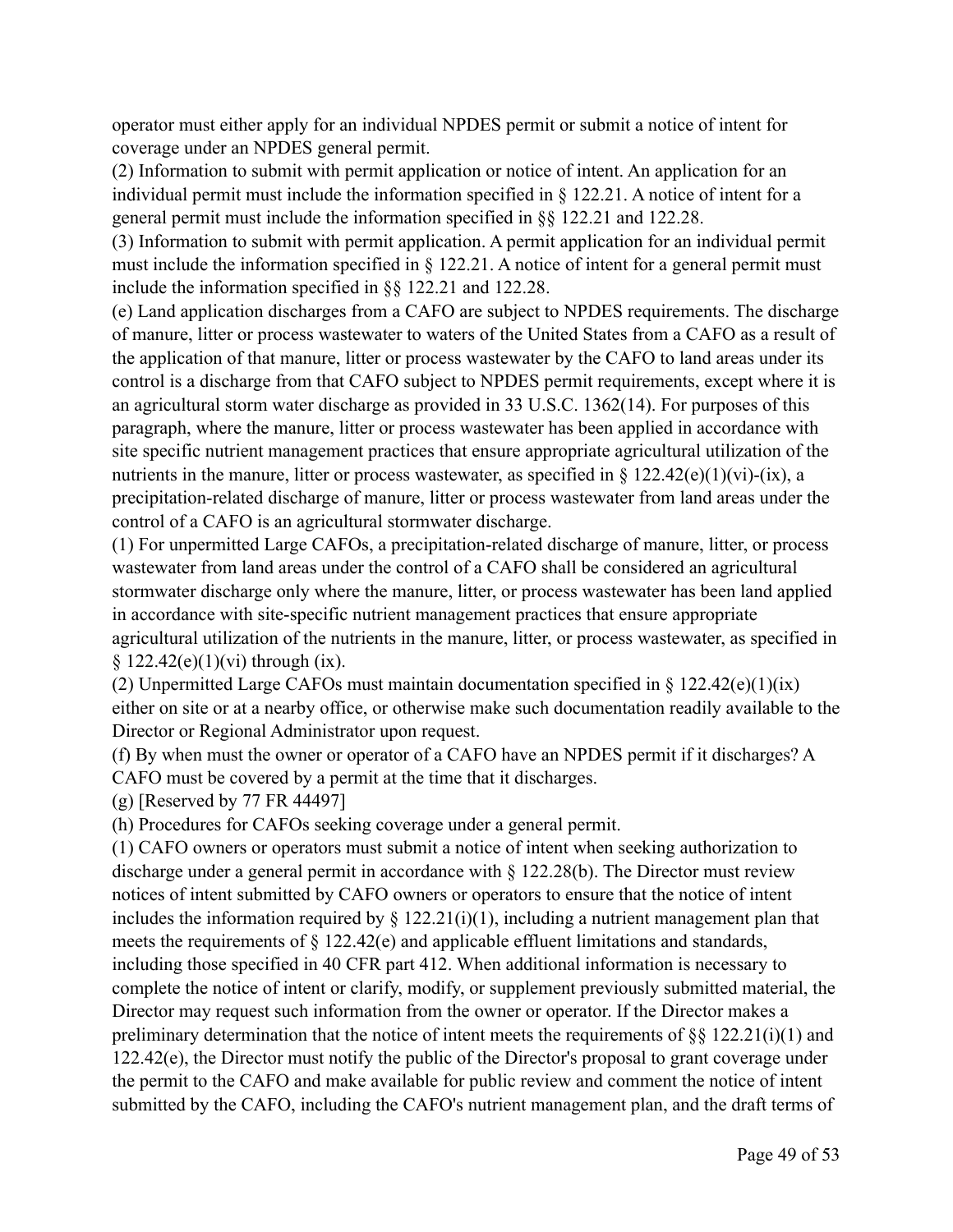operator must either apply for an individual NPDES permit or submit a notice of intent for coverage under an NPDES general permit.

(2) Information to submit with permit application or notice of intent. An application for an individual permit must include the information specified in § 122.21. A notice of intent for a general permit must include the information specified in §§ 122.21 and 122.28.

(3) Information to submit with permit application. A permit application for an individual permit must include the information specified in § 122.21. A notice of intent for a general permit must include the information specified in §§ 122.21 and 122.28.

(e) Land application discharges from a CAFO are subject to NPDES requirements. The discharge of manure, litter or process wastewater to waters of the United States from a CAFO as a result of the application of that manure, litter or process wastewater by the CAFO to land areas under its control is a discharge from that CAFO subject to NPDES permit requirements, except where it is an agricultural storm water discharge as provided in 33 U.S.C. 1362(14). For purposes of this paragraph, where the manure, litter or process wastewater has been applied in accordance with site specific nutrient management practices that ensure appropriate agricultural utilization of the nutrients in the manure, litter or process wastewater, as specified in § 122.42(e)(1)(vi)-(ix), a precipitation-related discharge of manure, litter or process wastewater from land areas under the control of a CAFO is an agricultural stormwater discharge.

(1) For unpermitted Large CAFOs, a precipitation-related discharge of manure, litter, or process wastewater from land areas under the control of a CAFO shall be considered an agricultural stormwater discharge only where the manure, litter, or process wastewater has been land applied in accordance with site-specific nutrient management practices that ensure appropriate agricultural utilization of the nutrients in the manure, litter, or process wastewater, as specified in § 122.42(e)(1)(vi) through (ix).

(2) Unpermitted Large CAFOs must maintain documentation specified in § 122.42(e)(1)(ix) either on site or at a nearby office, or otherwise make such documentation readily available to the Director or Regional Administrator upon request.

(f) By when must the owner or operator of a CAFO have an NPDES permit if it discharges? A CAFO must be covered by a permit at the time that it discharges.

(g) [Reserved by 77 FR 44497]

(h) Procedures for CAFOs seeking coverage under a general permit.

(1) CAFO owners or operators must submit a notice of intent when seeking authorization to discharge under a general permit in accordance with § 122.28(b). The Director must review notices of intent submitted by CAFO owners or operators to ensure that the notice of intent includes the information required by § 122.21(i)(1), including a nutrient management plan that meets the requirements of § 122.42(e) and applicable effluent limitations and standards, including those specified in 40 CFR part 412. When additional information is necessary to complete the notice of intent or clarify, modify, or supplement previously submitted material, the Director may request such information from the owner or operator. If the Director makes a preliminary determination that the notice of intent meets the requirements of §§ 122.21(i)(1) and 122.42(e), the Director must notify the public of the Director's proposal to grant coverage under the permit to the CAFO and make available for public review and comment the notice of intent submitted by the CAFO, including the CAFO's nutrient management plan, and the draft terms of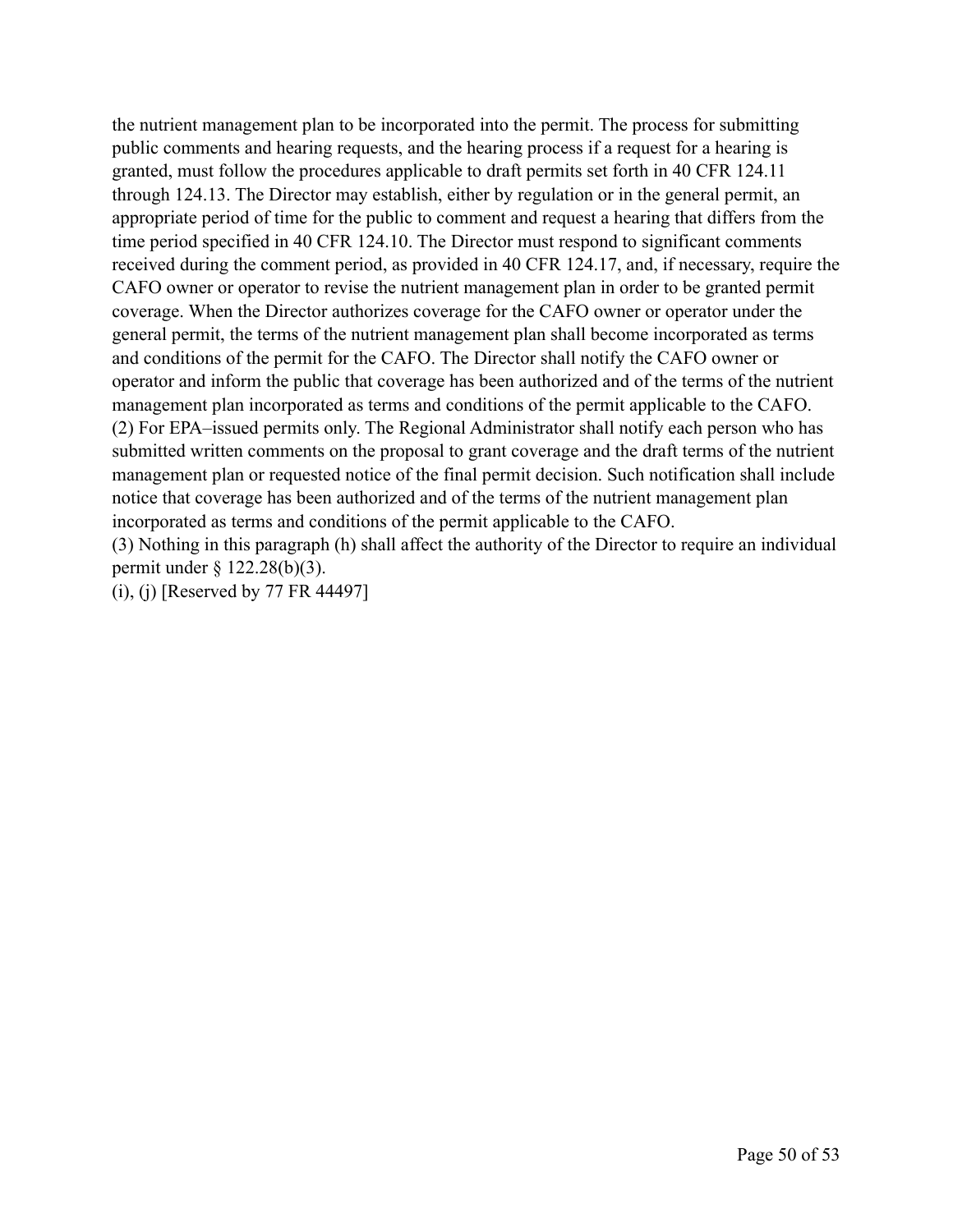the nutrient management plan to be incorporated into the permit. The process for submitting public comments and hearing requests, and the hearing process if a request for a hearing is granted, must follow the procedures applicable to draft permits set forth in 40 CFR 124.11 through 124.13. The Director may establish, either by regulation or in the general permit, an appropriate period of time for the public to comment and request a hearing that differs from the time period specified in 40 CFR 124.10. The Director must respond to significant comments received during the comment period, as provided in 40 CFR 124.17, and, if necessary, require the CAFO owner or operator to revise the nutrient management plan in order to be granted permit coverage. When the Director authorizes coverage for the CAFO owner or operator under the general permit, the terms of the nutrient management plan shall become incorporated as terms and conditions of the permit for the CAFO. The Director shall notify the CAFO owner or operator and inform the public that coverage has been authorized and of the terms of the nutrient management plan incorporated as terms and conditions of the permit applicable to the CAFO.
(2) For EPA–issued permits only. The Regional Administrator shall notify each person who has submitted written comments on the proposal to grant coverage and the draft terms of the nutrient management plan or requested notice of the final permit decision. Such notification shall include notice that coverage has been authorized and of the terms of the nutrient management plan incorporated as terms and conditions of the permit applicable to the CAFO.
(3) Nothing in this paragraph (h) shall affect the authority of the Director to require an individual permit under § 122.28(b)(3).
(i), (j) [Reserved by 77 FR 44497]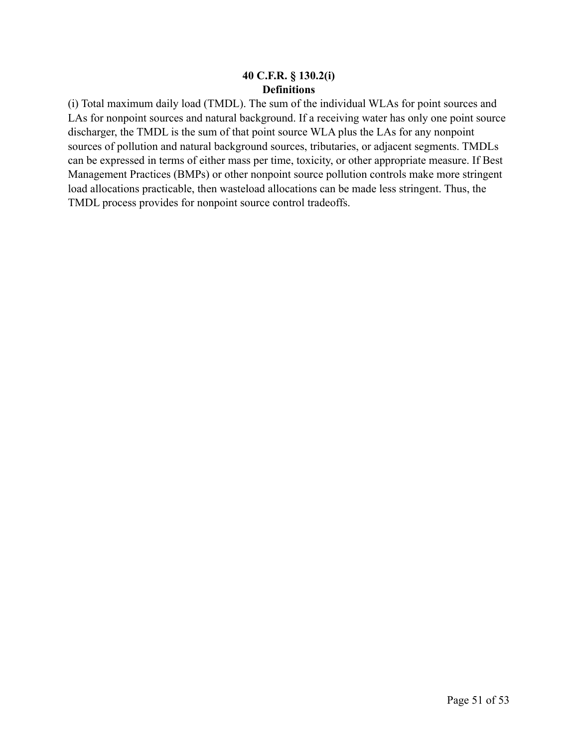**40 C.F.R. § 130.2(i)**
**Definitions**

(i) Total maximum daily load (TMDL). The sum of the individual WLAs for point sources and LAs for nonpoint sources and natural background. If a receiving water has only one point source discharger, the TMDL is the sum of that point source WLA plus the LAs for any nonpoint sources of pollution and natural background sources, tributaries, or adjacent segments. TMDLs can be expressed in terms of either mass per time, toxicity, or other appropriate measure. If Best Management Practices (BMPs) or other nonpoint source pollution controls make more stringent load allocations practicable, then wasteload allocations can be made less stringent. Thus, the TMDL process provides for nonpoint source control tradeoffs.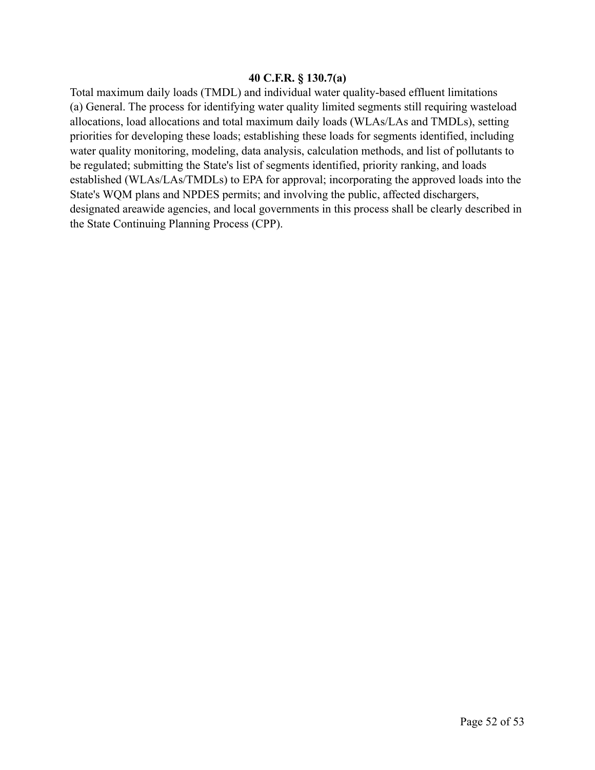**40 C.F.R. § 130.7(a)**

Total maximum daily loads (TMDL) and individual water quality-based effluent limitations
(a) General. The process for identifying water quality limited segments still requiring wasteload allocations, load allocations and total maximum daily loads (WLAs/LAs and TMDLs), setting priorities for developing these loads; establishing these loads for segments identified, including water quality monitoring, modeling, data analysis, calculation methods, and list of pollutants to be regulated; submitting the State's list of segments identified, priority ranking, and loads established (WLAs/LAs/TMDLs) to EPA for approval; incorporating the approved loads into the State's WQM plans and NPDES permits; and involving the public, affected dischargers, designated areawide agencies, and local governments in this process shall be clearly described in the State Continuing Planning Process (CPP).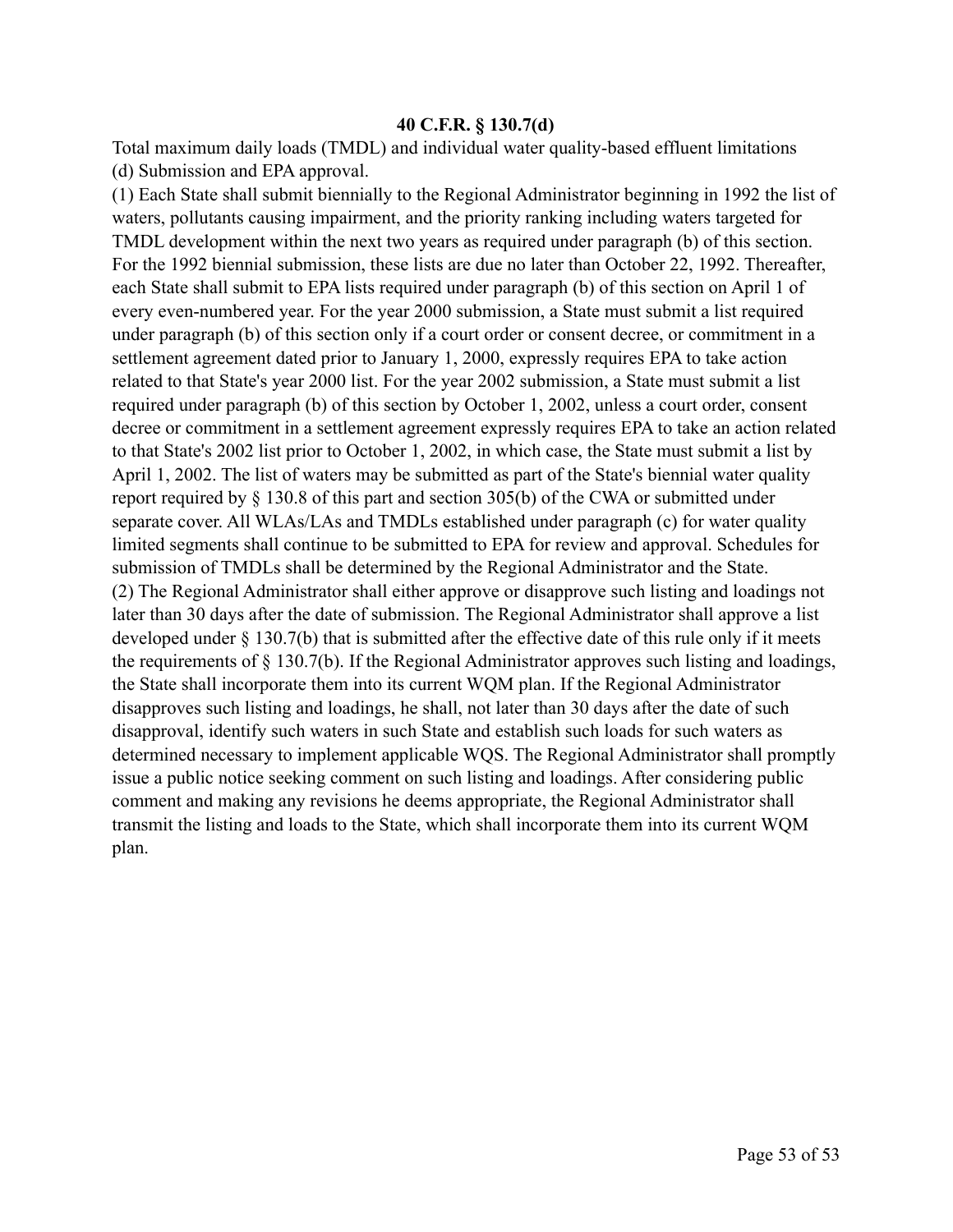**40 C.F.R. § 130.7(d)**

Total maximum daily loads (TMDL) and individual water quality-based effluent limitations

(d) Submission and EPA approval.

(1) Each State shall submit biennially to the Regional Administrator beginning in 1992 the list of waters, pollutants causing impairment, and the priority ranking including waters targeted for TMDL development within the next two years as required under paragraph (b) of this section. For the 1992 biennial submission, these lists are due no later than October 22, 1992. Thereafter, each State shall submit to EPA lists required under paragraph (b) of this section on April 1 of every even-numbered year. For the year 2000 submission, a State must submit a list required under paragraph (b) of this section only if a court order or consent decree, or commitment in a settlement agreement dated prior to January 1, 2000, expressly requires EPA to take action related to that State's year 2000 list. For the year 2002 submission, a State must submit a list required under paragraph (b) of this section by October 1, 2002, unless a court order, consent decree or commitment in a settlement agreement expressly requires EPA to take an action related to that State's 2002 list prior to October 1, 2002, in which case, the State must submit a list by April 1, 2002. The list of waters may be submitted as part of the State's biennial water quality report required by § 130.8 of this part and section 305(b) of the CWA or submitted under separate cover. All WLAs/LAs and TMDLs established under paragraph (c) for water quality limited segments shall continue to be submitted to EPA for review and approval. Schedules for submission of TMDLs shall be determined by the Regional Administrator and the State.

(2) The Regional Administrator shall either approve or disapprove such listing and loadings not later than 30 days after the date of submission. The Regional Administrator shall approve a list developed under § 130.7(b) that is submitted after the effective date of this rule only if it meets the requirements of § 130.7(b). If the Regional Administrator approves such listing and loadings, the State shall incorporate them into its current WQM plan. If the Regional Administrator disapproves such listing and loadings, he shall, not later than 30 days after the date of such disapproval, identify such waters in such State and establish such loads for such waters as determined necessary to implement applicable WQS. The Regional Administrator shall promptly issue a public notice seeking comment on such listing and loadings. After considering public comment and making any revisions he deems appropriate, the Regional Administrator shall transmit the listing and loads to the State, which shall incorporate them into its current WQM plan.